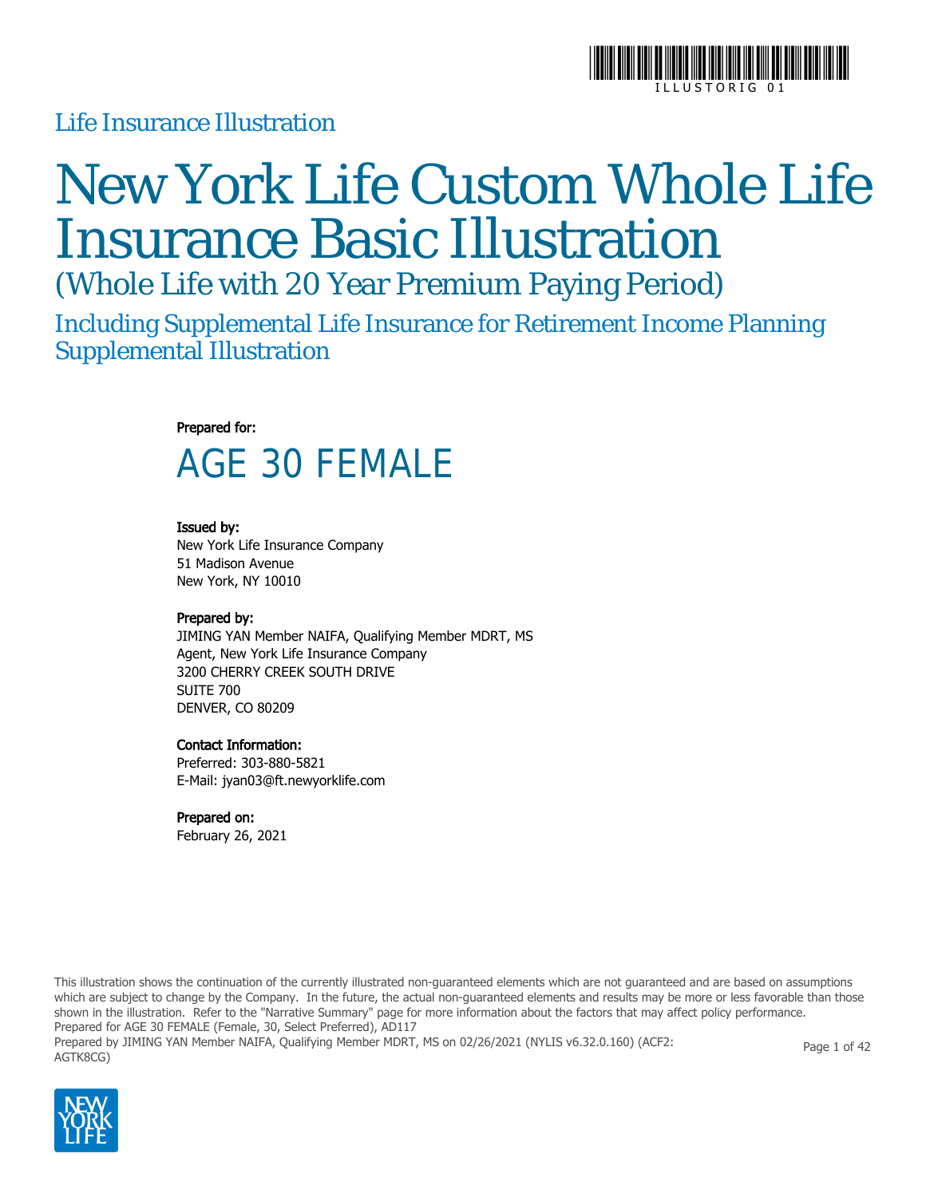Life Insurance Illustration

# New York Life Custom Whole Life Insurance Basic Illustration

## (Whole Life with 20 Year Premium Paying Period)

## Including Supplemental Life Insurance for Retirement Income Planning Supplemental Illustration

**Prepared for:**

# AGE 30 FEMALE

**Issued by:**
New York Life Insurance Company
51 Madison Avenue
New York, NY 10010

**Prepared by:**
JIMING YAN Member NAIFA, Qualifying Member MDRT, MS
Agent, New York Life Insurance Company
3200 CHERRY CREEK SOUTH DRIVE
SUITE 700
DENVER, CO 80209

**Contact Information:**
Preferred: 303-880-5821
E-Mail: jyan03@ft.newyorklife.com

**Prepared on:**
February 26, 2021

This illustration shows the continuation of the currently illustrated non-guaranteed elements which are not guaranteed and are based on assumptions which are subject to change by the Company. In the future, the actual non-guaranteed elements and results may be more or less favorable than those shown in the illustration. Refer to the "Narrative Summary" page for more information about the factors that may affect policy performance.
Prepared for AGE 30 FEMALE (Female, 30, Select Preferred), AD117
Prepared by JIMING YAN Member NAIFA, Qualifying Member MDRT, MS on 02/26/2021 (NYLIS v6.32.0.160) (ACF2: AGTK8CG)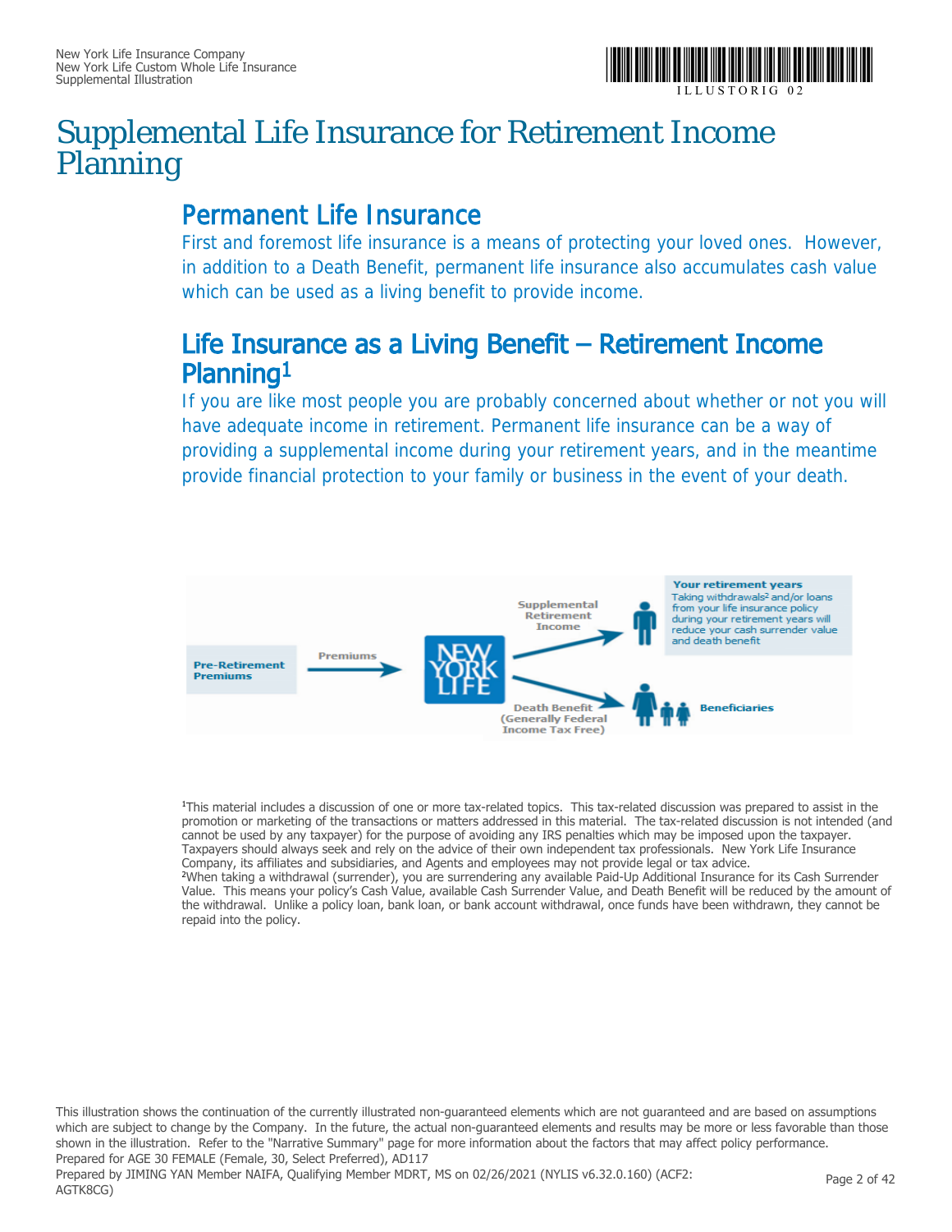# Supplemental Life Insurance for Retirement Income Planning

## Permanent Life Insurance

First and foremost life insurance is a means of protecting your loved ones. However, in addition to a Death Benefit, permanent life insurance also accumulates cash value which can be used as a living benefit to provide income.

## Life Insurance as a Living Benefit – Retirement Income Planning[1]

If you are like most people you are probably concerned about whether or not you will have adequate income in retirement. Permanent life insurance can be a way of providing a supplemental income during your retirement years, and in the meantime provide financial protection to your family or business in the event of your death.

**Pre-Retirement Premiums** → Premiums → NEW YORK LIFE

→ Supplemental Retirement Income → **Your retirement years**: Taking withdrawals[2] and/or loans from your life insurance policy during your retirement years will reduce your cash surrender value and death benefit

→ Death Benefit (Generally Federal Income Tax Free) → **Beneficiaries**

[1]This material includes a discussion of one or more tax-related topics. This tax-related discussion was prepared to assist in the promotion or marketing of the transactions or matters addressed in this material. The tax-related discussion is not intended (and cannot be used by any taxpayer) for the purpose of avoiding any IRS penalties which may be imposed upon the taxpayer. Taxpayers should always seek and rely on the advice of their own independent tax professionals. New York Life Insurance Company, its affiliates and subsidiaries, and Agents and employees may not provide legal or tax advice.

[2]When taking a withdrawal (surrender), you are surrendering any available Paid-Up Additional Insurance for its Cash Surrender Value. This means your policy's Cash Value, available Cash Surrender Value, and Death Benefit will be reduced by the amount of the withdrawal. Unlike a policy loan, bank loan, or bank account withdrawal, once funds have been withdrawn, they cannot be repaid into the policy.

This illustration shows the continuation of the currently illustrated non-guaranteed elements which are not guaranteed and are based on assumptions which are subject to change by the Company. In the future, the actual non-guaranteed elements and results may be more or less favorable than those shown in the illustration. Refer to the "Narrative Summary" page for more information about the factors that may affect policy performance.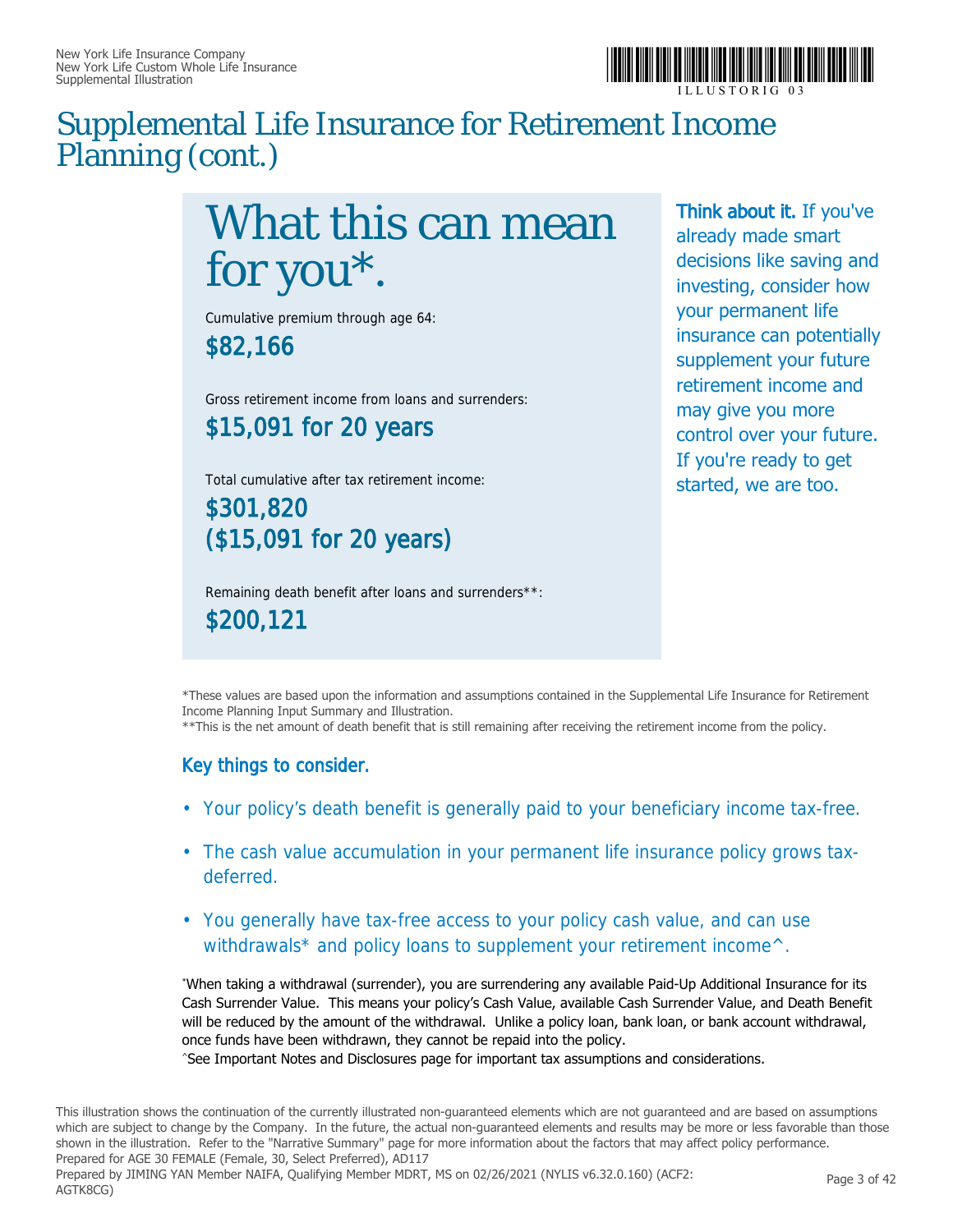# Supplemental Life Insurance for Retirement Income Planning (cont.)

## What this can mean for you*.

Cumulative premium through age 64:

**$82,166**

Gross retirement income from loans and surrenders:

**$15,091 for 20 years**

Total cumulative after tax retirement income:

**$301,820**
**($15,091 for 20 years)**

Remaining death benefit after loans and surrenders**:

**$200,121**

**Think about it.** If you've already made smart decisions like saving and investing, consider how your permanent life insurance can potentially supplement your future retirement income and may give you more control over your future. If you're ready to get started, we are too.

*These values are based upon the information and assumptions contained in the Supplemental Life Insurance for Retirement Income Planning Input Summary and Illustration.
**This is the net amount of death benefit that is still remaining after receiving the retirement income from the policy.

### Key things to consider.

- Your policy's death benefit is generally paid to your beneficiary income tax-free.
- The cash value accumulation in your permanent life insurance policy grows tax-deferred.
- You generally have tax-free access to your policy cash value, and can use withdrawals* and policy loans to supplement your retirement income^.

*When taking a withdrawal (surrender), you are surrendering any available Paid-Up Additional Insurance for its Cash Surrender Value. This means your policy's Cash Value, available Cash Surrender Value, and Death Benefit will be reduced by the amount of the withdrawal. Unlike a policy loan, bank loan, or bank account withdrawal, once funds have been withdrawn, they cannot be repaid into the policy.
^See Important Notes and Disclosures page for important tax assumptions and considerations.

This illustration shows the continuation of the currently illustrated non-guaranteed elements which are not guaranteed and are based on assumptions which are subject to change by the Company. In the future, the actual non-guaranteed elements and results may be more or less favorable than those shown in the illustration. Refer to the "Narrative Summary" page for more information about the factors that may affect policy performance.
Prepared for AGE 30 FEMALE (Female, 30, Select Preferred), AD117
Prepared by JIMING YAN Member NAIFA, Qualifying Member MDRT, MS on 02/26/2021 (NYLIS v6.32.0.160) (ACF2: AGTK8CG)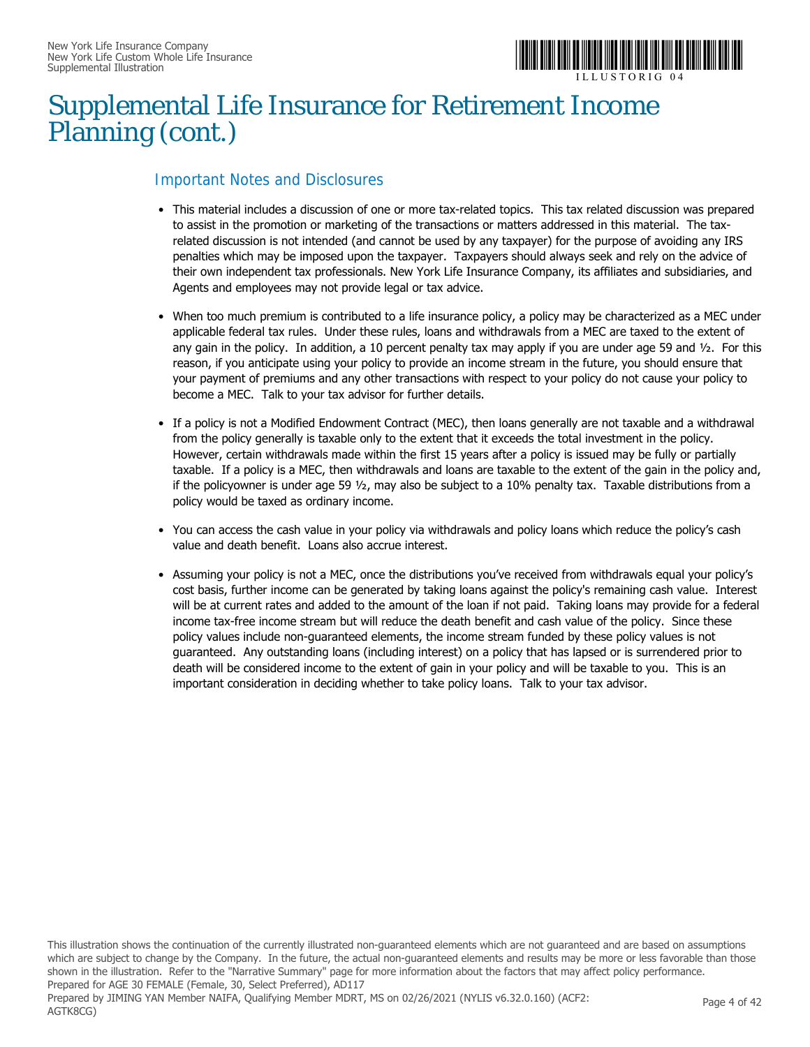# Supplemental Life Insurance for Retirement Income Planning (cont.)

## Important Notes and Disclosures

- This material includes a discussion of one or more tax-related topics. This tax related discussion was prepared to assist in the promotion or marketing of the transactions or matters addressed in this material. The tax-related discussion is not intended (and cannot be used by any taxpayer) for the purpose of avoiding any IRS penalties which may be imposed upon the taxpayer. Taxpayers should always seek and rely on the advice of their own independent tax professionals. New York Life Insurance Company, its affiliates and subsidiaries, and Agents and employees may not provide legal or tax advice.

- When too much premium is contributed to a life insurance policy, a policy may be characterized as a MEC under applicable federal tax rules. Under these rules, loans and withdrawals from a MEC are taxed to the extent of any gain in the policy. In addition, a 10 percent penalty tax may apply if you are under age 59 and ½. For this reason, if you anticipate using your policy to provide an income stream in the future, you should ensure that your payment of premiums and any other transactions with respect to your policy do not cause your policy to become a MEC. Talk to your tax advisor for further details.

- If a policy is not a Modified Endowment Contract (MEC), then loans generally are not taxable and a withdrawal from the policy generally is taxable only to the extent that it exceeds the total investment in the policy. However, certain withdrawals made within the first 15 years after a policy is issued may be fully or partially taxable. If a policy is a MEC, then withdrawals and loans are taxable to the extent of the gain in the policy and, if the policyowner is under age 59 ½, may also be subject to a 10% penalty tax. Taxable distributions from a policy would be taxed as ordinary income.

- You can access the cash value in your policy via withdrawals and policy loans which reduce the policy's cash value and death benefit. Loans also accrue interest.

- Assuming your policy is not a MEC, once the distributions you've received from withdrawals equal your policy's cost basis, further income can be generated by taking loans against the policy's remaining cash value. Interest will be at current rates and added to the amount of the loan if not paid. Taking loans may provide for a federal income tax-free income stream but will reduce the death benefit and cash value of the policy. Since these policy values include non-guaranteed elements, the income stream funded by these policy values is not guaranteed. Any outstanding loans (including interest) on a policy that has lapsed or is surrendered prior to death will be considered income to the extent of gain in your policy and will be taxable to you. This is an important consideration in deciding whether to take policy loans. Talk to your tax advisor.

This illustration shows the continuation of the currently illustrated non-guaranteed elements which are not guaranteed and are based on assumptions which are subject to change by the Company. In the future, the actual non-guaranteed elements and results may be more or less favorable than those shown in the illustration. Refer to the "Narrative Summary" page for more information about the factors that may affect policy performance.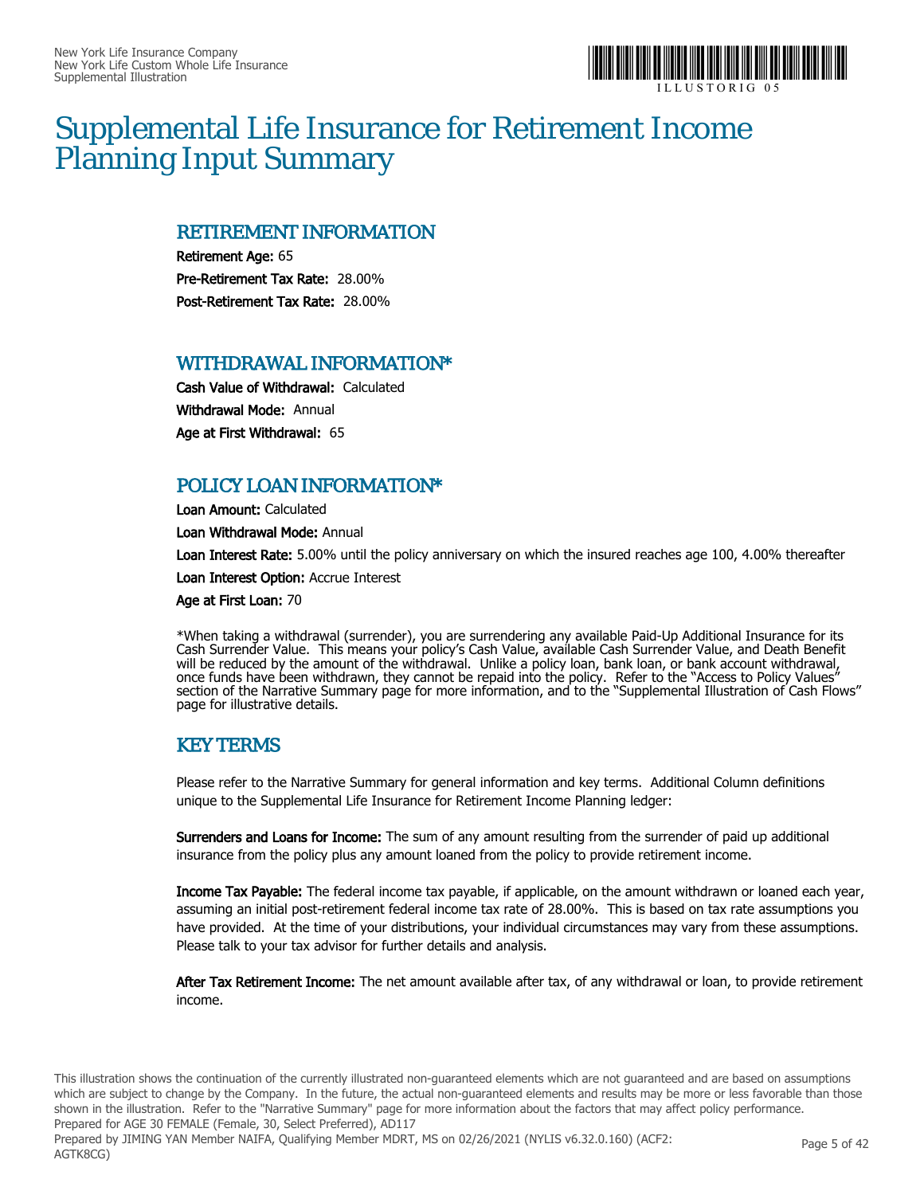# Supplemental Life Insurance for Retirement Income Planning Input Summary

## RETIREMENT INFORMATION

**Retirement Age:** 65

**Pre-Retirement Tax Rate:** 28.00%

**Post-Retirement Tax Rate:** 28.00%

## WITHDRAWAL INFORMATION*

**Cash Value of Withdrawal:** Calculated

**Withdrawal Mode:** Annual

**Age at First Withdrawal:** 65

## POLICY LOAN INFORMATION*

**Loan Amount:** Calculated

**Loan Withdrawal Mode:** Annual

**Loan Interest Rate:** 5.00% until the policy anniversary on which the insured reaches age 100, 4.00% thereafter

**Loan Interest Option:** Accrue Interest

**Age at First Loan:** 70

*When taking a withdrawal (surrender), you are surrendering any available Paid-Up Additional Insurance for its Cash Surrender Value. This means your policy's Cash Value, available Cash Surrender Value, and Death Benefit will be reduced by the amount of the withdrawal. Unlike a policy loan, bank loan, or bank account withdrawal, once funds have been withdrawn, they cannot be repaid into the policy. Refer to the "Access to Policy Values" section of the Narrative Summary page for more information, and to the "Supplemental Illustration of Cash Flows" page for illustrative details.

## KEY TERMS

Please refer to the Narrative Summary for general information and key terms. Additional Column definitions unique to the Supplemental Life Insurance for Retirement Income Planning ledger:

**Surrenders and Loans for Income:** The sum of any amount resulting from the surrender of paid up additional insurance from the policy plus any amount loaned from the policy to provide retirement income.

**Income Tax Payable:** The federal income tax payable, if applicable, on the amount withdrawn or loaned each year, assuming an initial post-retirement federal income tax rate of 28.00%. This is based on tax rate assumptions you have provided. At the time of your distributions, your individual circumstances may vary from these assumptions. Please talk to your tax advisor for further details and analysis.

**After Tax Retirement Income:** The net amount available after tax, of any withdrawal or loan, to provide retirement income.

This illustration shows the continuation of the currently illustrated non-guaranteed elements which are not guaranteed and are based on assumptions which are subject to change by the Company. In the future, the actual non-guaranteed elements and results may be more or less favorable than those shown in the illustration. Refer to the "Narrative Summary" page for more information about the factors that may affect policy performance.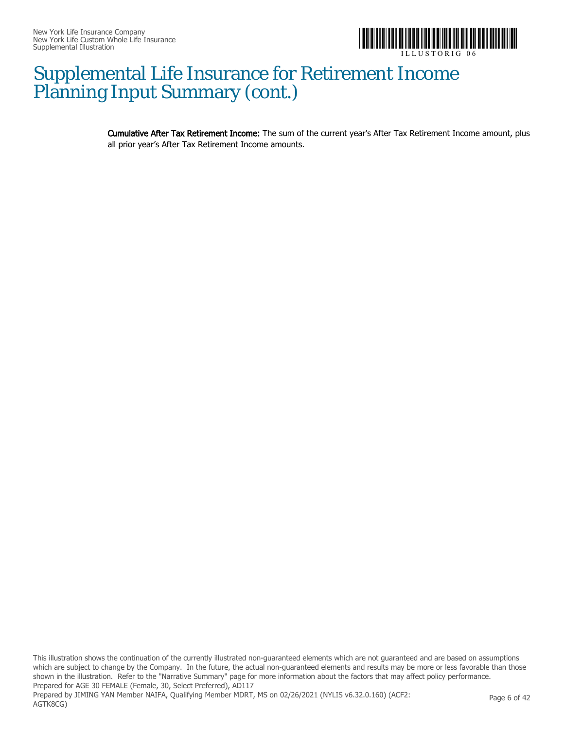# Supplemental Life Insurance for Retirement Income Planning Input Summary (cont.)

**Cumulative After Tax Retirement Income:** The sum of the current year's After Tax Retirement Income amount, plus all prior year's After Tax Retirement Income amounts.

This illustration shows the continuation of the currently illustrated non-guaranteed elements which are not guaranteed and are based on assumptions which are subject to change by the Company. In the future, the actual non-guaranteed elements and results may be more or less favorable than those shown in the illustration. Refer to the "Narrative Summary" page for more information about the factors that may affect policy performance.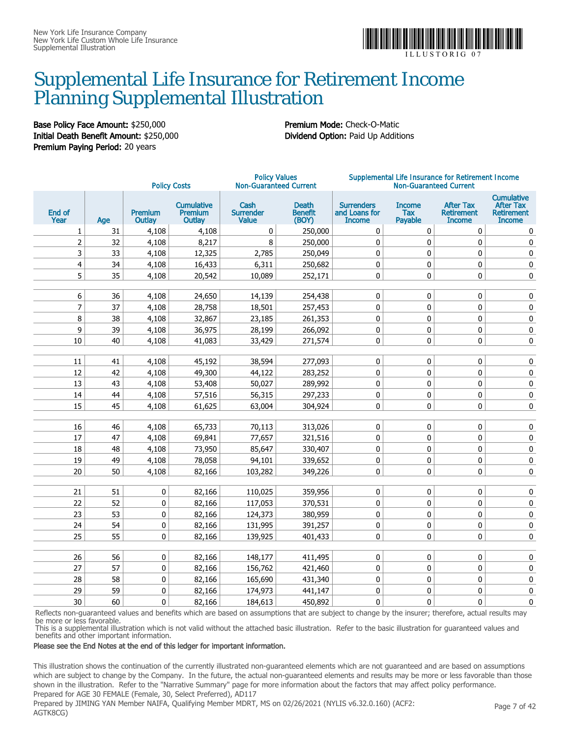New York Life Insurance Company
New York Life Custom Whole Life Insurance
Supplemental Illustration

# Supplemental Life Insurance for Retirement Income Planning Supplemental Illustration

**Base Policy Face Amount:** $250,000
**Initial Death Benefit Amount:** $250,000
**Premium Paying Period:** 20 years

**Premium Mode:** Check-O-Matic
**Dividend Option:** Paid Up Additions

| | | Policy Costs | | Policy Values Non-Guaranteed Current | | Supplemental Life Insurance for Retirement Income Non-Guaranteed Current | | | |
|---|---|---|---|---|---|---|---|---|---|
| End of Year | Age | Premium Outlay | Cumulative Premium Outlay | Cash Surrender Value | Death Benefit (BOY) | Surrenders and Loans for Income | Income Tax Payable | After Tax Retirement Income | Cumulative After Tax Retirement Income |
| 1 | 31 | 4,108 | 4,108 | 0 | 250,000 | 0 | 0 | 0 | 0 |
| 2 | 32 | 4,108 | 8,217 | 8 | 250,000 | 0 | 0 | 0 | 0 |
| 3 | 33 | 4,108 | 12,325 | 2,785 | 250,049 | 0 | 0 | 0 | 0 |
| 4 | 34 | 4,108 | 16,433 | 6,311 | 250,682 | 0 | 0 | 0 | 0 |
| 5 | 35 | 4,108 | 20,542 | 10,089 | 252,171 | 0 | 0 | 0 | 0 |
| 6 | 36 | 4,108 | 24,650 | 14,139 | 254,438 | 0 | 0 | 0 | 0 |
| 7 | 37 | 4,108 | 28,758 | 18,501 | 257,453 | 0 | 0 | 0 | 0 |
| 8 | 38 | 4,108 | 32,867 | 23,185 | 261,353 | 0 | 0 | 0 | 0 |
| 9 | 39 | 4,108 | 36,975 | 28,199 | 266,092 | 0 | 0 | 0 | 0 |
| 10 | 40 | 4,108 | 41,083 | 33,429 | 271,574 | 0 | 0 | 0 | 0 |
| 11 | 41 | 4,108 | 45,192 | 38,594 | 277,093 | 0 | 0 | 0 | 0 |
| 12 | 42 | 4,108 | 49,300 | 44,122 | 283,252 | 0 | 0 | 0 | 0 |
| 13 | 43 | 4,108 | 53,408 | 50,027 | 289,992 | 0 | 0 | 0 | 0 |
| 14 | 44 | 4,108 | 57,516 | 56,315 | 297,233 | 0 | 0 | 0 | 0 |
| 15 | 45 | 4,108 | 61,625 | 63,004 | 304,924 | 0 | 0 | 0 | 0 |
| 16 | 46 | 4,108 | 65,733 | 70,113 | 313,026 | 0 | 0 | 0 | 0 |
| 17 | 47 | 4,108 | 69,841 | 77,657 | 321,516 | 0 | 0 | 0 | 0 |
| 18 | 48 | 4,108 | 73,950 | 85,647 | 330,407 | 0 | 0 | 0 | 0 |
| 19 | 49 | 4,108 | 78,058 | 94,101 | 339,652 | 0 | 0 | 0 | 0 |
| 20 | 50 | 4,108 | 82,166 | 103,282 | 349,226 | 0 | 0 | 0 | 0 |
| 21 | 51 | 0 | 82,166 | 110,025 | 359,956 | 0 | 0 | 0 | 0 |
| 22 | 52 | 0 | 82,166 | 117,053 | 370,531 | 0 | 0 | 0 | 0 |
| 23 | 53 | 0 | 82,166 | 124,373 | 380,959 | 0 | 0 | 0 | 0 |
| 24 | 54 | 0 | 82,166 | 131,995 | 391,257 | 0 | 0 | 0 | 0 |
| 25 | 55 | 0 | 82,166 | 139,925 | 401,433 | 0 | 0 | 0 | 0 |
| 26 | 56 | 0 | 82,166 | 148,177 | 411,495 | 0 | 0 | 0 | 0 |
| 27 | 57 | 0 | 82,166 | 156,762 | 421,460 | 0 | 0 | 0 | 0 |
| 28 | 58 | 0 | 82,166 | 165,690 | 431,340 | 0 | 0 | 0 | 0 |
| 29 | 59 | 0 | 82,166 | 174,973 | 441,147 | 0 | 0 | 0 | 0 |
| 30 | 60 | 0 | 82,166 | 184,613 | 450,892 | 0 | 0 | 0 | 0 |

Reflects non-guaranteed values and benefits which are based on assumptions that are subject to change by the insurer; therefore, actual results may be more or less favorable.
This is a supplemental illustration which is not valid without the attached basic illustration. Refer to the basic illustration for guaranteed values and benefits and other important information.

**Please see the End Notes at the end of this ledger for important information.**

This illustration shows the continuation of the currently illustrated non-guaranteed elements which are not guaranteed and are based on assumptions which are subject to change by the Company. In the future, the actual non-guaranteed elements and results may be more or less favorable than those shown in the illustration. Refer to the "Narrative Summary" page for more information about the factors that may affect policy performance.
Prepared for AGE 30 FEMALE (Female, 30, Select Preferred), AD117
Prepared by JIMING YAN Member NAIFA, Qualifying Member MDRT, MS on 02/26/2021 (NYLIS v6.32.0.160) (ACF2: AGTK8CG)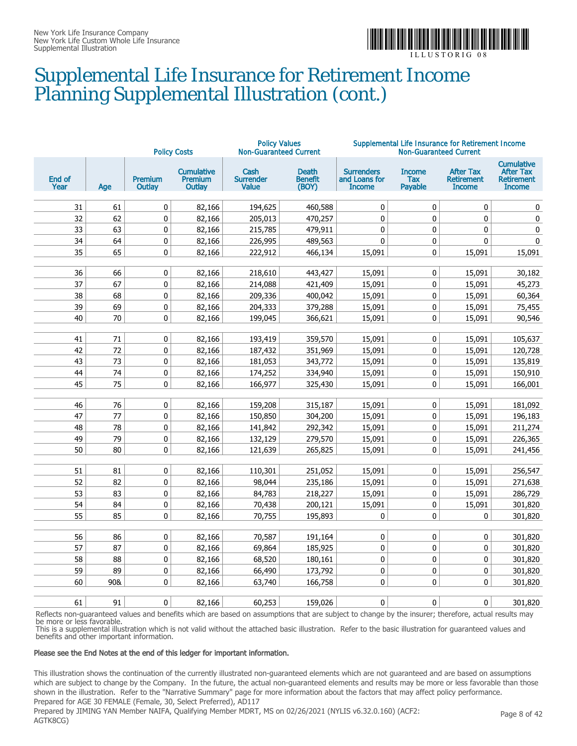New York Life Insurance Company
New York Life Custom Whole Life Insurance
Supplemental Illustration

# Supplemental Life Insurance for Retirement Income Planning Supplemental Illustration (cont.)

| | | Policy Costs | | Policy Values Non-Guaranteed Current | | Supplemental Life Insurance for Retirement Income Non-Guaranteed Current | | | |
|---|---|---|---|---|---|---|---|---|---|
| End of Year | Age | Premium Outlay | Cumulative Premium Outlay | Cash Surrender Value | Death Benefit (BOY) | Surrenders and Loans for Income | Income Tax Payable | After Tax Retirement Income | Cumulative After Tax Retirement Income |
| 31 | 61 | 0 | 82,166 | 194,625 | 460,588 | 0 | 0 | 0 | 0 |
| 32 | 62 | 0 | 82,166 | 205,013 | 470,257 | 0 | 0 | 0 | 0 |
| 33 | 63 | 0 | 82,166 | 215,785 | 479,911 | 0 | 0 | 0 | 0 |
| 34 | 64 | 0 | 82,166 | 226,995 | 489,563 | 0 | 0 | 0 | 0 |
| 35 | 65 | 0 | 82,166 | 222,912 | 466,134 | 15,091 | 0 | 15,091 | 15,091 |
| 36 | 66 | 0 | 82,166 | 218,610 | 443,427 | 15,091 | 0 | 15,091 | 30,182 |
| 37 | 67 | 0 | 82,166 | 214,088 | 421,409 | 15,091 | 0 | 15,091 | 45,273 |
| 38 | 68 | 0 | 82,166 | 209,336 | 400,042 | 15,091 | 0 | 15,091 | 60,364 |
| 39 | 69 | 0 | 82,166 | 204,333 | 379,288 | 15,091 | 0 | 15,091 | 75,455 |
| 40 | 70 | 0 | 82,166 | 199,045 | 366,621 | 15,091 | 0 | 15,091 | 90,546 |
| 41 | 71 | 0 | 82,166 | 193,419 | 359,570 | 15,091 | 0 | 15,091 | 105,637 |
| 42 | 72 | 0 | 82,166 | 187,432 | 351,969 | 15,091 | 0 | 15,091 | 120,728 |
| 43 | 73 | 0 | 82,166 | 181,053 | 343,772 | 15,091 | 0 | 15,091 | 135,819 |
| 44 | 74 | 0 | 82,166 | 174,252 | 334,940 | 15,091 | 0 | 15,091 | 150,910 |
| 45 | 75 | 0 | 82,166 | 166,977 | 325,430 | 15,091 | 0 | 15,091 | 166,001 |
| 46 | 76 | 0 | 82,166 | 159,208 | 315,187 | 15,091 | 0 | 15,091 | 181,092 |
| 47 | 77 | 0 | 82,166 | 150,850 | 304,200 | 15,091 | 0 | 15,091 | 196,183 |
| 48 | 78 | 0 | 82,166 | 141,842 | 292,342 | 15,091 | 0 | 15,091 | 211,274 |
| 49 | 79 | 0 | 82,166 | 132,129 | 279,570 | 15,091 | 0 | 15,091 | 226,365 |
| 50 | 80 | 0 | 82,166 | 121,639 | 265,825 | 15,091 | 0 | 15,091 | 241,456 |
| 51 | 81 | 0 | 82,166 | 110,301 | 251,052 | 15,091 | 0 | 15,091 | 256,547 |
| 52 | 82 | 0 | 82,166 | 98,044 | 235,186 | 15,091 | 0 | 15,091 | 271,638 |
| 53 | 83 | 0 | 82,166 | 84,783 | 218,227 | 15,091 | 0 | 15,091 | 286,729 |
| 54 | 84 | 0 | 82,166 | 70,438 | 200,121 | 15,091 | 0 | 15,091 | 301,820 |
| 55 | 85 | 0 | 82,166 | 70,755 | 195,893 | 0 | 0 | 0 | 301,820 |
| 56 | 86 | 0 | 82,166 | 70,587 | 191,164 | 0 | 0 | 0 | 301,820 |
| 57 | 87 | 0 | 82,166 | 69,864 | 185,925 | 0 | 0 | 0 | 301,820 |
| 58 | 88 | 0 | 82,166 | 68,520 | 180,161 | 0 | 0 | 0 | 301,820 |
| 59 | 89 | 0 | 82,166 | 66,490 | 173,792 | 0 | 0 | 0 | 301,820 |
| 60 | 90& | 0 | 82,166 | 63,740 | 166,758 | 0 | 0 | 0 | 301,820 |
| 61 | 91 | 0 | 82,166 | 60,253 | 159,026 | 0 | 0 | 0 | 301,820 |

Reflects non-guaranteed values and benefits which are based on assumptions that are subject to change by the insurer; therefore, actual results may be more or less favorable.
This is a supplemental illustration which is not valid without the attached basic illustration. Refer to the basic illustration for guaranteed values and benefits and other important information.

**Please see the End Notes at the end of this ledger for important information.**

This illustration shows the continuation of the currently illustrated non-guaranteed elements which are not guaranteed and are based on assumptions which are subject to change by the Company. In the future, the actual non-guaranteed elements and results may be more or less favorable than those shown in the illustration. Refer to the "Narrative Summary" page for more information about the factors that may affect policy performance.
Prepared for AGE 30 FEMALE (Female, 30, Select Preferred), AD117
Prepared by JIMING YAN Member NAIFA, Qualifying Member MDRT, MS on 02/26/2021 (NYLIS v6.32.0.160) (ACF2: AGTK8CG)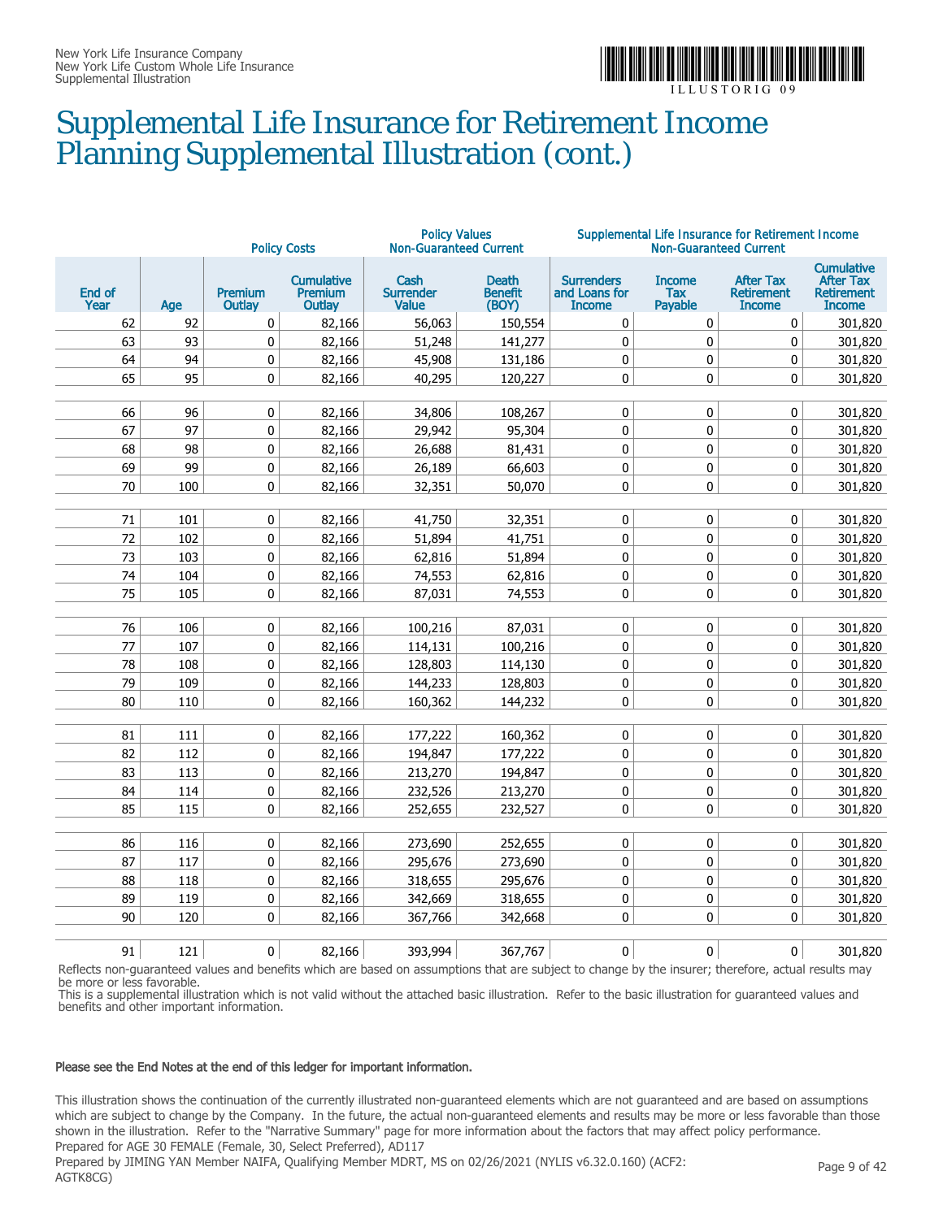# Supplemental Life Insurance for Retirement Income Planning Supplemental Illustration (cont.)

| | | Policy Costs | | Policy Values Non-Guaranteed Current | | Supplemental Life Insurance for Retirement Income Non-Guaranteed Current | | | |
|---|---|---|---|---|---|---|---|---|---|
| End of Year | Age | Premium Outlay | Cumulative Premium Outlay | Cash Surrender Value | Death Benefit (BOY) | Surrenders and Loans for Income | Income Tax Payable | After Tax Retirement Income | Cumulative After Tax Retirement Income |
| 62 | 92 | 0 | 82,166 | 56,063 | 150,554 | 0 | 0 | 0 | 301,820 |
| 63 | 93 | 0 | 82,166 | 51,248 | 141,277 | 0 | 0 | 0 | 301,820 |
| 64 | 94 | 0 | 82,166 | 45,908 | 131,186 | 0 | 0 | 0 | 301,820 |
| 65 | 95 | 0 | 82,166 | 40,295 | 120,227 | 0 | 0 | 0 | 301,820 |
| 66 | 96 | 0 | 82,166 | 34,806 | 108,267 | 0 | 0 | 0 | 301,820 |
| 67 | 97 | 0 | 82,166 | 29,942 | 95,304 | 0 | 0 | 0 | 301,820 |
| 68 | 98 | 0 | 82,166 | 26,688 | 81,431 | 0 | 0 | 0 | 301,820 |
| 69 | 99 | 0 | 82,166 | 26,189 | 66,603 | 0 | 0 | 0 | 301,820 |
| 70 | 100 | 0 | 82,166 | 32,351 | 50,070 | 0 | 0 | 0 | 301,820 |
| 71 | 101 | 0 | 82,166 | 41,750 | 32,351 | 0 | 0 | 0 | 301,820 |
| 72 | 102 | 0 | 82,166 | 51,894 | 41,751 | 0 | 0 | 0 | 301,820 |
| 73 | 103 | 0 | 82,166 | 62,816 | 51,894 | 0 | 0 | 0 | 301,820 |
| 74 | 104 | 0 | 82,166 | 74,553 | 62,816 | 0 | 0 | 0 | 301,820 |
| 75 | 105 | 0 | 82,166 | 87,031 | 74,553 | 0 | 0 | 0 | 301,820 |
| 76 | 106 | 0 | 82,166 | 100,216 | 87,031 | 0 | 0 | 0 | 301,820 |
| 77 | 107 | 0 | 82,166 | 114,131 | 100,216 | 0 | 0 | 0 | 301,820 |
| 78 | 108 | 0 | 82,166 | 128,803 | 114,130 | 0 | 0 | 0 | 301,820 |
| 79 | 109 | 0 | 82,166 | 144,233 | 128,803 | 0 | 0 | 0 | 301,820 |
| 80 | 110 | 0 | 82,166 | 160,362 | 144,232 | 0 | 0 | 0 | 301,820 |
| 81 | 111 | 0 | 82,166 | 177,222 | 160,362 | 0 | 0 | 0 | 301,820 |
| 82 | 112 | 0 | 82,166 | 194,847 | 177,222 | 0 | 0 | 0 | 301,820 |
| 83 | 113 | 0 | 82,166 | 213,270 | 194,847 | 0 | 0 | 0 | 301,820 |
| 84 | 114 | 0 | 82,166 | 232,526 | 213,270 | 0 | 0 | 0 | 301,820 |
| 85 | 115 | 0 | 82,166 | 252,655 | 232,527 | 0 | 0 | 0 | 301,820 |
| 86 | 116 | 0 | 82,166 | 273,690 | 252,655 | 0 | 0 | 0 | 301,820 |
| 87 | 117 | 0 | 82,166 | 295,676 | 273,690 | 0 | 0 | 0 | 301,820 |
| 88 | 118 | 0 | 82,166 | 318,655 | 295,676 | 0 | 0 | 0 | 301,820 |
| 89 | 119 | 0 | 82,166 | 342,669 | 318,655 | 0 | 0 | 0 | 301,820 |
| 90 | 120 | 0 | 82,166 | 367,766 | 342,668 | 0 | 0 | 0 | 301,820 |
| 91 | 121 | 0 | 82,166 | 393,994 | 367,767 | 0 | 0 | 0 | 301,820 |

Reflects non-guaranteed values and benefits which are based on assumptions that are subject to change by the insurer; therefore, actual results may be more or less favorable.
This is a supplemental illustration which is not valid without the attached basic illustration. Refer to the basic illustration for guaranteed values and benefits and other important information.

**Please see the End Notes at the end of this ledger for important information.**

This illustration shows the continuation of the currently illustrated non-guaranteed elements which are not guaranteed and are based on assumptions which are subject to change by the Company. In the future, the actual non-guaranteed elements and results may be more or less favorable than those shown in the illustration. Refer to the "Narrative Summary" page for more information about the factors that may affect policy performance.
Prepared for AGE 30 FEMALE (Female, 30, Select Preferred), AD117
Prepared by JIMING YAN Member NAIFA, Qualifying Member MDRT, MS on 02/26/2021 (NYLIS v6.32.0.160) (ACF2: AGTK8CG)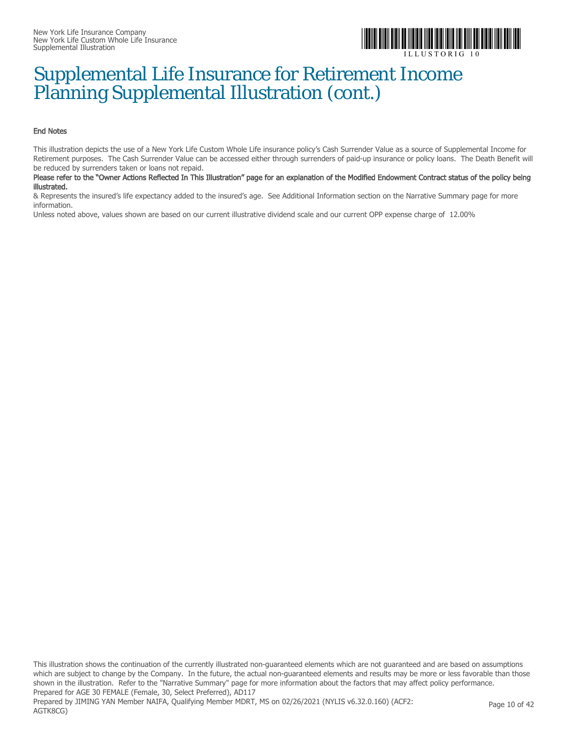# Supplemental Life Insurance for Retirement Income Planning Supplemental Illustration (cont.)

**End Notes**

This illustration depicts the use of a New York Life Custom Whole Life insurance policy's Cash Surrender Value as a source of Supplemental Income for Retirement purposes. The Cash Surrender Value can be accessed either through surrenders of paid-up insurance or policy loans. The Death Benefit will be reduced by surrenders taken or loans not repaid.

**Please refer to the "Owner Actions Reflected In This Illustration" page for an explanation of the Modified Endowment Contract status of the policy being illustrated.**

& Represents the insured's life expectancy added to the insured's age. See Additional Information section on the Narrative Summary page for more information.

Unless noted above, values shown are based on our current illustrative dividend scale and our current OPP expense charge of 12.00%

This illustration shows the continuation of the currently illustrated non-guaranteed elements which are not guaranteed and are based on assumptions which are subject to change by the Company. In the future, the actual non-guaranteed elements and results may be more or less favorable than those shown in the illustration. Refer to the "Narrative Summary" page for more information about the factors that may affect policy performance.
Prepared for AGE 30 FEMALE (Female, 30, Select Preferred), AD117
Prepared by JIMING YAN Member NAIFA, Qualifying Member MDRT, MS on 02/26/2021 (NYLIS v6.32.0.160) (ACF2: AGTK8CG)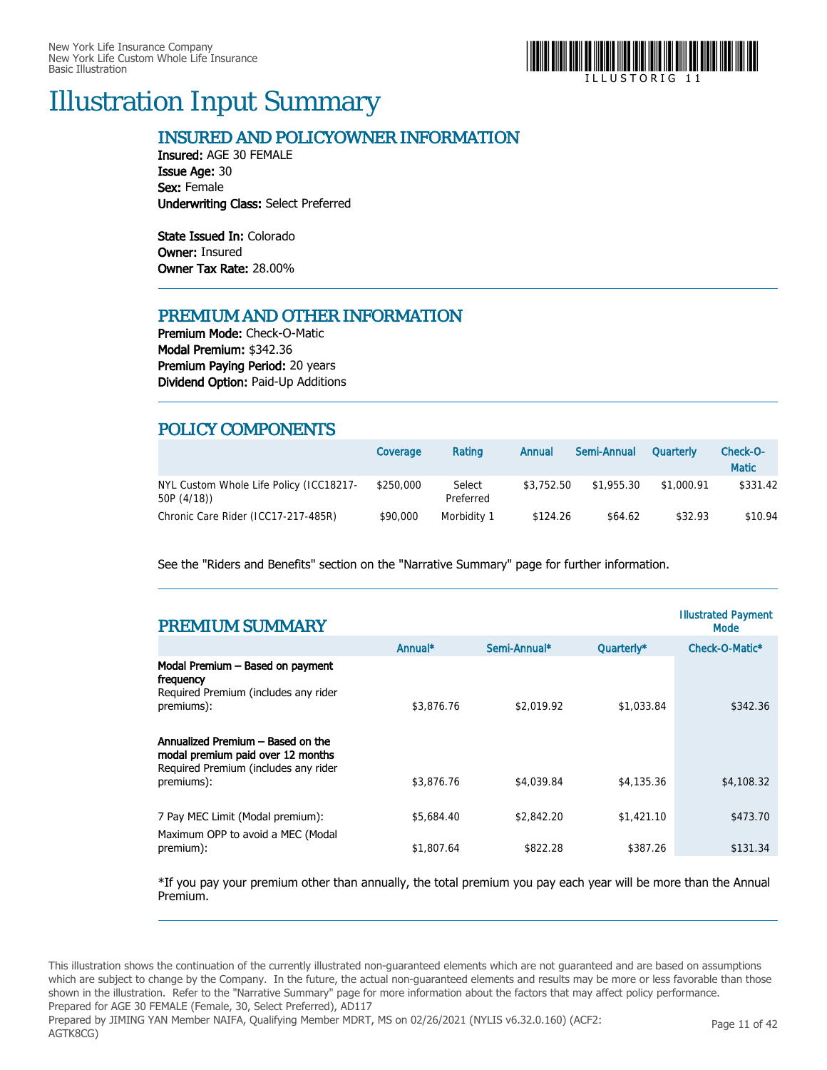# Illustration Input Summary

## INSURED AND POLICYOWNER INFORMATION

**Insured:** AGE 30 FEMALE
**Issue Age:** 30
**Sex:** Female
**Underwriting Class:** Select Preferred

**State Issued In:** Colorado
**Owner:** Insured
**Owner Tax Rate:** 28.00%

## PREMIUM AND OTHER INFORMATION

**Premium Mode:** Check-O-Matic
**Modal Premium:** $342.36
**Premium Paying Period:** 20 years
**Dividend Option:** Paid-Up Additions

## POLICY COMPONENTS

| | Coverage | Rating | Annual | Semi-Annual | Quarterly | Check-O-Matic |
|---|---|---|---|---|---|---|
| NYL Custom Whole Life Policy (ICC18217-50P (4/18)) | $250,000 | Select Preferred | $3,752.50 | $1,955.30 | $1,000.91 | $331.42 |
| Chronic Care Rider (ICC17-217-485R) | $90,000 | Morbidity 1 | $124.26 | $64.62 | $32.93 | $10.94 |

See the "Riders and Benefits" section on the "Narrative Summary" page for further information.

## PREMIUM SUMMARY

| | Annual* | Semi-Annual* | Quarterly* | Check-O-Matic* (Illustrated Payment Mode) |
|---|---|---|---|---|
| **Modal Premium – Based on payment frequency** Required Premium (includes any rider premiums): | $3,876.76 | $2,019.92 | $1,033.84 | $342.36 |
| **Annualized Premium – Based on the modal premium paid over 12 months** Required Premium (includes any rider premiums): | $3,876.76 | $4,039.84 | $4,135.36 | $4,108.32 |
| 7 Pay MEC Limit (Modal premium): | $5,684.40 | $2,842.20 | $1,421.10 | $473.70 |
| Maximum OPP to avoid a MEC (Modal premium): | $1,807.64 | $822.28 | $387.26 | $131.34 |

*If you pay your premium other than annually, the total premium you pay each year will be more than the Annual Premium.

This illustration shows the continuation of the currently illustrated non-guaranteed elements which are not guaranteed and are based on assumptions which are subject to change by the Company. In the future, the actual non-guaranteed elements and results may be more or less favorable than those shown in the illustration. Refer to the "Narrative Summary" page for more information about the factors that may affect policy performance.
Prepared for AGE 30 FEMALE (Female, 30, Select Preferred), AD117
Prepared by JIMING YAN Member NAIFA, Qualifying Member MDRT, MS on 02/26/2021 (NYLIS v6.32.0.160) (ACF2: AGTK8CG)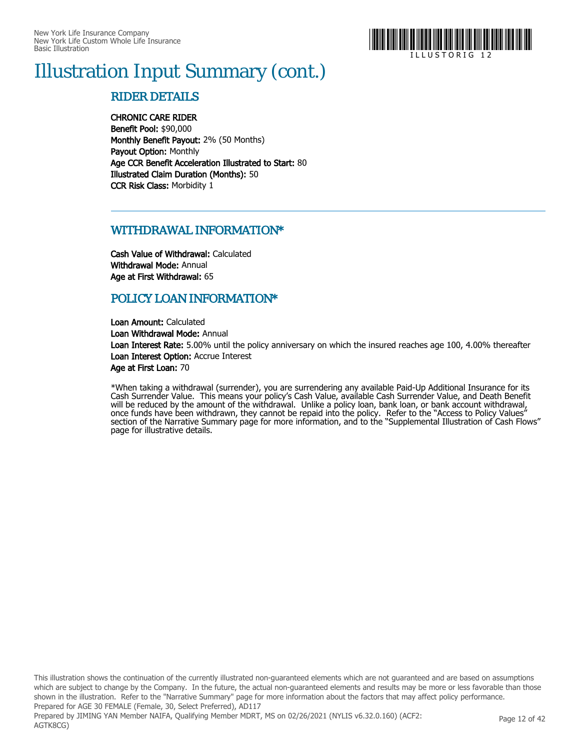# Illustration Input Summary (cont.)

## RIDER DETAILS

**CHRONIC CARE RIDER**
**Benefit Pool:** $90,000
**Monthly Benefit Payout:** 2% (50 Months)
**Payout Option:** Monthly
**Age CCR Benefit Acceleration Illustrated to Start:** 80
**Illustrated Claim Duration (Months):** 50
**CCR Risk Class:** Morbidity 1

---

## WITHDRAWAL INFORMATION*

**Cash Value of Withdrawal:** Calculated
**Withdrawal Mode:** Annual
**Age at First Withdrawal:** 65

## POLICY LOAN INFORMATION*

**Loan Amount:** Calculated
**Loan Withdrawal Mode:** Annual
**Loan Interest Rate:** 5.00% until the policy anniversary on which the insured reaches age 100, 4.00% thereafter
**Loan Interest Option:** Accrue Interest
**Age at First Loan:** 70

*When taking a withdrawal (surrender), you are surrendering any available Paid-Up Additional Insurance for its Cash Surrender Value. This means your policy's Cash Value, available Cash Surrender Value, and Death Benefit will be reduced by the amount of the withdrawal. Unlike a policy loan, bank loan, or bank account withdrawal, once funds have been withdrawn, they cannot be repaid into the policy. Refer to the "Access to Policy Values" section of the Narrative Summary page for more information, and to the "Supplemental Illustration of Cash Flows" page for illustrative details.

This illustration shows the continuation of the currently illustrated non-guaranteed elements which are not guaranteed and are based on assumptions which are subject to change by the Company. In the future, the actual non-guaranteed elements and results may be more or less favorable than those shown in the illustration. Refer to the "Narrative Summary" page for more information about the factors that may affect policy performance.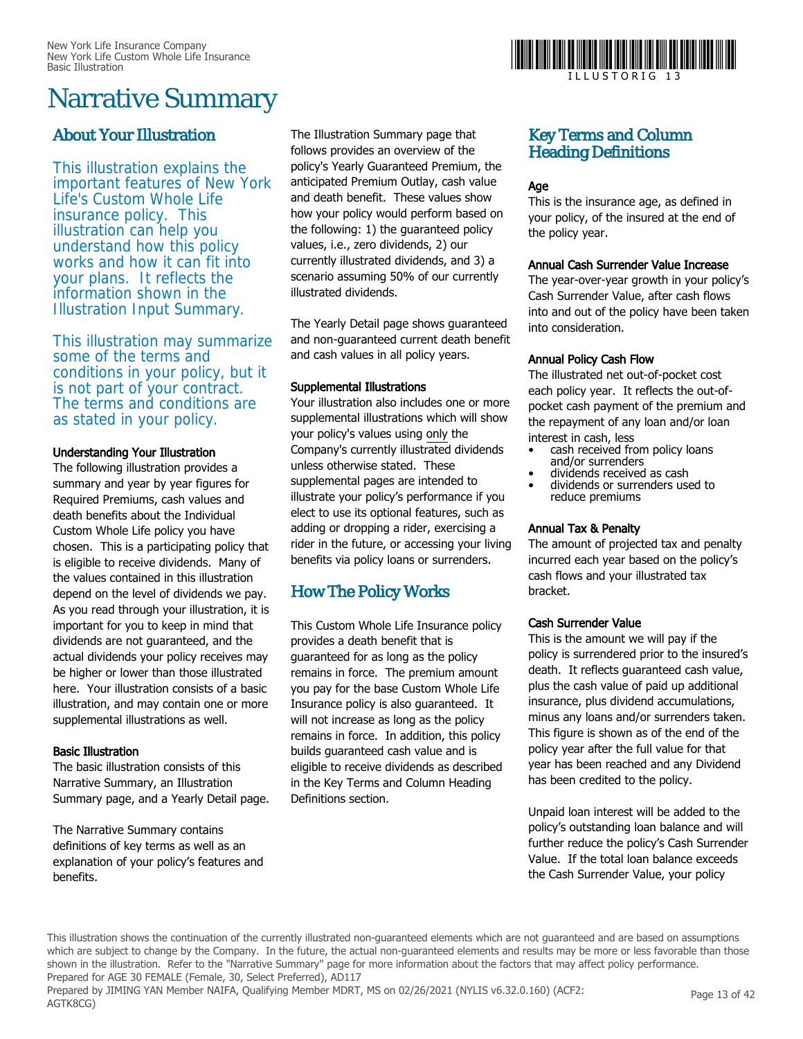# Narrative Summary

## About Your Illustration

This illustration explains the important features of New York Life's Custom Whole Life insurance policy. This illustration can help you understand how this policy works and how it can fit into your plans. It reflects the information shown in the Illustration Input Summary.

This illustration may summarize some of the terms and conditions in your policy, but it is not part of your contract. The terms and conditions are as stated in your policy.

**Understanding Your Illustration**

The following illustration provides a summary and year by year figures for Required Premiums, cash values and death benefits about the Individual Custom Whole Life policy you have chosen. This is a participating policy that is eligible to receive dividends. Many of the values contained in this illustration depend on the level of dividends we pay. As you read through your illustration, it is important for you to keep in mind that dividends are not guaranteed, and the actual dividends your policy receives may be higher or lower than those illustrated here. Your illustration consists of a basic illustration, and may contain one or more supplemental illustrations as well.

**Basic Illustration**

The basic illustration consists of this Narrative Summary, an Illustration Summary page, and a Yearly Detail page.

The Narrative Summary contains definitions of key terms as well as an explanation of your policy's features and benefits.

The Illustration Summary page that follows provides an overview of the policy's Yearly Guaranteed Premium, the anticipated Premium Outlay, cash value and death benefit. These values show how your policy would perform based on the following: 1) the guaranteed policy values, i.e., zero dividends, 2) our currently illustrated dividends, and 3) a scenario assuming 50% of our currently illustrated dividends.

The Yearly Detail page shows guaranteed and non-guaranteed current death benefit and cash values in all policy years.

**Supplemental Illustrations**

Your illustration also includes one or more supplemental illustrations which will show your policy's values using only the Company's currently illustrated dividends unless otherwise stated. These supplemental pages are intended to illustrate your policy's performance if you elect to use its optional features, such as adding or dropping a rider, exercising a rider in the future, or accessing your living benefits via policy loans or surrenders.

## How The Policy Works

This Custom Whole Life Insurance policy provides a death benefit that is guaranteed for as long as the policy remains in force. The premium amount you pay for the base Custom Whole Life Insurance policy is also guaranteed. It will not increase as long as the policy remains in force. In addition, this policy builds guaranteed cash value and is eligible to receive dividends as described in the Key Terms and Column Heading Definitions section.

## Key Terms and Column Heading Definitions

**Age**

This is the insurance age, as defined in your policy, of the insured at the end of the policy year.

**Annual Cash Surrender Value Increase**

The year-over-year growth in your policy's Cash Surrender Value, after cash flows into and out of the policy have been taken into consideration.

**Annual Policy Cash Flow**

The illustrated net out-of-pocket cost each policy year. It reflects the out-of-pocket cash payment of the premium and the repayment of any loan and/or loan interest in cash, less

- cash received from policy loans and/or surrenders
- dividends received as cash
- dividends or surrenders used to reduce premiums

**Annual Tax & Penalty**

The amount of projected tax and penalty incurred each year based on the policy's cash flows and your illustrated tax bracket.

**Cash Surrender Value**

This is the amount we will pay if the policy is surrendered prior to the insured's death. It reflects guaranteed cash value, plus the cash value of paid up additional insurance, plus dividend accumulations, minus any loans and/or surrenders taken. This figure is shown as of the end of the policy year after the full value for that year has been reached and any Dividend has been credited to the policy.

Unpaid loan interest will be added to the policy's outstanding loan balance and will further reduce the policy's Cash Surrender Value. If the total loan balance exceeds the Cash Surrender Value, your policy

This illustration shows the continuation of the currently illustrated non-guaranteed elements which are not guaranteed and are based on assumptions which are subject to change by the Company. In the future, the actual non-guaranteed elements and results may be more or less favorable than those shown in the illustration. Refer to the "Narrative Summary" page for more information about the factors that may affect policy performance.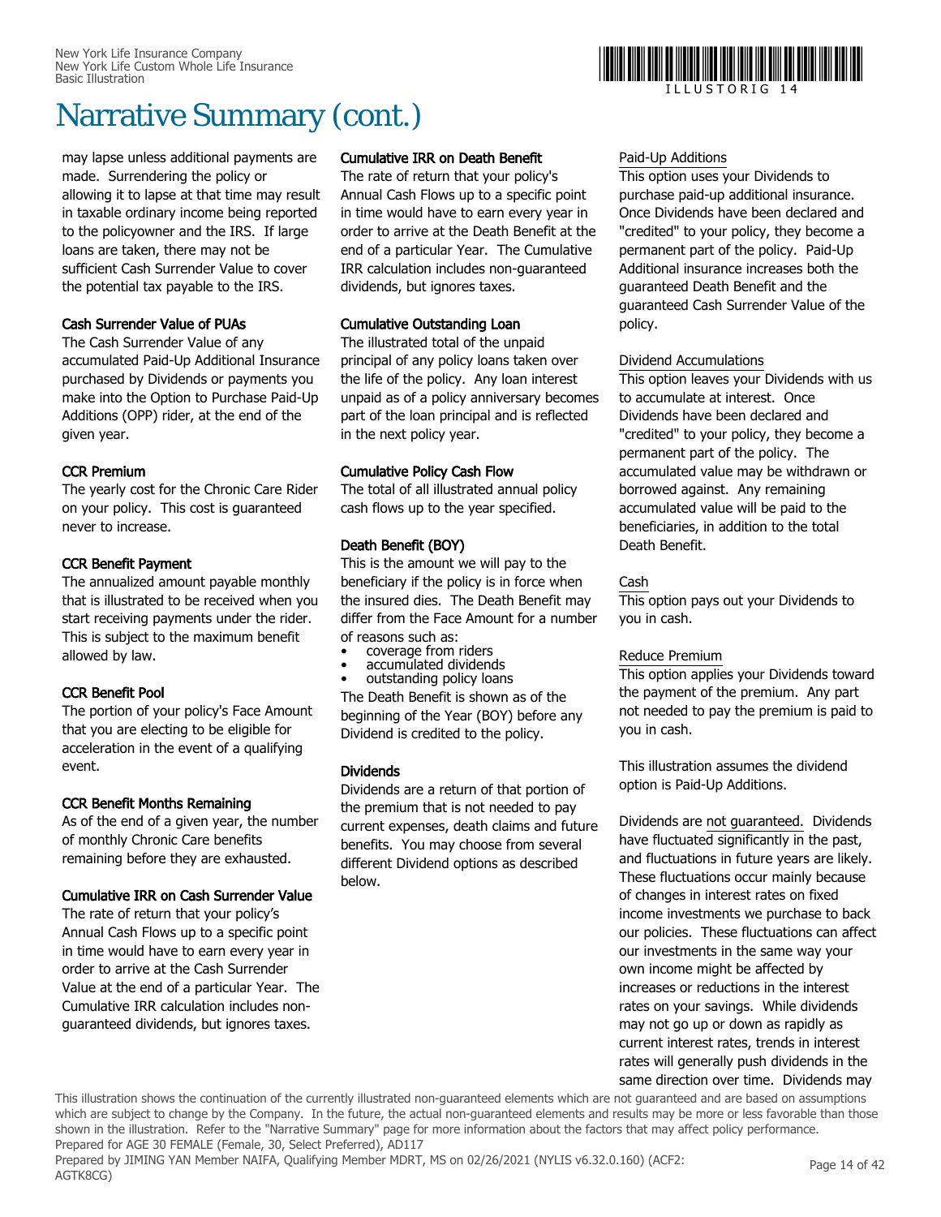# Narrative Summary (cont.)

may lapse unless additional payments are made. Surrendering the policy or allowing it to lapse at that time may result in taxable ordinary income being reported to the policyowner and the IRS. If large loans are taken, there may not be sufficient Cash Surrender Value to cover the potential tax payable to the IRS.

**Cash Surrender Value of PUAs**
The Cash Surrender Value of any accumulated Paid-Up Additional Insurance purchased by Dividends or payments you make into the Option to Purchase Paid-Up Additions (OPP) rider, at the end of the given year.

**CCR Premium**
The yearly cost for the Chronic Care Rider on your policy. This cost is guaranteed never to increase.

**CCR Benefit Payment**
The annualized amount payable monthly that is illustrated to be received when you start receiving payments under the rider. This is subject to the maximum benefit allowed by law.

**CCR Benefit Pool**
The portion of your policy's Face Amount that you are electing to be eligible for acceleration in the event of a qualifying event.

**CCR Benefit Months Remaining**
As of the end of a given year, the number of monthly Chronic Care benefits remaining before they are exhausted.

**Cumulative IRR on Cash Surrender Value**
The rate of return that your policy's Annual Cash Flows up to a specific point in time would have to earn every year in order to arrive at the Cash Surrender Value at the end of a particular Year. The Cumulative IRR calculation includes non-guaranteed dividends, but ignores taxes.

**Cumulative IRR on Death Benefit**
The rate of return that your policy's Annual Cash Flows up to a specific point in time would have to earn every year in order to arrive at the Death Benefit at the end of a particular Year. The Cumulative IRR calculation includes non-guaranteed dividends, but ignores taxes.

**Cumulative Outstanding Loan**
The illustrated total of the unpaid principal of any policy loans taken over the life of the policy. Any loan interest unpaid as of a policy anniversary becomes part of the loan principal and is reflected in the next policy year.

**Cumulative Policy Cash Flow**
The total of all illustrated annual policy cash flows up to the year specified.

**Death Benefit (BOY)**
This is the amount we will pay to the beneficiary if the policy is in force when the insured dies. The Death Benefit may differ from the Face Amount for a number of reasons such as:

- coverage from riders
- accumulated dividends
- outstanding policy loans

The Death Benefit is shown as of the beginning of the Year (BOY) before any Dividend is credited to the policy.

**Dividends**
Dividends are a return of that portion of the premium that is not needed to pay current expenses, death claims and future benefits. You may choose from several different Dividend options as described below.

Paid-Up Additions
This option uses your Dividends to purchase paid-up additional insurance. Once Dividends have been declared and "credited" to your policy, they become a permanent part of the policy. Paid-Up Additional insurance increases both the guaranteed Death Benefit and the guaranteed Cash Surrender Value of the policy.

Dividend Accumulations
This option leaves your Dividends with us to accumulate at interest. Once Dividends have been declared and "credited" to your policy, they become a permanent part of the policy. The accumulated value may be withdrawn or borrowed against. Any remaining accumulated value will be paid to the beneficiaries, in addition to the total Death Benefit.

Cash
This option pays out your Dividends to you in cash.

Reduce Premium
This option applies your Dividends toward the payment of the premium. Any part not needed to pay the premium is paid to you in cash.

This illustration assumes the dividend option is Paid-Up Additions.

Dividends are not guaranteed. Dividends have fluctuated significantly in the past, and fluctuations in future years are likely. These fluctuations occur mainly because of changes in interest rates on fixed income investments we purchase to back our policies. These fluctuations can affect our investments in the same way your own income might be affected by increases or reductions in the interest rates on your savings. While dividends may not go up or down as rapidly as current interest rates, trends in interest rates will generally push dividends in the same direction over time. Dividends may

This illustration shows the continuation of the currently illustrated non-guaranteed elements which are not guaranteed and are based on assumptions which are subject to change by the Company. In the future, the actual non-guaranteed elements and results may be more or less favorable than those shown in the illustration. Refer to the "Narrative Summary" page for more information about the factors that may affect policy performance.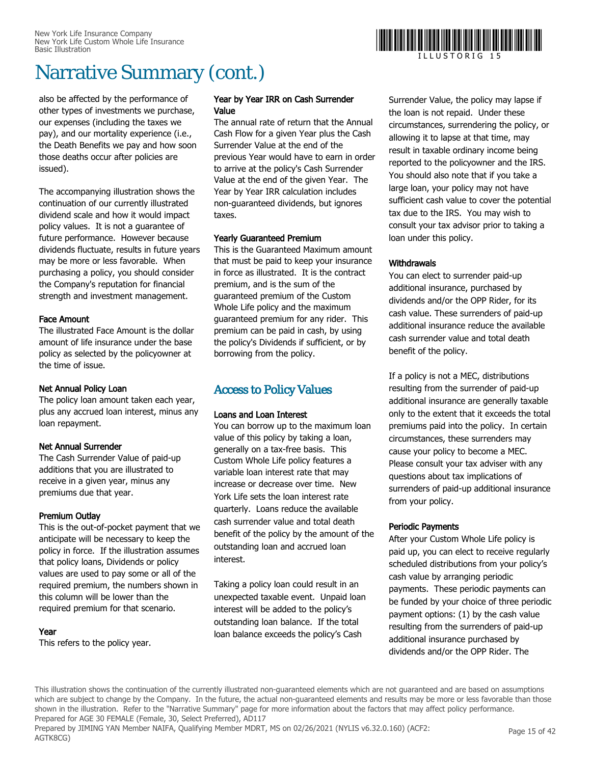# Narrative Summary (cont.)

also be affected by the performance of other types of investments we purchase, our expenses (including the taxes we pay), and our mortality experience (i.e., the Death Benefits we pay and how soon those deaths occur after policies are issued).

The accompanying illustration shows the continuation of our currently illustrated dividend scale and how it would impact policy values. It is not a guarantee of future performance. However because dividends fluctuate, results in future years may be more or less favorable. When purchasing a policy, you should consider the Company's reputation for financial strength and investment management.

**Face Amount**
The illustrated Face Amount is the dollar amount of life insurance under the base policy as selected by the policyowner at the time of issue.

**Net Annual Policy Loan**
The policy loan amount taken each year, plus any accrued loan interest, minus any loan repayment.

**Net Annual Surrender**
The Cash Surrender Value of paid-up additions that you are illustrated to receive in a given year, minus any premiums due that year.

**Premium Outlay**
This is the out-of-pocket payment that we anticipate will be necessary to keep the policy in force. If the illustration assumes that policy loans, Dividends or policy values are used to pay some or all of the required premium, the numbers shown in this column will be lower than the required premium for that scenario.

**Year**
This refers to the policy year.

**Year by Year IRR on Cash Surrender Value**
The annual rate of return that the Annual Cash Flow for a given Year plus the Cash Surrender Value at the end of the previous Year would have to earn in order to arrive at the policy's Cash Surrender Value at the end of the given Year. The Year by Year IRR calculation includes non-guaranteed dividends, but ignores taxes.

**Yearly Guaranteed Premium**
This is the Guaranteed Maximum amount that must be paid to keep your insurance in force as illustrated. It is the contract premium, and is the sum of the guaranteed premium of the Custom Whole Life policy and the maximum guaranteed premium for any rider. This premium can be paid in cash, by using the policy's Dividends if sufficient, or by borrowing from the policy.

## Access to Policy Values

**Loans and Loan Interest**
You can borrow up to the maximum loan value of this policy by taking a loan, generally on a tax-free basis. This Custom Whole Life policy features a variable loan interest rate that may increase or decrease over time. New York Life sets the loan interest rate quarterly. Loans reduce the available cash surrender value and total death benefit of the policy by the amount of the outstanding loan and accrued loan interest.

Taking a policy loan could result in an unexpected taxable event. Unpaid loan interest will be added to the policy's outstanding loan balance. If the total loan balance exceeds the policy's Cash Surrender Value, the policy may lapse if the loan is not repaid. Under these circumstances, surrendering the policy, or allowing it to lapse at that time, may result in taxable ordinary income being reported to the policyowner and the IRS. You should also note that if you take a large loan, your policy may not have sufficient cash value to cover the potential tax due to the IRS. You may wish to consult your tax advisor prior to taking a loan under this policy.

**Withdrawals**
You can elect to surrender paid-up additional insurance, purchased by dividends and/or the OPP Rider, for its cash value. These surrenders of paid-up additional insurance reduce the available cash surrender value and total death benefit of the policy.

If a policy is not a MEC, distributions resulting from the surrender of paid-up additional insurance are generally taxable only to the extent that it exceeds the total premiums paid into the policy. In certain circumstances, these surrenders may cause your policy to become a MEC. Please consult your tax adviser with any questions about tax implications of surrenders of paid-up additional insurance from your policy.

**Periodic Payments**
After your Custom Whole Life policy is paid up, you can elect to receive regularly scheduled distributions from your policy's cash value by arranging periodic payments. These periodic payments can be funded by your choice of three periodic payment options: (1) by the cash value resulting from the surrenders of paid-up additional insurance purchased by dividends and/or the OPP Rider. The

This illustration shows the continuation of the currently illustrated non-guaranteed elements which are not guaranteed and are based on assumptions which are subject to change by the Company. In the future, the actual non-guaranteed elements and results may be more or less favorable than those shown in the illustration. Refer to the "Narrative Summary" page for more information about the factors that may affect policy performance.
Prepared for AGE 30 FEMALE (Female, 30, Select Preferred), AD117
Prepared by JIMING YAN Member NAIFA, Qualifying Member MDRT, MS on 02/26/2021 (NYLIS v6.32.0.160) (ACF2: AGTK8CG)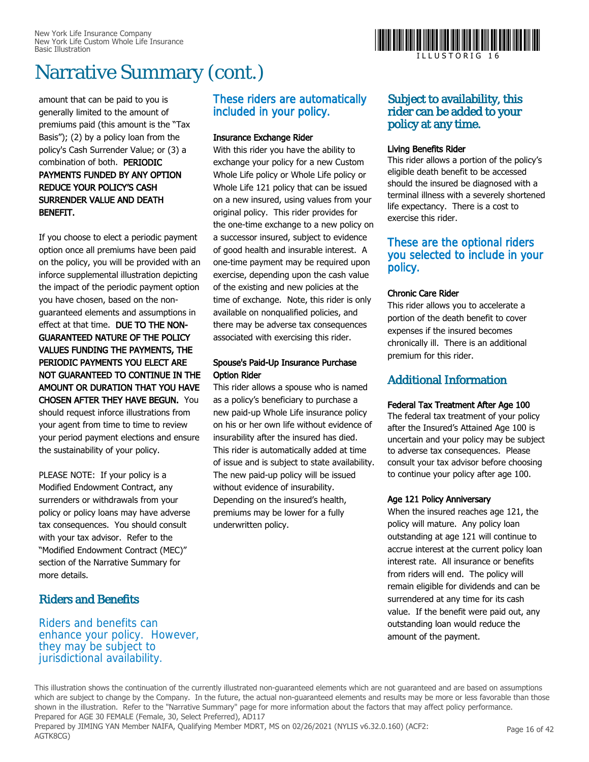# Narrative Summary (cont.)

amount that can be paid to you is generally limited to the amount of premiums paid (this amount is the "Tax Basis"); (2) by a policy loan from the policy's Cash Surrender Value; or (3) a combination of both. **PERIODIC PAYMENTS FUNDED BY ANY OPTION REDUCE YOUR POLICY'S CASH SURRENDER VALUE AND DEATH BENEFIT.**

If you choose to elect a periodic payment option once all premiums have been paid on the policy, you will be provided with an inforce supplemental illustration depicting the impact of the periodic payment option you have chosen, based on the non-guaranteed elements and assumptions in effect at that time. **DUE TO THE NON-GUARANTEED NATURE OF THE POLICY VALUES FUNDING THE PAYMENTS, THE PERIODIC PAYMENTS YOU ELECT ARE NOT GUARANTEED TO CONTINUE IN THE AMOUNT OR DURATION THAT YOU HAVE CHOSEN AFTER THEY HAVE BEGUN.** You should request inforce illustrations from your agent from time to time to review your period payment elections and ensure the sustainability of your policy.

PLEASE NOTE: If your policy is a Modified Endowment Contract, any surrenders or withdrawals from your policy or policy loans may have adverse tax consequences. You should consult with your tax advisor. Refer to the "Modified Endowment Contract (MEC)" section of the Narrative Summary for more details.

## Riders and Benefits

### Riders and benefits can enhance your policy. However, they may be subject to jurisdictional availability.

### These riders are automatically included in your policy.

**Insurance Exchange Rider**

With this rider you have the ability to exchange your policy for a new Custom Whole Life policy or Whole Life policy or Whole Life 121 policy that can be issued on a new insured, using values from your original policy. This rider provides for the one-time exchange to a new policy on a successor insured, subject to evidence of good health and insurable interest. A one-time payment may be required upon exercise, depending upon the cash value of the existing and new policies at the time of exchange. Note, this rider is only available on nonqualified policies, and there may be adverse tax consequences associated with exercising this rider.

**Spouse's Paid-Up Insurance Purchase Option Rider**

This rider allows a spouse who is named as a policy's beneficiary to purchase a new paid-up Whole Life insurance policy on his or her own life without evidence of insurability after the insured has died. This rider is automatically added at time of issue and is subject to state availability. The new paid-up policy will be issued without evidence of insurability. Depending on the insured's health, premiums may be lower for a fully underwritten policy.

### Subject to availability, this rider can be added to your policy at any time.

**Living Benefits Rider**

This rider allows a portion of the policy's eligible death benefit to be accessed should the insured be diagnosed with a terminal illness with a severely shortened life expectancy. There is a cost to exercise this rider.

### These are the optional riders you selected to include in your policy.

**Chronic Care Rider**

This rider allows you to accelerate a portion of the death benefit to cover expenses if the insured becomes chronically ill. There is an additional premium for this rider.

## Additional Information

**Federal Tax Treatment After Age 100**

The federal tax treatment of your policy after the Insured's Attained Age 100 is uncertain and your policy may be subject to adverse tax consequences. Please consult your tax advisor before choosing to continue your policy after age 100.

**Age 121 Policy Anniversary**

When the insured reaches age 121, the policy will mature. Any policy loan outstanding at age 121 will continue to accrue interest at the current policy loan interest rate. All insurance or benefits from riders will end. The policy will remain eligible for dividends and can be surrendered at any time for its cash value. If the benefit were paid out, any outstanding loan would reduce the amount of the payment.

This illustration shows the continuation of the currently illustrated non-guaranteed elements which are not guaranteed and are based on assumptions which are subject to change by the Company. In the future, the actual non-guaranteed elements and results may be more or less favorable than those shown in the illustration. Refer to the "Narrative Summary" page for more information about the factors that may affect policy performance.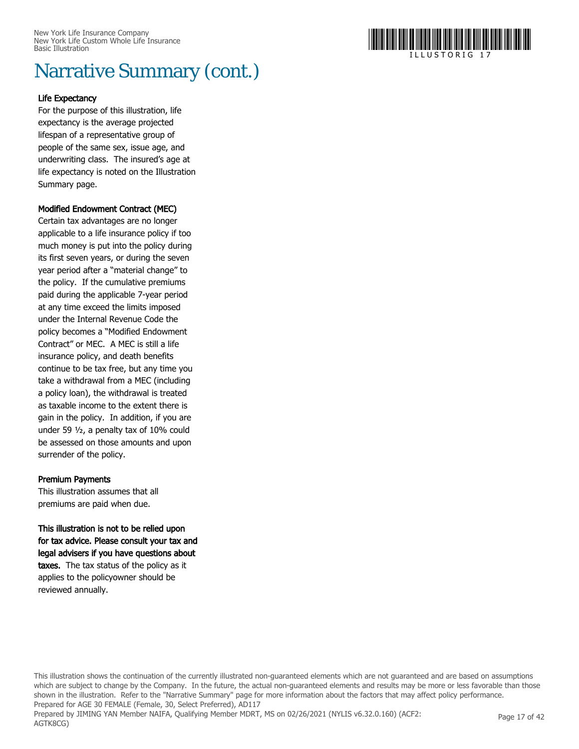# Narrative Summary (cont.)

**Life Expectancy**

For the purpose of this illustration, life expectancy is the average projected lifespan of a representative group of people of the same sex, issue age, and underwriting class. The insured's age at life expectancy is noted on the Illustration Summary page.

**Modified Endowment Contract (MEC)**

Certain tax advantages are no longer applicable to a life insurance policy if too much money is put into the policy during its first seven years, or during the seven year period after a "material change" to the policy. If the cumulative premiums paid during the applicable 7-year period at any time exceed the limits imposed under the Internal Revenue Code the policy becomes a "Modified Endowment Contract" or MEC. A MEC is still a life insurance policy, and death benefits continue to be tax free, but any time you take a withdrawal from a MEC (including a policy loan), the withdrawal is treated as taxable income to the extent there is gain in the policy. In addition, if you are under 59 ½, a penalty tax of 10% could be assessed on those amounts and upon surrender of the policy.

**Premium Payments**

This illustration assumes that all premiums are paid when due.

**This illustration is not to be relied upon for tax advice. Please consult your tax and legal advisers if you have questions about taxes.** The tax status of the policy as it applies to the policyowner should be reviewed annually.

This illustration shows the continuation of the currently illustrated non-guaranteed elements which are not guaranteed and are based on assumptions which are subject to change by the Company. In the future, the actual non-guaranteed elements and results may be more or less favorable than those shown in the illustration. Refer to the "Narrative Summary" page for more information about the factors that may affect policy performance.
Prepared for AGE 30 FEMALE (Female, 30, Select Preferred), AD117
Prepared by JIMING YAN Member NAIFA, Qualifying Member MDRT, MS on 02/26/2021 (NYLIS v6.32.0.160) (ACF2: AGTK8CG)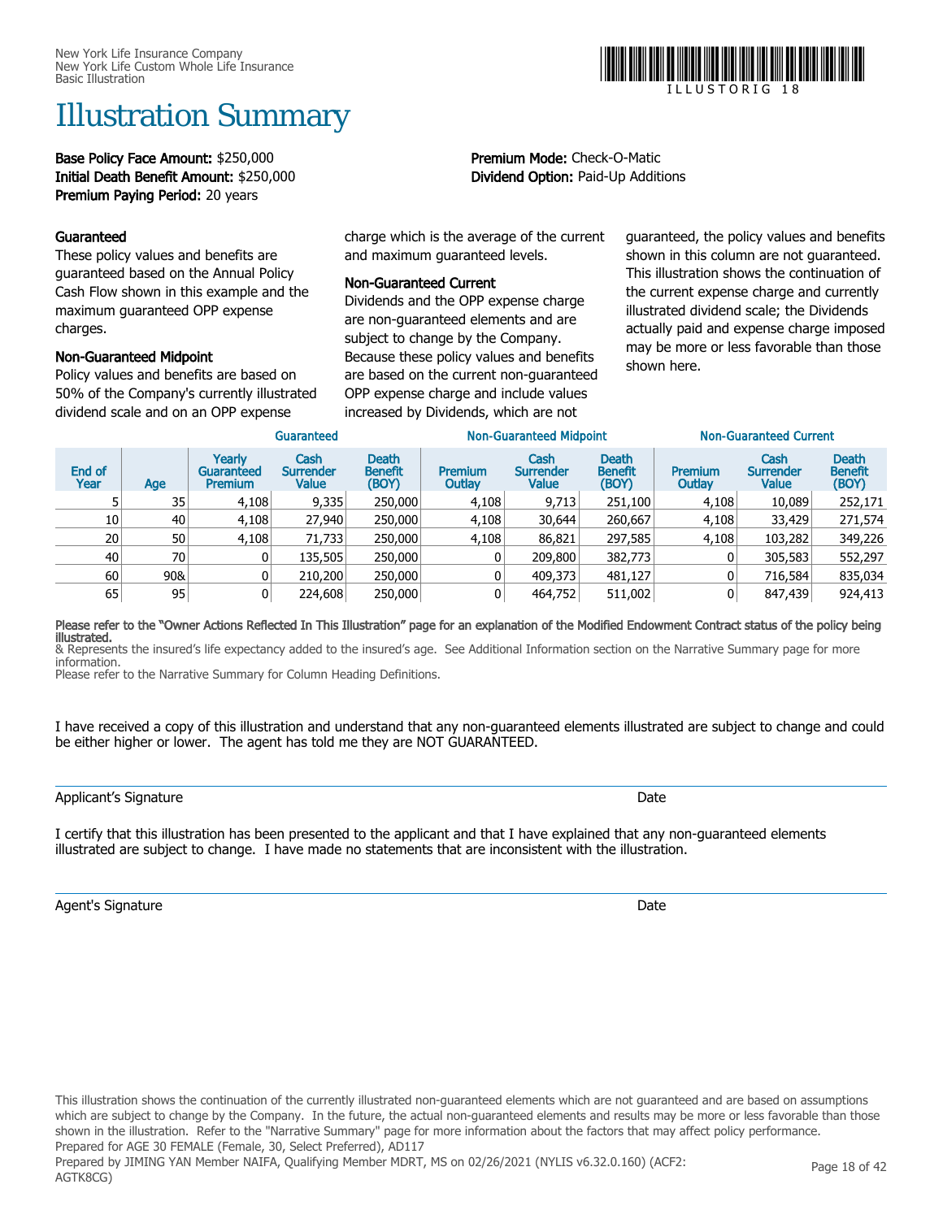New York Life Insurance Company
New York Life Custom Whole Life Insurance
Basic Illustration

ILLUSTORIG 18

# Illustration Summary

**Base Policy Face Amount:** $250,000
**Initial Death Benefit Amount:** $250,000
**Premium Paying Period:** 20 years

**Premium Mode:** Check-O-Matic
**Dividend Option:** Paid-Up Additions

**Guaranteed**
These policy values and benefits are guaranteed based on the Annual Policy Cash Flow shown in this example and the maximum guaranteed OPP expense charges.

**Non-Guaranteed Midpoint**
Policy values and benefits are based on 50% of the Company's currently illustrated dividend scale and on an OPP expense charge which is the average of the current and maximum guaranteed levels.

**Non-Guaranteed Current**
Dividends and the OPP expense charge are non-guaranteed elements and are subject to change by the Company. Because these policy values and benefits are based on the current non-guaranteed OPP expense charge and include values increased by Dividends, which are not guaranteed, the policy values and benefits shown in this column are not guaranteed. This illustration shows the continuation of the current expense charge and currently illustrated dividend scale; the Dividends actually paid and expense charge imposed may be more or less favorable than those shown here.

| | | Guaranteed | | | Non-Guaranteed Midpoint | | | Non-Guaranteed Current | | |
|---|---|---|---|---|---|---|---|---|---|---|
| End of Year | Age | Yearly Guaranteed Premium | Cash Surrender Value | Death Benefit (BOY) | Premium Outlay | Cash Surrender Value | Death Benefit (BOY) | Premium Outlay | Cash Surrender Value | Death Benefit (BOY) |
| 5 | 35 | 4,108 | 9,335 | 250,000 | 4,108 | 9,713 | 251,100 | 4,108 | 10,089 | 252,171 |
| 10 | 40 | 4,108 | 27,940 | 250,000 | 4,108 | 30,644 | 260,667 | 4,108 | 33,429 | 271,574 |
| 20 | 50 | 4,108 | 71,733 | 250,000 | 4,108 | 86,821 | 297,585 | 4,108 | 103,282 | 349,226 |
| 40 | 70 | 0 | 135,505 | 250,000 | 0 | 209,800 | 382,773 | 0 | 305,583 | 552,297 |
| 60 | 90& | 0 | 210,200 | 250,000 | 0 | 409,373 | 481,127 | 0 | 716,584 | 835,034 |
| 65 | 95 | 0 | 224,608 | 250,000 | 0 | 464,752 | 511,002 | 0 | 847,439 | 924,413 |

**Please refer to the "Owner Actions Reflected In This Illustration" page for an explanation of the Modified Endowment Contract status of the policy being illustrated.**
& Represents the insured's life expectancy added to the insured's age. See Additional Information section on the Narrative Summary page for more information.
Please refer to the Narrative Summary for Column Heading Definitions.

I have received a copy of this illustration and understand that any non-guaranteed elements illustrated are subject to change and could be either higher or lower. The agent has told me they are NOT GUARANTEED.

Applicant's Signature Date

I certify that this illustration has been presented to the applicant and that I have explained that any non-guaranteed elements illustrated are subject to change. I have made no statements that are inconsistent with the illustration.

Agent's Signature Date

This illustration shows the continuation of the currently illustrated non-guaranteed elements which are not guaranteed and are based on assumptions which are subject to change by the Company. In the future, the actual non-guaranteed elements and results may be more or less favorable than those shown in the illustration. Refer to the "Narrative Summary" page for more information about the factors that may affect policy performance.
Prepared for AGE 30 FEMALE (Female, 30, Select Preferred), AD117
Prepared by JIMING YAN Member NAIFA, Qualifying Member MDRT, MS on 02/26/2021 (NYLIS v6.32.0.160) (ACF2: AGTK8CG)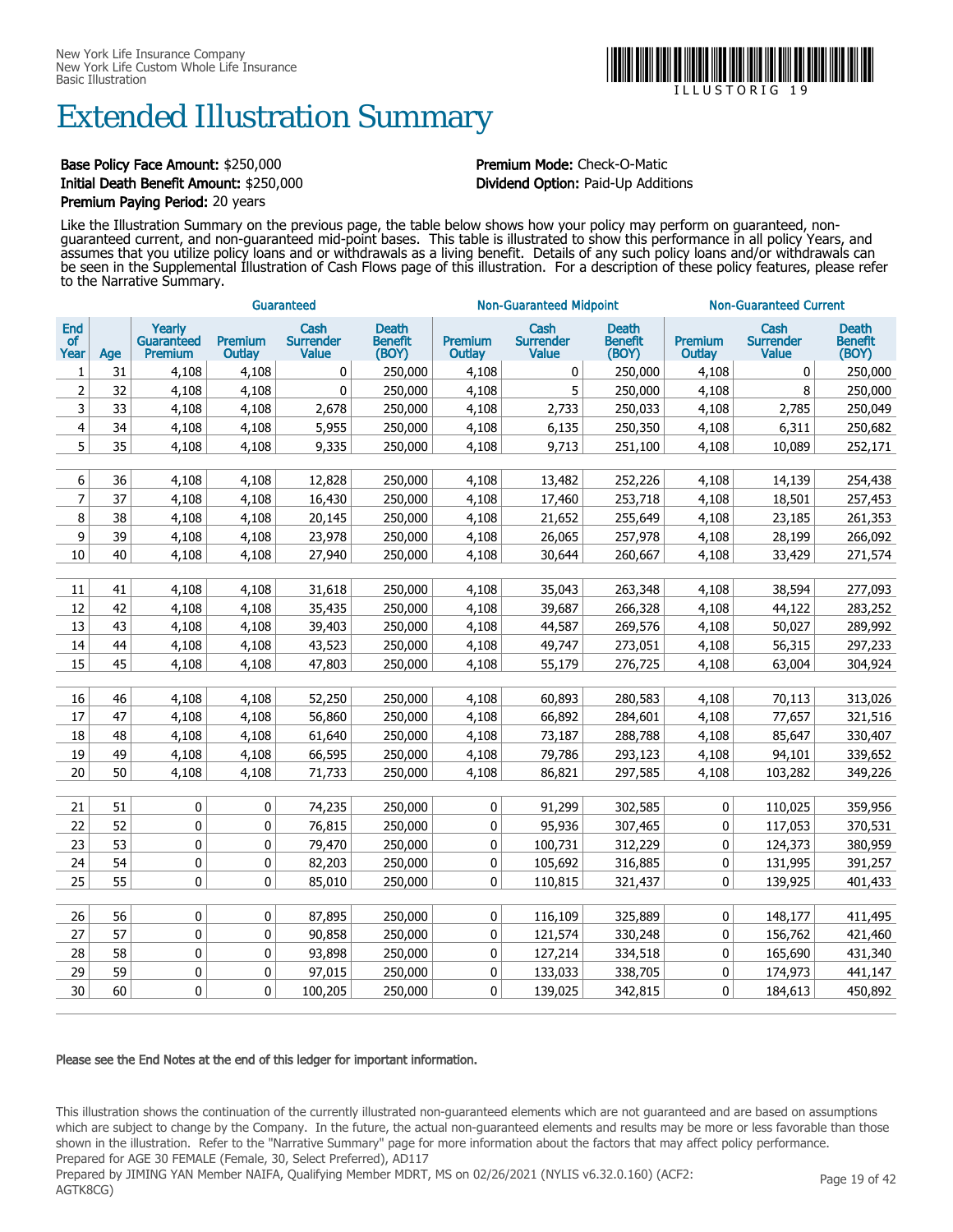# Extended Illustration Summary

**Base Policy Face Amount:** $250,000
**Initial Death Benefit Amount:** $250,000
**Premium Paying Period:** 20 years

**Premium Mode:** Check-O-Matic
**Dividend Option:** Paid-Up Additions

Like the Illustration Summary on the previous page, the table below shows how your policy may perform on guaranteed, non-guaranteed current, and non-guaranteed mid-point bases. This table is illustrated to show this performance in all policy Years, and assumes that you utilize policy loans and or withdrawals as a living benefit. Details of any such policy loans and/or withdrawals can be seen in the Supplemental Illustration of Cash Flows page of this illustration. For a description of these policy features, please refer to the Narrative Summary.

| | | | Guaranteed | | | Non-Guaranteed Midpoint | | | Non-Guaranteed Current | | |
|---|---|---|---|---|---|---|---|---|---|---|---|
| End of Year | Age | Yearly Guaranteed Premium | Premium Outlay | Cash Surrender Value | Death Benefit (BOY) | Premium Outlay | Cash Surrender Value | Death Benefit (BOY) | Premium Outlay | Cash Surrender Value | Death Benefit (BOY) |
| 1 | 31 | 4,108 | 4,108 | 0 | 250,000 | 4,108 | 0 | 250,000 | 4,108 | 0 | 250,000 |
| 2 | 32 | 4,108 | 4,108 | 0 | 250,000 | 4,108 | 5 | 250,000 | 4,108 | 8 | 250,000 |
| 3 | 33 | 4,108 | 4,108 | 2,678 | 250,000 | 4,108 | 2,733 | 250,033 | 4,108 | 2,785 | 250,049 |
| 4 | 34 | 4,108 | 4,108 | 5,955 | 250,000 | 4,108 | 6,135 | 250,350 | 4,108 | 6,311 | 250,682 |
| 5 | 35 | 4,108 | 4,108 | 9,335 | 250,000 | 4,108 | 9,713 | 251,100 | 4,108 | 10,089 | 252,171 |
| 6 | 36 | 4,108 | 4,108 | 12,828 | 250,000 | 4,108 | 13,482 | 252,226 | 4,108 | 14,139 | 254,438 |
| 7 | 37 | 4,108 | 4,108 | 16,430 | 250,000 | 4,108 | 17,460 | 253,718 | 4,108 | 18,501 | 257,453 |
| 8 | 38 | 4,108 | 4,108 | 20,145 | 250,000 | 4,108 | 21,652 | 255,649 | 4,108 | 23,185 | 261,353 |
| 9 | 39 | 4,108 | 4,108 | 23,978 | 250,000 | 4,108 | 26,065 | 257,978 | 4,108 | 28,199 | 266,092 |
| 10 | 40 | 4,108 | 4,108 | 27,940 | 250,000 | 4,108 | 30,644 | 260,667 | 4,108 | 33,429 | 271,574 |
| 11 | 41 | 4,108 | 4,108 | 31,618 | 250,000 | 4,108 | 35,043 | 263,348 | 4,108 | 38,594 | 277,093 |
| 12 | 42 | 4,108 | 4,108 | 35,435 | 250,000 | 4,108 | 39,687 | 266,328 | 4,108 | 44,122 | 283,252 |
| 13 | 43 | 4,108 | 4,108 | 39,403 | 250,000 | 4,108 | 44,587 | 269,576 | 4,108 | 50,027 | 289,992 |
| 14 | 44 | 4,108 | 4,108 | 43,523 | 250,000 | 4,108 | 49,747 | 273,051 | 4,108 | 56,315 | 297,233 |
| 15 | 45 | 4,108 | 4,108 | 47,803 | 250,000 | 4,108 | 55,179 | 276,725 | 4,108 | 63,004 | 304,924 |
| 16 | 46 | 4,108 | 4,108 | 52,250 | 250,000 | 4,108 | 60,893 | 280,583 | 4,108 | 70,113 | 313,026 |
| 17 | 47 | 4,108 | 4,108 | 56,860 | 250,000 | 4,108 | 66,892 | 284,601 | 4,108 | 77,657 | 321,516 |
| 18 | 48 | 4,108 | 4,108 | 61,640 | 250,000 | 4,108 | 73,187 | 288,788 | 4,108 | 85,647 | 330,407 |
| 19 | 49 | 4,108 | 4,108 | 66,595 | 250,000 | 4,108 | 79,786 | 293,123 | 4,108 | 94,101 | 339,652 |
| 20 | 50 | 4,108 | 4,108 | 71,733 | 250,000 | 4,108 | 86,821 | 297,585 | 4,108 | 103,282 | 349,226 |
| 21 | 51 | 0 | 0 | 74,235 | 250,000 | 0 | 91,299 | 302,585 | 0 | 110,025 | 359,956 |
| 22 | 52 | 0 | 0 | 76,815 | 250,000 | 0 | 95,936 | 307,465 | 0 | 117,053 | 370,531 |
| 23 | 53 | 0 | 0 | 79,470 | 250,000 | 0 | 100,731 | 312,229 | 0 | 124,373 | 380,959 |
| 24 | 54 | 0 | 0 | 82,203 | 250,000 | 0 | 105,692 | 316,885 | 0 | 131,995 | 391,257 |
| 25 | 55 | 0 | 0 | 85,010 | 250,000 | 0 | 110,815 | 321,437 | 0 | 139,925 | 401,433 |
| 26 | 56 | 0 | 0 | 87,895 | 250,000 | 0 | 116,109 | 325,889 | 0 | 148,177 | 411,495 |
| 27 | 57 | 0 | 0 | 90,858 | 250,000 | 0 | 121,574 | 330,248 | 0 | 156,762 | 421,460 |
| 28 | 58 | 0 | 0 | 93,898 | 250,000 | 0 | 127,214 | 334,518 | 0 | 165,690 | 431,340 |
| 29 | 59 | 0 | 0 | 97,015 | 250,000 | 0 | 133,033 | 338,705 | 0 | 174,973 | 441,147 |
| 30 | 60 | 0 | 0 | 100,205 | 250,000 | 0 | 139,025 | 342,815 | 0 | 184,613 | 450,892 |

**Please see the End Notes at the end of this ledger for important information.**

This illustration shows the continuation of the currently illustrated non-guaranteed elements which are not guaranteed and are based on assumptions which are subject to change by the Company. In the future, the actual non-guaranteed elements and results may be more or less favorable than those shown in the illustration. Refer to the "Narrative Summary" page for more information about the factors that may affect policy performance.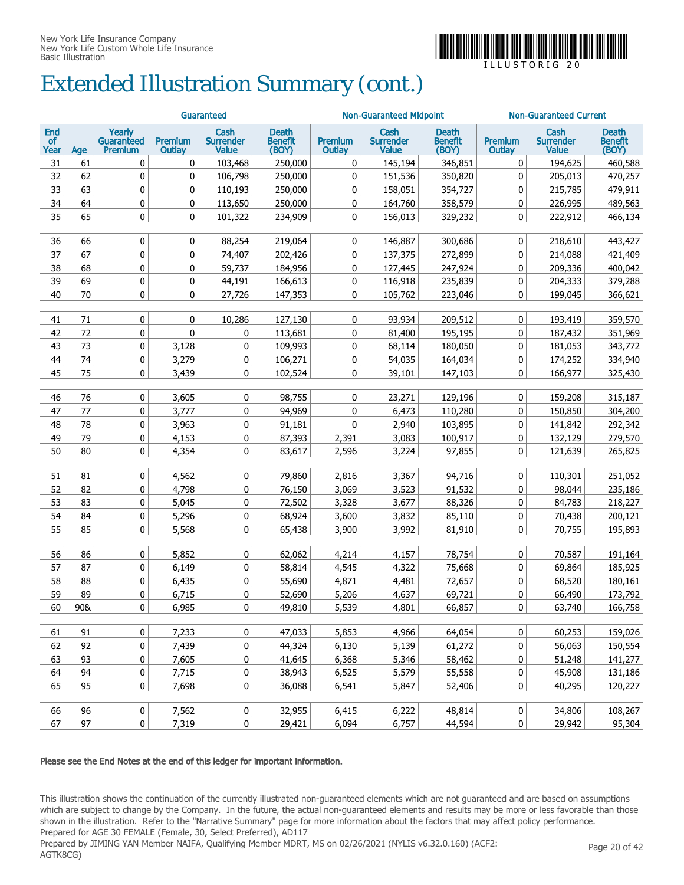New York Life Insurance Company
New York Life Custom Whole Life Insurance
Basic Illustration

# Extended Illustration Summary (cont.)

| | | Guaranteed | | | | Non-Guaranteed Midpoint | | | Non-Guaranteed Current | | |
|---|---|---|---|---|---|---|---|---|---|---|---|
| End of Year | Age | Yearly Guaranteed Premium | Premium Outlay | Cash Surrender Value | Death Benefit (BOY) | Premium Outlay | Cash Surrender Value | Death Benefit (BOY) | Premium Outlay | Cash Surrender Value | Death Benefit (BOY) |
| 31 | 61 | 0 | 0 | 103,468 | 250,000 | 0 | 145,194 | 346,851 | 0 | 194,625 | 460,588 |
| 32 | 62 | 0 | 0 | 106,798 | 250,000 | 0 | 151,536 | 350,820 | 0 | 205,013 | 470,257 |
| 33 | 63 | 0 | 0 | 110,193 | 250,000 | 0 | 158,051 | 354,727 | 0 | 215,785 | 479,911 |
| 34 | 64 | 0 | 0 | 113,650 | 250,000 | 0 | 164,760 | 358,579 | 0 | 226,995 | 489,563 |
| 35 | 65 | 0 | 0 | 101,322 | 234,909 | 0 | 156,013 | 329,232 | 0 | 222,912 | 466,134 |
| 36 | 66 | 0 | 0 | 88,254 | 219,064 | 0 | 146,887 | 300,686 | 0 | 218,610 | 443,427 |
| 37 | 67 | 0 | 0 | 74,407 | 202,426 | 0 | 137,375 | 272,899 | 0 | 214,088 | 421,409 |
| 38 | 68 | 0 | 0 | 59,737 | 184,956 | 0 | 127,445 | 247,924 | 0 | 209,336 | 400,042 |
| 39 | 69 | 0 | 0 | 44,191 | 166,613 | 0 | 116,918 | 235,839 | 0 | 204,333 | 379,288 |
| 40 | 70 | 0 | 0 | 27,726 | 147,353 | 0 | 105,762 | 223,046 | 0 | 199,045 | 366,621 |
| 41 | 71 | 0 | 0 | 10,286 | 127,130 | 0 | 93,934 | 209,512 | 0 | 193,419 | 359,570 |
| 42 | 72 | 0 | 0 | 0 | 113,681 | 0 | 81,400 | 195,195 | 0 | 187,432 | 351,969 |
| 43 | 73 | 0 | 3,128 | 0 | 109,993 | 0 | 68,114 | 180,050 | 0 | 181,053 | 343,772 |
| 44 | 74 | 0 | 3,279 | 0 | 106,271 | 0 | 54,035 | 164,034 | 0 | 174,252 | 334,940 |
| 45 | 75 | 0 | 3,439 | 0 | 102,524 | 0 | 39,101 | 147,103 | 0 | 166,977 | 325,430 |
| 46 | 76 | 0 | 3,605 | 0 | 98,755 | 0 | 23,271 | 129,196 | 0 | 159,208 | 315,187 |
| 47 | 77 | 0 | 3,777 | 0 | 94,969 | 0 | 6,473 | 110,280 | 0 | 150,850 | 304,200 |
| 48 | 78 | 0 | 3,963 | 0 | 91,181 | 0 | 2,940 | 103,895 | 0 | 141,842 | 292,342 |
| 49 | 79 | 0 | 4,153 | 0 | 87,393 | 2,391 | 3,083 | 100,917 | 0 | 132,129 | 279,570 |
| 50 | 80 | 0 | 4,354 | 0 | 83,617 | 2,596 | 3,224 | 97,855 | 0 | 121,639 | 265,825 |
| 51 | 81 | 0 | 4,562 | 0 | 79,860 | 2,816 | 3,367 | 94,716 | 0 | 110,301 | 251,052 |
| 52 | 82 | 0 | 4,798 | 0 | 76,150 | 3,069 | 3,523 | 91,532 | 0 | 98,044 | 235,186 |
| 53 | 83 | 0 | 5,045 | 0 | 72,502 | 3,328 | 3,677 | 88,326 | 0 | 84,783 | 218,227 |
| 54 | 84 | 0 | 5,296 | 0 | 68,924 | 3,600 | 3,832 | 85,110 | 0 | 70,438 | 200,121 |
| 55 | 85 | 0 | 5,568 | 0 | 65,438 | 3,900 | 3,992 | 81,910 | 0 | 70,755 | 195,893 |
| 56 | 86 | 0 | 5,852 | 0 | 62,062 | 4,214 | 4,157 | 78,754 | 0 | 70,587 | 191,164 |
| 57 | 87 | 0 | 6,149 | 0 | 58,814 | 4,545 | 4,322 | 75,668 | 0 | 69,864 | 185,925 |
| 58 | 88 | 0 | 6,435 | 0 | 55,690 | 4,871 | 4,481 | 72,657 | 0 | 68,520 | 180,161 |
| 59 | 89 | 0 | 6,715 | 0 | 52,690 | 5,206 | 4,637 | 69,721 | 0 | 66,490 | 173,792 |
| 60 | 90& | 0 | 6,985 | 0 | 49,810 | 5,539 | 4,801 | 66,857 | 0 | 63,740 | 166,758 |
| 61 | 91 | 0 | 7,233 | 0 | 47,033 | 5,853 | 4,966 | 64,054 | 0 | 60,253 | 159,026 |
| 62 | 92 | 0 | 7,439 | 0 | 44,324 | 6,130 | 5,139 | 61,272 | 0 | 56,063 | 150,554 |
| 63 | 93 | 0 | 7,605 | 0 | 41,645 | 6,368 | 5,346 | 58,462 | 0 | 51,248 | 141,277 |
| 64 | 94 | 0 | 7,715 | 0 | 38,943 | 6,525 | 5,579 | 55,558 | 0 | 45,908 | 131,186 |
| 65 | 95 | 0 | 7,698 | 0 | 36,088 | 6,541 | 5,847 | 52,406 | 0 | 40,295 | 120,227 |
| 66 | 96 | 0 | 7,562 | 0 | 32,955 | 6,415 | 6,222 | 48,814 | 0 | 34,806 | 108,267 |
| 67 | 97 | 0 | 7,319 | 0 | 29,421 | 6,094 | 6,757 | 44,594 | 0 | 29,942 | 95,304 |

**Please see the End Notes at the end of this ledger for important information.**

This illustration shows the continuation of the currently illustrated non-guaranteed elements which are not guaranteed and are based on assumptions which are subject to change by the Company. In the future, the actual non-guaranteed elements and results may be more or less favorable than those shown in the illustration. Refer to the "Narrative Summary" page for more information about the factors that may affect policy performance.
Prepared for AGE 30 FEMALE (Female, 30, Select Preferred), AD117
Prepared by JIMING YAN Member NAIFA, Qualifying Member MDRT, MS on 02/26/2021 (NYLIS v6.32.0.160) (ACF2: AGTK8CG)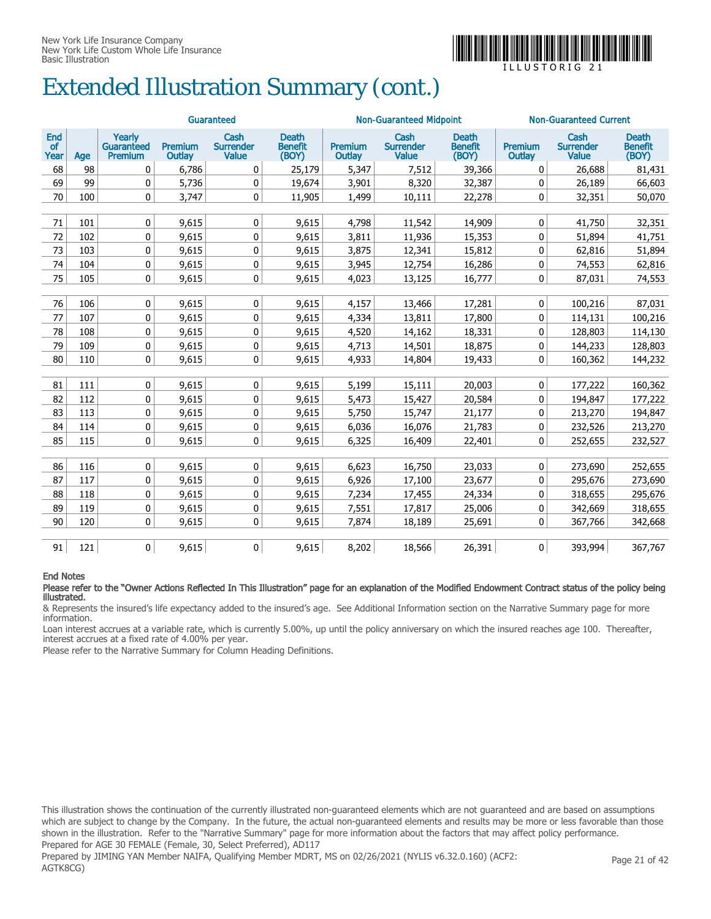# Extended Illustration Summary (cont.)

| | | Guaranteed | | | | Non-Guaranteed Midpoint | | | Non-Guaranteed Current | | |
|---|---|---|---|---|---|---|---|---|---|---|---|
| End of Year | Age | Yearly Guaranteed Premium | Premium Outlay | Cash Surrender Value | Death Benefit (BOY) | Premium Outlay | Cash Surrender Value | Death Benefit (BOY) | Premium Outlay | Cash Surrender Value | Death Benefit (BOY) |
| 68 | 98 | 0 | 6,786 | 0 | 25,179 | 5,347 | 7,512 | 39,366 | 0 | 26,688 | 81,431 |
| 69 | 99 | 0 | 5,736 | 0 | 19,674 | 3,901 | 8,320 | 32,387 | 0 | 26,189 | 66,603 |
| 70 | 100 | 0 | 3,747 | 0 | 11,905 | 1,499 | 10,111 | 22,278 | 0 | 32,351 | 50,070 |
| 71 | 101 | 0 | 9,615 | 0 | 9,615 | 4,798 | 11,542 | 14,909 | 0 | 41,750 | 32,351 |
| 72 | 102 | 0 | 9,615 | 0 | 9,615 | 3,811 | 11,936 | 15,353 | 0 | 51,894 | 41,751 |
| 73 | 103 | 0 | 9,615 | 0 | 9,615 | 3,875 | 12,341 | 15,812 | 0 | 62,816 | 51,894 |
| 74 | 104 | 0 | 9,615 | 0 | 9,615 | 3,945 | 12,754 | 16,286 | 0 | 74,553 | 62,816 |
| 75 | 105 | 0 | 9,615 | 0 | 9,615 | 4,023 | 13,125 | 16,777 | 0 | 87,031 | 74,553 |
| 76 | 106 | 0 | 9,615 | 0 | 9,615 | 4,157 | 13,466 | 17,281 | 0 | 100,216 | 87,031 |
| 77 | 107 | 0 | 9,615 | 0 | 9,615 | 4,334 | 13,811 | 17,800 | 0 | 114,131 | 100,216 |
| 78 | 108 | 0 | 9,615 | 0 | 9,615 | 4,520 | 14,162 | 18,331 | 0 | 128,803 | 114,130 |
| 79 | 109 | 0 | 9,615 | 0 | 9,615 | 4,713 | 14,501 | 18,875 | 0 | 144,233 | 128,803 |
| 80 | 110 | 0 | 9,615 | 0 | 9,615 | 4,933 | 14,804 | 19,433 | 0 | 160,362 | 144,232 |
| 81 | 111 | 0 | 9,615 | 0 | 9,615 | 5,199 | 15,111 | 20,003 | 0 | 177,222 | 160,362 |
| 82 | 112 | 0 | 9,615 | 0 | 9,615 | 5,473 | 15,427 | 20,584 | 0 | 194,847 | 177,222 |
| 83 | 113 | 0 | 9,615 | 0 | 9,615 | 5,750 | 15,747 | 21,177 | 0 | 213,270 | 194,847 |
| 84 | 114 | 0 | 9,615 | 0 | 9,615 | 6,036 | 16,076 | 21,783 | 0 | 232,526 | 213,270 |
| 85 | 115 | 0 | 9,615 | 0 | 9,615 | 6,325 | 16,409 | 22,401 | 0 | 252,655 | 232,527 |
| 86 | 116 | 0 | 9,615 | 0 | 9,615 | 6,623 | 16,750 | 23,033 | 0 | 273,690 | 252,655 |
| 87 | 117 | 0 | 9,615 | 0 | 9,615 | 6,926 | 17,100 | 23,677 | 0 | 295,676 | 273,690 |
| 88 | 118 | 0 | 9,615 | 0 | 9,615 | 7,234 | 17,455 | 24,334 | 0 | 318,655 | 295,676 |
| 89 | 119 | 0 | 9,615 | 0 | 9,615 | 7,551 | 17,817 | 25,006 | 0 | 342,669 | 318,655 |
| 90 | 120 | 0 | 9,615 | 0 | 9,615 | 7,874 | 18,189 | 25,691 | 0 | 367,766 | 342,668 |
| 91 | 121 | 0 | 9,615 | 0 | 9,615 | 8,202 | 18,566 | 26,391 | 0 | 393,994 | 367,767 |

**End Notes**

**Please refer to the "Owner Actions Reflected In This Illustration" page for an explanation of the Modified Endowment Contract status of the policy being illustrated.**

& Represents the insured's life expectancy added to the insured's age. See Additional Information section on the Narrative Summary page for more information.

Loan interest accrues at a variable rate, which is currently 5.00%, up until the policy anniversary on which the insured reaches age 100. Thereafter, interest accrues at a fixed rate of 4.00% per year.

Please refer to the Narrative Summary for Column Heading Definitions.

This illustration shows the continuation of the currently illustrated non-guaranteed elements which are not guaranteed and are based on assumptions which are subject to change by the Company. In the future, the actual non-guaranteed elements and results may be more or less favorable than those shown in the illustration. Refer to the "Narrative Summary" page for more information about the factors that may affect policy performance.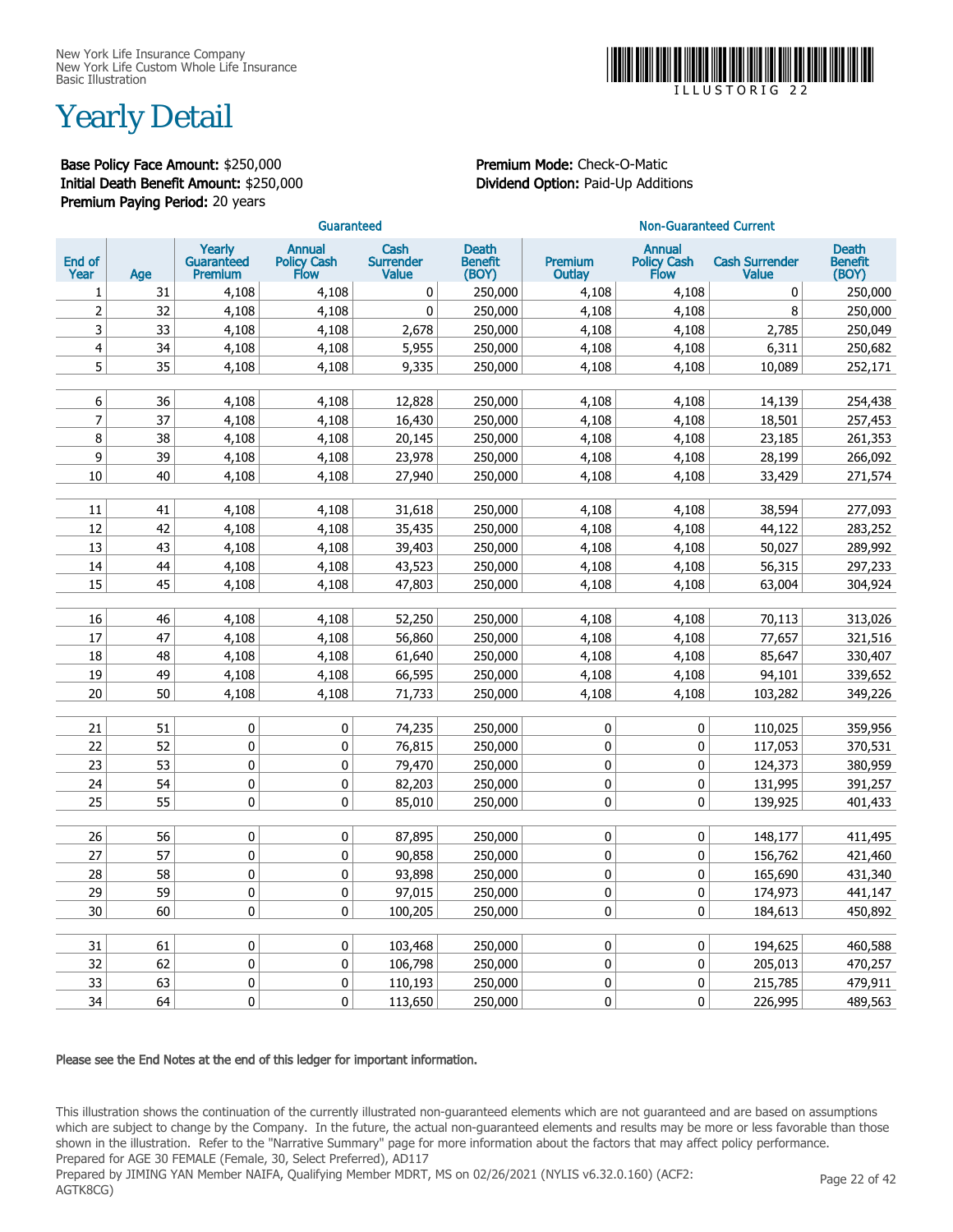New York Life Insurance Company
New York Life Custom Whole Life Insurance
Basic Illustration

ILLUSTORIG 22

# Yearly Detail

**Base Policy Face Amount:** $250,000
**Initial Death Benefit Amount:** $250,000
**Premium Paying Period:** 20 years

**Premium Mode:** Check-O-Matic
**Dividend Option:** Paid-Up Additions

| | | Guaranteed | | | | Non-Guaranteed Current | | | |
|---|---|---|---|---|---|---|---|---|---|
| End of Year | Age | Yearly Guaranteed Premium | Annual Policy Cash Flow | Cash Surrender Value | Death Benefit (BOY) | Premium Outlay | Annual Policy Cash Flow | Cash Surrender Value | Death Benefit (BOY) |
| 1 | 31 | 4,108 | 4,108 | 0 | 250,000 | 4,108 | 4,108 | 0 | 250,000 |
| 2 | 32 | 4,108 | 4,108 | 0 | 250,000 | 4,108 | 4,108 | 8 | 250,000 |
| 3 | 33 | 4,108 | 4,108 | 2,678 | 250,000 | 4,108 | 4,108 | 2,785 | 250,049 |
| 4 | 34 | 4,108 | 4,108 | 5,955 | 250,000 | 4,108 | 4,108 | 6,311 | 250,682 |
| 5 | 35 | 4,108 | 4,108 | 9,335 | 250,000 | 4,108 | 4,108 | 10,089 | 252,171 |
| 6 | 36 | 4,108 | 4,108 | 12,828 | 250,000 | 4,108 | 4,108 | 14,139 | 254,438 |
| 7 | 37 | 4,108 | 4,108 | 16,430 | 250,000 | 4,108 | 4,108 | 18,501 | 257,453 |
| 8 | 38 | 4,108 | 4,108 | 20,145 | 250,000 | 4,108 | 4,108 | 23,185 | 261,353 |
| 9 | 39 | 4,108 | 4,108 | 23,978 | 250,000 | 4,108 | 4,108 | 28,199 | 266,092 |
| 10 | 40 | 4,108 | 4,108 | 27,940 | 250,000 | 4,108 | 4,108 | 33,429 | 271,574 |
| 11 | 41 | 4,108 | 4,108 | 31,618 | 250,000 | 4,108 | 4,108 | 38,594 | 277,093 |
| 12 | 42 | 4,108 | 4,108 | 35,435 | 250,000 | 4,108 | 4,108 | 44,122 | 283,252 |
| 13 | 43 | 4,108 | 4,108 | 39,403 | 250,000 | 4,108 | 4,108 | 50,027 | 289,992 |
| 14 | 44 | 4,108 | 4,108 | 43,523 | 250,000 | 4,108 | 4,108 | 56,315 | 297,233 |
| 15 | 45 | 4,108 | 4,108 | 47,803 | 250,000 | 4,108 | 4,108 | 63,004 | 304,924 |
| 16 | 46 | 4,108 | 4,108 | 52,250 | 250,000 | 4,108 | 4,108 | 70,113 | 313,026 |
| 17 | 47 | 4,108 | 4,108 | 56,860 | 250,000 | 4,108 | 4,108 | 77,657 | 321,516 |
| 18 | 48 | 4,108 | 4,108 | 61,640 | 250,000 | 4,108 | 4,108 | 85,647 | 330,407 |
| 19 | 49 | 4,108 | 4,108 | 66,595 | 250,000 | 4,108 | 4,108 | 94,101 | 339,652 |
| 20 | 50 | 4,108 | 4,108 | 71,733 | 250,000 | 4,108 | 4,108 | 103,282 | 349,226 |
| 21 | 51 | 0 | 0 | 74,235 | 250,000 | 0 | 0 | 110,025 | 359,956 |
| 22 | 52 | 0 | 0 | 76,815 | 250,000 | 0 | 0 | 117,053 | 370,531 |
| 23 | 53 | 0 | 0 | 79,470 | 250,000 | 0 | 0 | 124,373 | 380,959 |
| 24 | 54 | 0 | 0 | 82,203 | 250,000 | 0 | 0 | 131,995 | 391,257 |
| 25 | 55 | 0 | 0 | 85,010 | 250,000 | 0 | 0 | 139,925 | 401,433 |
| 26 | 56 | 0 | 0 | 87,895 | 250,000 | 0 | 0 | 148,177 | 411,495 |
| 27 | 57 | 0 | 0 | 90,858 | 250,000 | 0 | 0 | 156,762 | 421,460 |
| 28 | 58 | 0 | 0 | 93,898 | 250,000 | 0 | 0 | 165,690 | 431,340 |
| 29 | 59 | 0 | 0 | 97,015 | 250,000 | 0 | 0 | 174,973 | 441,147 |
| 30 | 60 | 0 | 0 | 100,205 | 250,000 | 0 | 0 | 184,613 | 450,892 |
| 31 | 61 | 0 | 0 | 103,468 | 250,000 | 0 | 0 | 194,625 | 460,588 |
| 32 | 62 | 0 | 0 | 106,798 | 250,000 | 0 | 0 | 205,013 | 470,257 |
| 33 | 63 | 0 | 0 | 110,193 | 250,000 | 0 | 0 | 215,785 | 479,911 |
| 34 | 64 | 0 | 0 | 113,650 | 250,000 | 0 | 0 | 226,995 | 489,563 |

**Please see the End Notes at the end of this ledger for important information.**

This illustration shows the continuation of the currently illustrated non-guaranteed elements which are not guaranteed and are based on assumptions which are subject to change by the Company. In the future, the actual non-guaranteed elements and results may be more or less favorable than those shown in the illustration. Refer to the "Narrative Summary" page for more information about the factors that may affect policy performance.
Prepared for AGE 30 FEMALE (Female, 30, Select Preferred), AD117
Prepared by JIMING YAN Member NAIFA, Qualifying Member MDRT, MS on 02/26/2021 (NYLIS v6.32.0.160) (ACF2: AGTK8CG)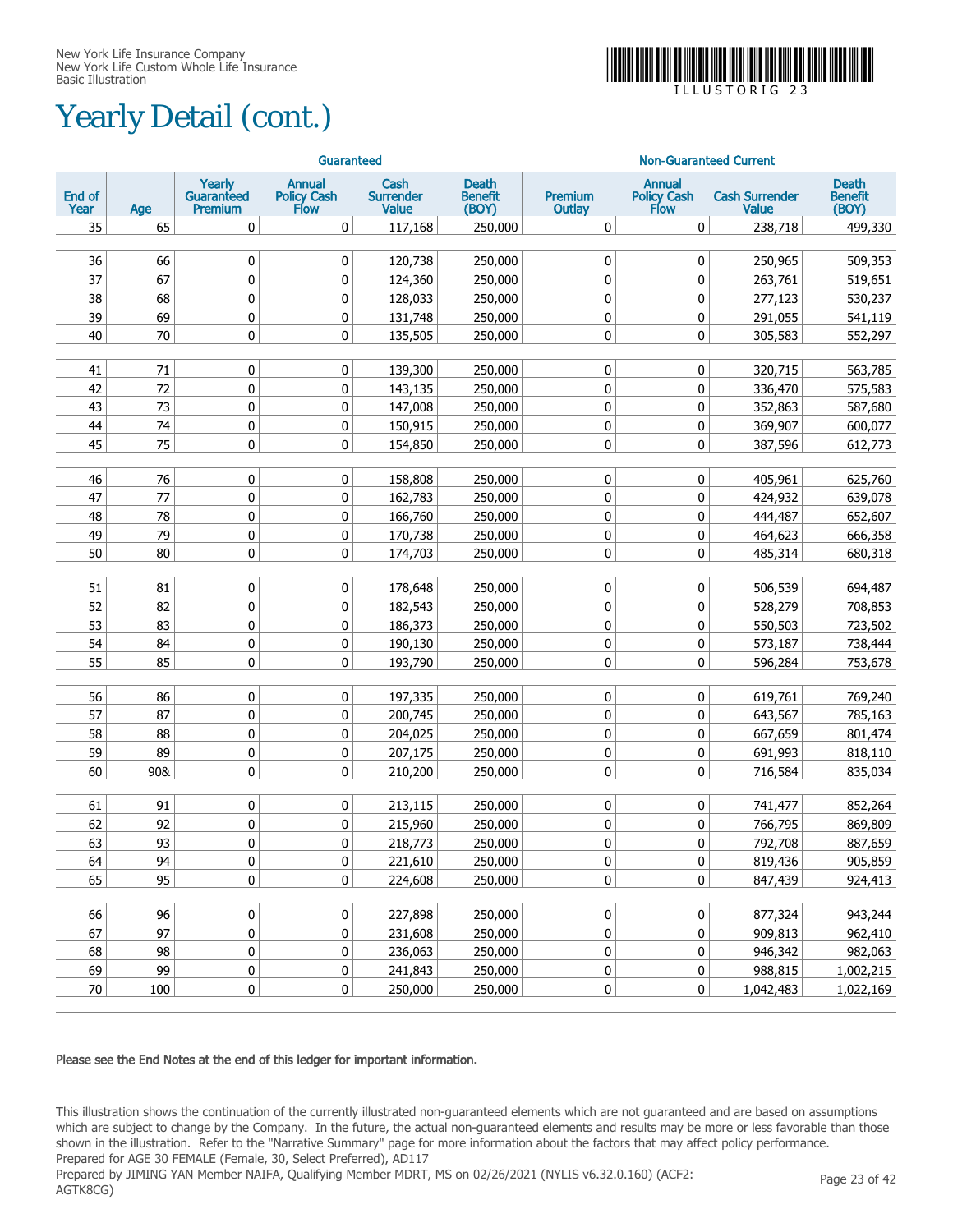New York Life Insurance Company
New York Life Custom Whole Life Insurance
Basic Illustration

ILLUSTORIG 23

# Yearly Detail (cont.)

| | | Guaranteed | | | | Non-Guaranteed Current | | | |
|---|---|---|---|---|---|---|---|---|---|
| End of Year | Age | Yearly Guaranteed Premium | Annual Policy Cash Flow | Cash Surrender Value | Death Benefit (BOY) | Premium Outlay | Annual Policy Cash Flow | Cash Surrender Value | Death Benefit (BOY) |
| 35 | 65 | 0 | 0 | 117,168 | 250,000 | 0 | 0 | 238,718 | 499,330 |
| 36 | 66 | 0 | 0 | 120,738 | 250,000 | 0 | 0 | 250,965 | 509,353 |
| 37 | 67 | 0 | 0 | 124,360 | 250,000 | 0 | 0 | 263,761 | 519,651 |
| 38 | 68 | 0 | 0 | 128,033 | 250,000 | 0 | 0 | 277,123 | 530,237 |
| 39 | 69 | 0 | 0 | 131,748 | 250,000 | 0 | 0 | 291,055 | 541,119 |
| 40 | 70 | 0 | 0 | 135,505 | 250,000 | 0 | 0 | 305,583 | 552,297 |
| 41 | 71 | 0 | 0 | 139,300 | 250,000 | 0 | 0 | 320,715 | 563,785 |
| 42 | 72 | 0 | 0 | 143,135 | 250,000 | 0 | 0 | 336,470 | 575,583 |
| 43 | 73 | 0 | 0 | 147,008 | 250,000 | 0 | 0 | 352,863 | 587,680 |
| 44 | 74 | 0 | 0 | 150,915 | 250,000 | 0 | 0 | 369,907 | 600,077 |
| 45 | 75 | 0 | 0 | 154,850 | 250,000 | 0 | 0 | 387,596 | 612,773 |
| 46 | 76 | 0 | 0 | 158,808 | 250,000 | 0 | 0 | 405,961 | 625,760 |
| 47 | 77 | 0 | 0 | 162,783 | 250,000 | 0 | 0 | 424,932 | 639,078 |
| 48 | 78 | 0 | 0 | 166,760 | 250,000 | 0 | 0 | 444,487 | 652,607 |
| 49 | 79 | 0 | 0 | 170,738 | 250,000 | 0 | 0 | 464,623 | 666,358 |
| 50 | 80 | 0 | 0 | 174,703 | 250,000 | 0 | 0 | 485,314 | 680,318 |
| 51 | 81 | 0 | 0 | 178,648 | 250,000 | 0 | 0 | 506,539 | 694,487 |
| 52 | 82 | 0 | 0 | 182,543 | 250,000 | 0 | 0 | 528,279 | 708,853 |
| 53 | 83 | 0 | 0 | 186,373 | 250,000 | 0 | 0 | 550,503 | 723,502 |
| 54 | 84 | 0 | 0 | 190,130 | 250,000 | 0 | 0 | 573,187 | 738,444 |
| 55 | 85 | 0 | 0 | 193,790 | 250,000 | 0 | 0 | 596,284 | 753,678 |
| 56 | 86 | 0 | 0 | 197,335 | 250,000 | 0 | 0 | 619,761 | 769,240 |
| 57 | 87 | 0 | 0 | 200,745 | 250,000 | 0 | 0 | 643,567 | 785,163 |
| 58 | 88 | 0 | 0 | 204,025 | 250,000 | 0 | 0 | 667,659 | 801,474 |
| 59 | 89 | 0 | 0 | 207,175 | 250,000 | 0 | 0 | 691,993 | 818,110 |
| 60 | 90& | 0 | 0 | 210,200 | 250,000 | 0 | 0 | 716,584 | 835,034 |
| 61 | 91 | 0 | 0 | 213,115 | 250,000 | 0 | 0 | 741,477 | 852,264 |
| 62 | 92 | 0 | 0 | 215,960 | 250,000 | 0 | 0 | 766,795 | 869,809 |
| 63 | 93 | 0 | 0 | 218,773 | 250,000 | 0 | 0 | 792,708 | 887,659 |
| 64 | 94 | 0 | 0 | 221,610 | 250,000 | 0 | 0 | 819,436 | 905,859 |
| 65 | 95 | 0 | 0 | 224,608 | 250,000 | 0 | 0 | 847,439 | 924,413 |
| 66 | 96 | 0 | 0 | 227,898 | 250,000 | 0 | 0 | 877,324 | 943,244 |
| 67 | 97 | 0 | 0 | 231,608 | 250,000 | 0 | 0 | 909,813 | 962,410 |
| 68 | 98 | 0 | 0 | 236,063 | 250,000 | 0 | 0 | 946,342 | 982,063 |
| 69 | 99 | 0 | 0 | 241,843 | 250,000 | 0 | 0 | 988,815 | 1,002,215 |
| 70 | 100 | 0 | 0 | 250,000 | 250,000 | 0 | 0 | 1,042,483 | 1,022,169 |

**Please see the End Notes at the end of this ledger for important information.**

This illustration shows the continuation of the currently illustrated non-guaranteed elements which are not guaranteed and are based on assumptions which are subject to change by the Company. In the future, the actual non-guaranteed elements and results may be more or less favorable than those shown in the illustration. Refer to the "Narrative Summary" page for more information about the factors that may affect policy performance.
Prepared for AGE 30 FEMALE (Female, 30, Select Preferred), AD117
Prepared by JIMING YAN Member NAIFA, Qualifying Member MDRT, MS on 02/26/2021 (NYLIS v6.32.0.160) (ACF2: AGTK8CG)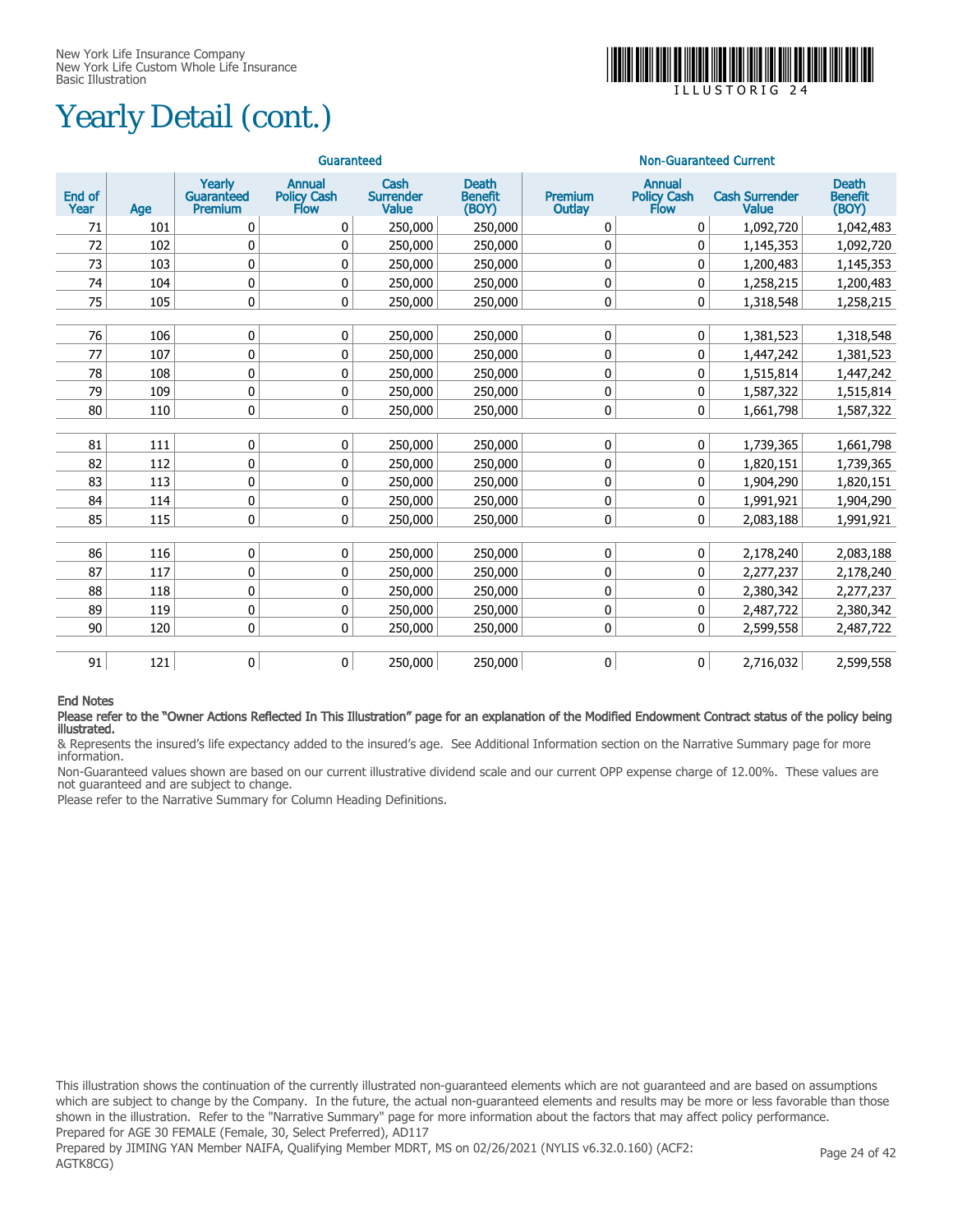# Yearly Detail (cont.)

| | | Guaranteed | | | | Non-Guaranteed Current | | | |
|---|---|---|---|---|---|---|---|---|---|
| End of Year | Age | Yearly Guaranteed Premium | Annual Policy Cash Flow | Cash Surrender Value | Death Benefit (BOY) | Premium Outlay | Annual Policy Cash Flow | Cash Surrender Value | Death Benefit (BOY) |
| 71 | 101 | 0 | 0 | 250,000 | 250,000 | 0 | 0 | 1,092,720 | 1,042,483 |
| 72 | 102 | 0 | 0 | 250,000 | 250,000 | 0 | 0 | 1,145,353 | 1,092,720 |
| 73 | 103 | 0 | 0 | 250,000 | 250,000 | 0 | 0 | 1,200,483 | 1,145,353 |
| 74 | 104 | 0 | 0 | 250,000 | 250,000 | 0 | 0 | 1,258,215 | 1,200,483 |
| 75 | 105 | 0 | 0 | 250,000 | 250,000 | 0 | 0 | 1,318,548 | 1,258,215 |
| 76 | 106 | 0 | 0 | 250,000 | 250,000 | 0 | 0 | 1,381,523 | 1,318,548 |
| 77 | 107 | 0 | 0 | 250,000 | 250,000 | 0 | 0 | 1,447,242 | 1,381,523 |
| 78 | 108 | 0 | 0 | 250,000 | 250,000 | 0 | 0 | 1,515,814 | 1,447,242 |
| 79 | 109 | 0 | 0 | 250,000 | 250,000 | 0 | 0 | 1,587,322 | 1,515,814 |
| 80 | 110 | 0 | 0 | 250,000 | 250,000 | 0 | 0 | 1,661,798 | 1,587,322 |
| 81 | 111 | 0 | 0 | 250,000 | 250,000 | 0 | 0 | 1,739,365 | 1,661,798 |
| 82 | 112 | 0 | 0 | 250,000 | 250,000 | 0 | 0 | 1,820,151 | 1,739,365 |
| 83 | 113 | 0 | 0 | 250,000 | 250,000 | 0 | 0 | 1,904,290 | 1,820,151 |
| 84 | 114 | 0 | 0 | 250,000 | 250,000 | 0 | 0 | 1,991,921 | 1,904,290 |
| 85 | 115 | 0 | 0 | 250,000 | 250,000 | 0 | 0 | 2,083,188 | 1,991,921 |
| 86 | 116 | 0 | 0 | 250,000 | 250,000 | 0 | 0 | 2,178,240 | 2,083,188 |
| 87 | 117 | 0 | 0 | 250,000 | 250,000 | 0 | 0 | 2,277,237 | 2,178,240 |
| 88 | 118 | 0 | 0 | 250,000 | 250,000 | 0 | 0 | 2,380,342 | 2,277,237 |
| 89 | 119 | 0 | 0 | 250,000 | 250,000 | 0 | 0 | 2,487,722 | 2,380,342 |
| 90 | 120 | 0 | 0 | 250,000 | 250,000 | 0 | 0 | 2,599,558 | 2,487,722 |
| 91 | 121 | 0 | 0 | 250,000 | 250,000 | 0 | 0 | 2,716,032 | 2,599,558 |

**End Notes**

**Please refer to the "Owner Actions Reflected In This Illustration" page for an explanation of the Modified Endowment Contract status of the policy being illustrated.**

& Represents the insured's life expectancy added to the insured's age. See Additional Information section on the Narrative Summary page for more information.

Non-Guaranteed values shown are based on our current illustrative dividend scale and our current OPP expense charge of 12.00%. These values are not guaranteed and are subject to change.

Please refer to the Narrative Summary for Column Heading Definitions.

This illustration shows the continuation of the currently illustrated non-guaranteed elements which are not guaranteed and are based on assumptions which are subject to change by the Company. In the future, the actual non-guaranteed elements and results may be more or less favorable than those shown in the illustration. Refer to the "Narrative Summary" page for more information about the factors that may affect policy performance.
Prepared for AGE 30 FEMALE (Female, 30, Select Preferred), AD117
Prepared by JIMING YAN Member NAIFA, Qualifying Member MDRT, MS on 02/26/2021 (NYLIS v6.32.0.160) (ACF2: AGTK8CG)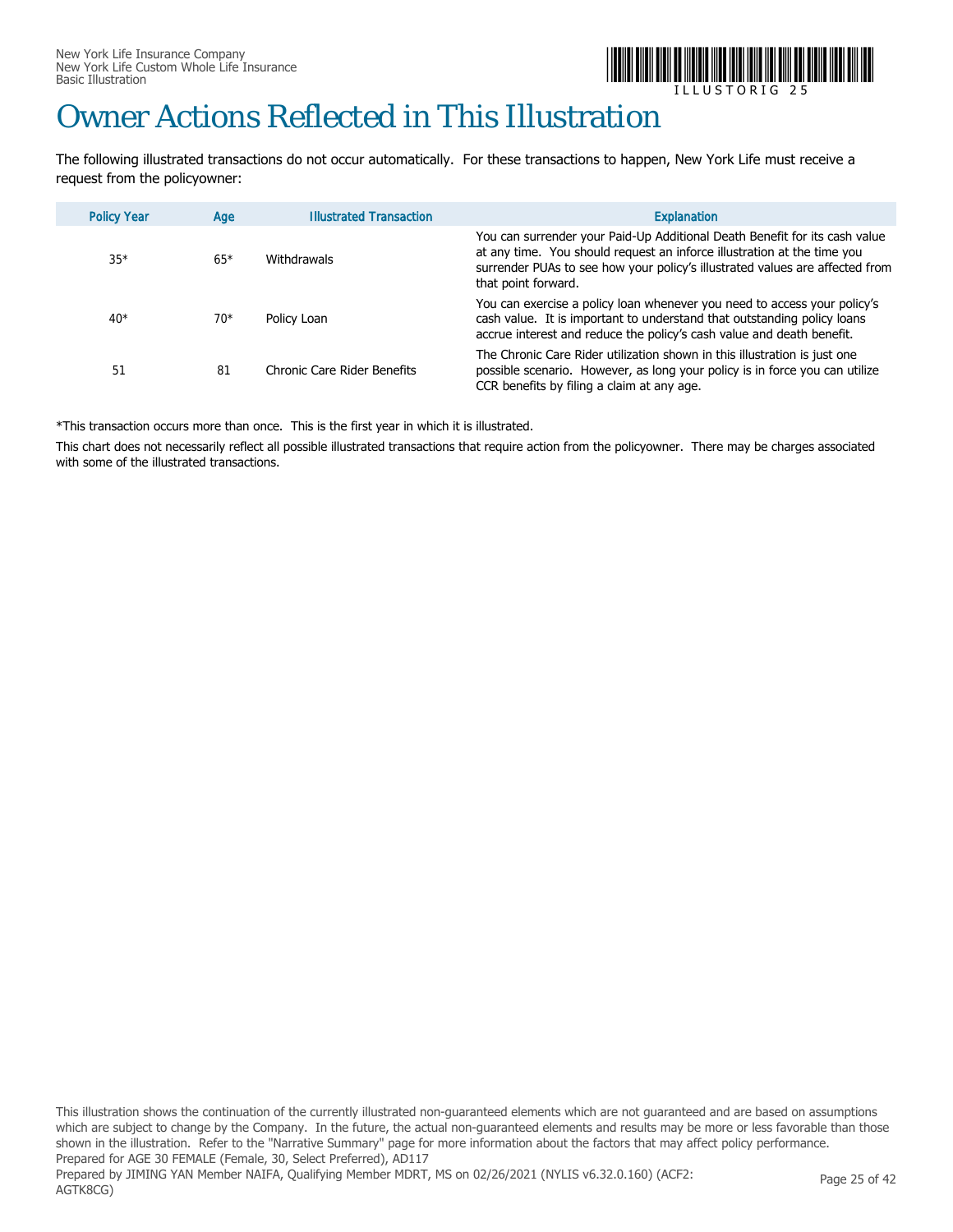# Owner Actions Reflected in This Illustration

The following illustrated transactions do not occur automatically. For these transactions to happen, New York Life must receive a request from the policyowner:

| Policy Year | Age | Illustrated Transaction | Explanation |
|---|---|---|---|
| 35* | 65* | Withdrawals | You can surrender your Paid-Up Additional Death Benefit for its cash value at any time. You should request an inforce illustration at the time you surrender PUAs to see how your policy's illustrated values are affected from that point forward. |
| 40* | 70* | Policy Loan | You can exercise a policy loan whenever you need to access your policy's cash value. It is important to understand that outstanding policy loans accrue interest and reduce the policy's cash value and death benefit. |
| 51 | 81 | Chronic Care Rider Benefits | The Chronic Care Rider utilization shown in this illustration is just one possible scenario. However, as long your policy is in force you can utilize CCR benefits by filing a claim at any age. |

*This transaction occurs more than once. This is the first year in which it is illustrated.

This chart does not necessarily reflect all possible illustrated transactions that require action from the policyowner. There may be charges associated with some of the illustrated transactions.

This illustration shows the continuation of the currently illustrated non-guaranteed elements which are not guaranteed and are based on assumptions which are subject to change by the Company. In the future, the actual non-guaranteed elements and results may be more or less favorable than those shown in the illustration. Refer to the "Narrative Summary" page for more information about the factors that may affect policy performance.
Prepared for AGE 30 FEMALE (Female, 30, Select Preferred), AD117
Prepared by JIMING YAN Member NAIFA, Qualifying Member MDRT, MS on 02/26/2021 (NYLIS v6.32.0.160) (ACF2: AGTK8CG)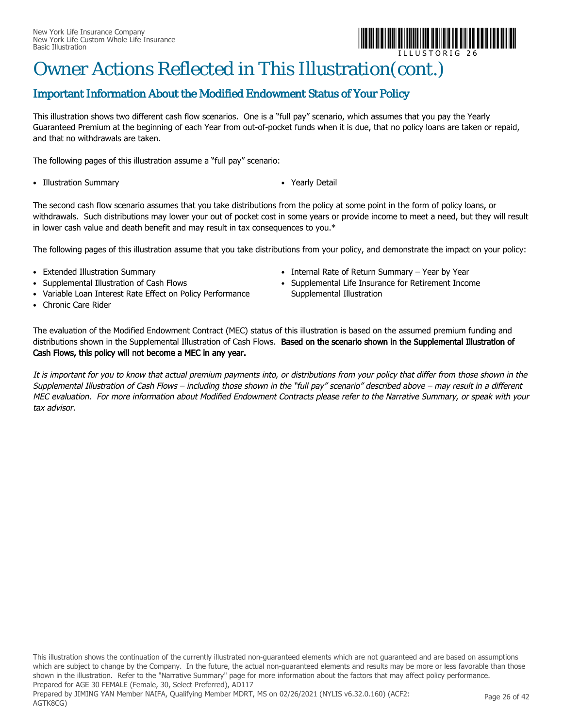# Owner Actions Reflected in This Illustration(cont.)

## Important Information About the Modified Endowment Status of Your Policy

This illustration shows two different cash flow scenarios. One is a "full pay" scenario, which assumes that you pay the Yearly Guaranteed Premium at the beginning of each Year from out-of-pocket funds when it is due, that no policy loans are taken or repaid, and that no withdrawals are taken.

The following pages of this illustration assume a "full pay" scenario:

- Illustration Summary
- Yearly Detail

The second cash flow scenario assumes that you take distributions from the policy at some point in the form of policy loans, or withdrawals. Such distributions may lower your out of pocket cost in some years or provide income to meet a need, but they will result in lower cash value and death benefit and may result in tax consequences to you.*

The following pages of this illustration assume that you take distributions from your policy, and demonstrate the impact on your policy:

- Extended Illustration Summary
- Supplemental Illustration of Cash Flows
- Variable Loan Interest Rate Effect on Policy Performance
- Chronic Care Rider
- Internal Rate of Return Summary – Year by Year
- Supplemental Life Insurance for Retirement Income Supplemental Illustration

The evaluation of the Modified Endowment Contract (MEC) status of this illustration is based on the assumed premium funding and distributions shown in the Supplemental Illustration of Cash Flows. **Based on the scenario shown in the Supplemental Illustration of Cash Flows, this policy will not become a MEC in any year.**

*It is important for you to know that actual premium payments into, or distributions from your policy that differ from those shown in the Supplemental Illustration of Cash Flows – including those shown in the "full pay" scenario" described above – may result in a different MEC evaluation. For more information about Modified Endowment Contracts please refer to the Narrative Summary, or speak with your tax advisor.*

This illustration shows the continuation of the currently illustrated non-guaranteed elements which are not guaranteed and are based on assumptions which are subject to change by the Company. In the future, the actual non-guaranteed elements and results may be more or less favorable than those shown in the illustration. Refer to the "Narrative Summary" page for more information about the factors that may affect policy performance.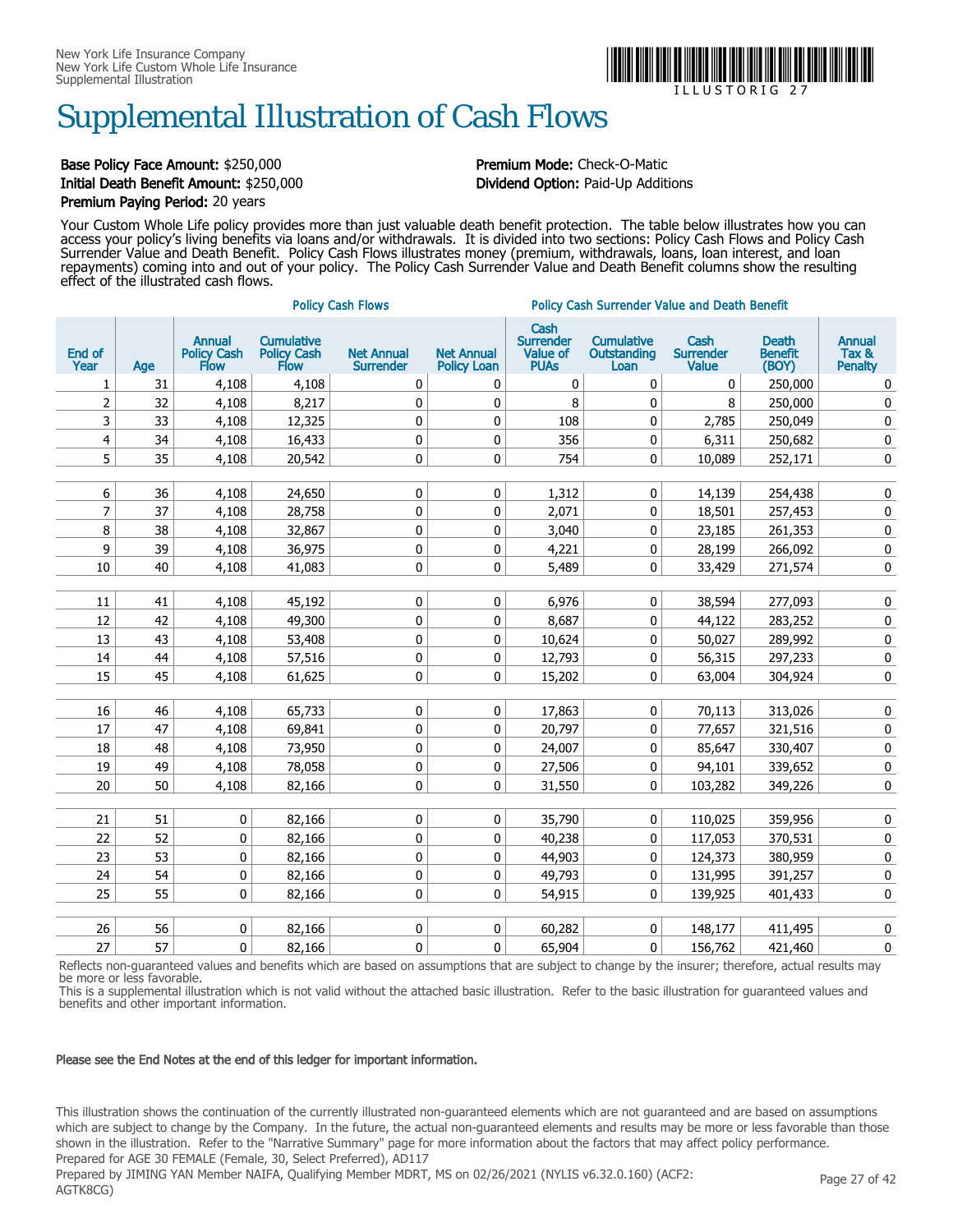New York Life Insurance Company
New York Life Custom Whole Life Insurance
Supplemental Illustration

ILLUSTORIG 27

# Supplemental Illustration of Cash Flows

**Base Policy Face Amount:** $250,000
**Initial Death Benefit Amount:** $250,000
**Premium Paying Period:** 20 years

**Premium Mode:** Check-O-Matic
**Dividend Option:** Paid-Up Additions

Your Custom Whole Life policy provides more than just valuable death benefit protection. The table below illustrates how you can access your policy's living benefits via loans and/or withdrawals. It is divided into two sections: Policy Cash Flows and Policy Cash Surrender Value and Death Benefit. Policy Cash Flows illustrates money (premium, withdrawals, loans, loan interest, and loan repayments) coming into and out of your policy. The Policy Cash Surrender Value and Death Benefit columns show the resulting effect of the illustrated cash flows.

| | | Policy Cash Flows | | | | Policy Cash Surrender Value and Death Benefit | | | | |
|---|---|---|---|---|---|---|---|---|---|---|
| End of Year | Age | Annual Policy Cash Flow | Cumulative Policy Cash Flow | Net Annual Surrender | Net Annual Policy Loan | Cash Surrender Value of PUAs | Cumulative Outstanding Loan | Cash Surrender Value | Death Benefit (BOY) | Annual Tax & Penalty |
| 1 | 31 | 4,108 | 4,108 | 0 | 0 | 0 | 0 | 0 | 250,000 | 0 |
| 2 | 32 | 4,108 | 8,217 | 0 | 0 | 8 | 0 | 8 | 250,000 | 0 |
| 3 | 33 | 4,108 | 12,325 | 0 | 0 | 108 | 0 | 2,785 | 250,049 | 0 |
| 4 | 34 | 4,108 | 16,433 | 0 | 0 | 356 | 0 | 6,311 | 250,682 | 0 |
| 5 | 35 | 4,108 | 20,542 | 0 | 0 | 754 | 0 | 10,089 | 252,171 | 0 |
| 6 | 36 | 4,108 | 24,650 | 0 | 0 | 1,312 | 0 | 14,139 | 254,438 | 0 |
| 7 | 37 | 4,108 | 28,758 | 0 | 0 | 2,071 | 0 | 18,501 | 257,453 | 0 |
| 8 | 38 | 4,108 | 32,867 | 0 | 0 | 3,040 | 0 | 23,185 | 261,353 | 0 |
| 9 | 39 | 4,108 | 36,975 | 0 | 0 | 4,221 | 0 | 28,199 | 266,092 | 0 |
| 10 | 40 | 4,108 | 41,083 | 0 | 0 | 5,489 | 0 | 33,429 | 271,574 | 0 |
| 11 | 41 | 4,108 | 45,192 | 0 | 0 | 6,976 | 0 | 38,594 | 277,093 | 0 |
| 12 | 42 | 4,108 | 49,300 | 0 | 0 | 8,687 | 0 | 44,122 | 283,252 | 0 |
| 13 | 43 | 4,108 | 53,408 | 0 | 0 | 10,624 | 0 | 50,027 | 289,992 | 0 |
| 14 | 44 | 4,108 | 57,516 | 0 | 0 | 12,793 | 0 | 56,315 | 297,233 | 0 |
| 15 | 45 | 4,108 | 61,625 | 0 | 0 | 15,202 | 0 | 63,004 | 304,924 | 0 |
| 16 | 46 | 4,108 | 65,733 | 0 | 0 | 17,863 | 0 | 70,113 | 313,026 | 0 |
| 17 | 47 | 4,108 | 69,841 | 0 | 0 | 20,797 | 0 | 77,657 | 321,516 | 0 |
| 18 | 48 | 4,108 | 73,950 | 0 | 0 | 24,007 | 0 | 85,647 | 330,407 | 0 |
| 19 | 49 | 4,108 | 78,058 | 0 | 0 | 27,506 | 0 | 94,101 | 339,652 | 0 |
| 20 | 50 | 4,108 | 82,166 | 0 | 0 | 31,550 | 0 | 103,282 | 349,226 | 0 |
| 21 | 51 | 0 | 82,166 | 0 | 0 | 35,790 | 0 | 110,025 | 359,956 | 0 |
| 22 | 52 | 0 | 82,166 | 0 | 0 | 40,238 | 0 | 117,053 | 370,531 | 0 |
| 23 | 53 | 0 | 82,166 | 0 | 0 | 44,903 | 0 | 124,373 | 380,959 | 0 |
| 24 | 54 | 0 | 82,166 | 0 | 0 | 49,793 | 0 | 131,995 | 391,257 | 0 |
| 25 | 55 | 0 | 82,166 | 0 | 0 | 54,915 | 0 | 139,925 | 401,433 | 0 |
| 26 | 56 | 0 | 82,166 | 0 | 0 | 60,282 | 0 | 148,177 | 411,495 | 0 |
| 27 | 57 | 0 | 82,166 | 0 | 0 | 65,904 | 0 | 156,762 | 421,460 | 0 |

Reflects non-guaranteed values and benefits which are based on assumptions that are subject to change by the insurer; therefore, actual results may be more or less favorable.
This is a supplemental illustration which is not valid without the attached basic illustration. Refer to the basic illustration for guaranteed values and benefits and other important information.

**Please see the End Notes at the end of this ledger for important information.**

This illustration shows the continuation of the currently illustrated non-guaranteed elements which are not guaranteed and are based on assumptions which are subject to change by the Company. In the future, the actual non-guaranteed elements and results may be more or less favorable than those shown in the illustration. Refer to the "Narrative Summary" page for more information about the factors that may affect policy performance.
Prepared for AGE 30 FEMALE (Female, 30, Select Preferred), AD117
Prepared by JIMING YAN Member NAIFA, Qualifying Member MDRT, MS on 02/26/2021 (NYLIS v6.32.0.160) (ACF2: AGTK8CG)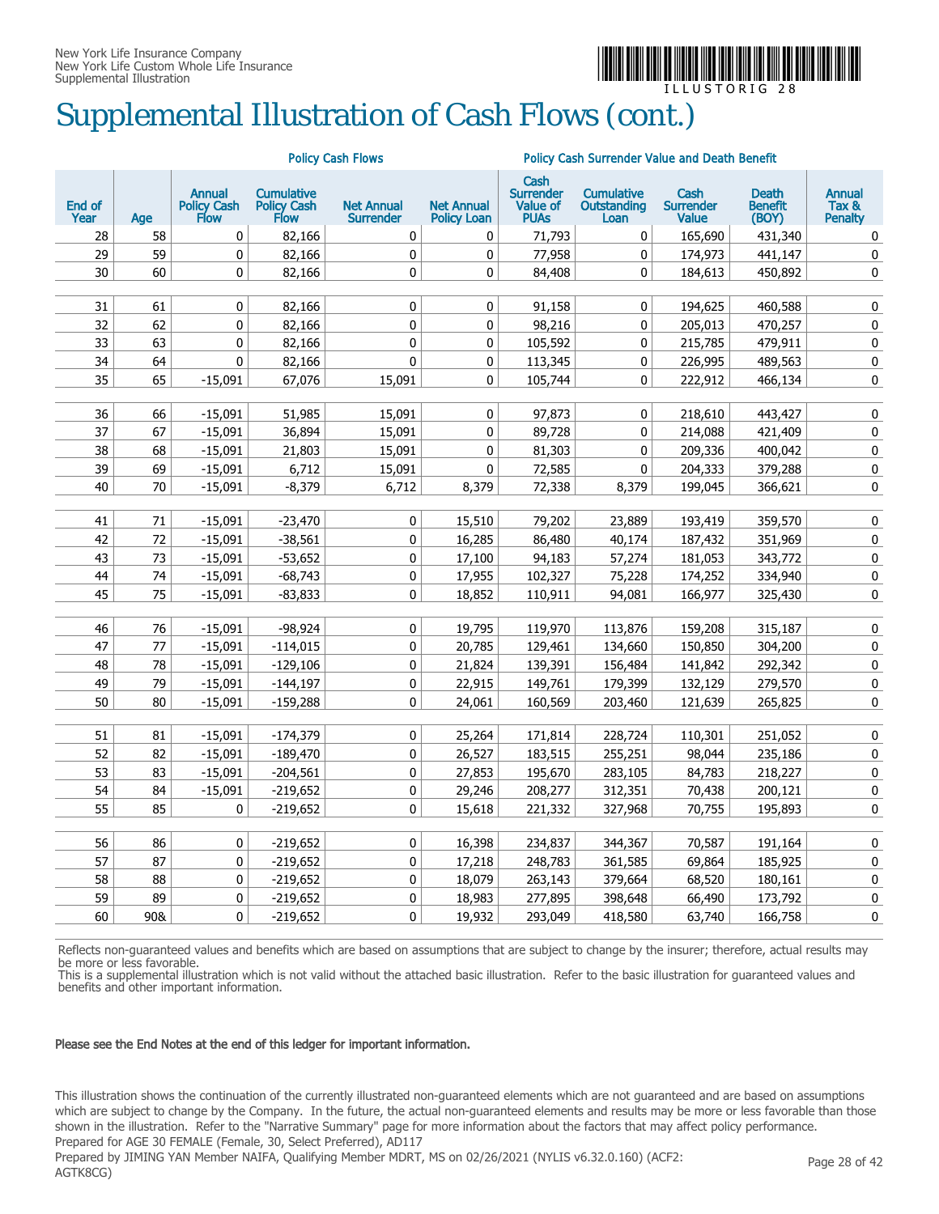# Supplemental Illustration of Cash Flows (cont.)

| | | Policy Cash Flows | | | | Policy Cash Surrender Value and Death Benefit | | | | |
|---|---|---|---|---|---|---|---|---|---|---|
| End of Year | Age | Annual Policy Cash Flow | Cumulative Policy Cash Flow | Net Annual Surrender | Net Annual Policy Loan | Cash Surrender Value of PUAs | Cumulative Outstanding Loan | Cash Surrender Value | Death Benefit (BOY) | Annual Tax & Penalty |
| 28 | 58 | 0 | 82,166 | 0 | 0 | 71,793 | 0 | 165,690 | 431,340 | 0 |
| 29 | 59 | 0 | 82,166 | 0 | 0 | 77,958 | 0 | 174,973 | 441,147 | 0 |
| 30 | 60 | 0 | 82,166 | 0 | 0 | 84,408 | 0 | 184,613 | 450,892 | 0 |
| 31 | 61 | 0 | 82,166 | 0 | 0 | 91,158 | 0 | 194,625 | 460,588 | 0 |
| 32 | 62 | 0 | 82,166 | 0 | 0 | 98,216 | 0 | 205,013 | 470,257 | 0 |
| 33 | 63 | 0 | 82,166 | 0 | 0 | 105,592 | 0 | 215,785 | 479,911 | 0 |
| 34 | 64 | 0 | 82,166 | 0 | 0 | 113,345 | 0 | 226,995 | 489,563 | 0 |
| 35 | 65 | -15,091 | 67,076 | 15,091 | 0 | 105,744 | 0 | 222,912 | 466,134 | 0 |
| 36 | 66 | -15,091 | 51,985 | 15,091 | 0 | 97,873 | 0 | 218,610 | 443,427 | 0 |
| 37 | 67 | -15,091 | 36,894 | 15,091 | 0 | 89,728 | 0 | 214,088 | 421,409 | 0 |
| 38 | 68 | -15,091 | 21,803 | 15,091 | 0 | 81,303 | 0 | 209,336 | 400,042 | 0 |
| 39 | 69 | -15,091 | 6,712 | 15,091 | 0 | 72,585 | 0 | 204,333 | 379,288 | 0 |
| 40 | 70 | -15,091 | -8,379 | 6,712 | 8,379 | 72,338 | 8,379 | 199,045 | 366,621 | 0 |
| 41 | 71 | -15,091 | -23,470 | 0 | 15,510 | 79,202 | 23,889 | 193,419 | 359,570 | 0 |
| 42 | 72 | -15,091 | -38,561 | 0 | 16,285 | 86,480 | 40,174 | 187,432 | 351,969 | 0 |
| 43 | 73 | -15,091 | -53,652 | 0 | 17,100 | 94,183 | 57,274 | 181,053 | 343,772 | 0 |
| 44 | 74 | -15,091 | -68,743 | 0 | 17,955 | 102,327 | 75,228 | 174,252 | 334,940 | 0 |
| 45 | 75 | -15,091 | -83,833 | 0 | 18,852 | 110,911 | 94,081 | 166,977 | 325,430 | 0 |
| 46 | 76 | -15,091 | -98,924 | 0 | 19,795 | 119,970 | 113,876 | 159,208 | 315,187 | 0 |
| 47 | 77 | -15,091 | -114,015 | 0 | 20,785 | 129,461 | 134,660 | 150,850 | 304,200 | 0 |
| 48 | 78 | -15,091 | -129,106 | 0 | 21,824 | 139,391 | 156,484 | 141,842 | 292,342 | 0 |
| 49 | 79 | -15,091 | -144,197 | 0 | 22,915 | 149,761 | 179,399 | 132,129 | 279,570 | 0 |
| 50 | 80 | -15,091 | -159,288 | 0 | 24,061 | 160,569 | 203,460 | 121,639 | 265,825 | 0 |
| 51 | 81 | -15,091 | -174,379 | 0 | 25,264 | 171,814 | 228,724 | 110,301 | 251,052 | 0 |
| 52 | 82 | -15,091 | -189,470 | 0 | 26,527 | 183,515 | 255,251 | 98,044 | 235,186 | 0 |
| 53 | 83 | -15,091 | -204,561 | 0 | 27,853 | 195,670 | 283,105 | 84,783 | 218,227 | 0 |
| 54 | 84 | -15,091 | -219,652 | 0 | 29,246 | 208,277 | 312,351 | 70,438 | 200,121 | 0 |
| 55 | 85 | 0 | -219,652 | 0 | 15,618 | 221,332 | 327,968 | 70,755 | 195,893 | 0 |
| 56 | 86 | 0 | -219,652 | 0 | 16,398 | 234,837 | 344,367 | 70,587 | 191,164 | 0 |
| 57 | 87 | 0 | -219,652 | 0 | 17,218 | 248,783 | 361,585 | 69,864 | 185,925 | 0 |
| 58 | 88 | 0 | -219,652 | 0 | 18,079 | 263,143 | 379,664 | 68,520 | 180,161 | 0 |
| 59 | 89 | 0 | -219,652 | 0 | 18,983 | 277,895 | 398,648 | 66,490 | 173,792 | 0 |
| 60 | 90& | 0 | -219,652 | 0 | 19,932 | 293,049 | 418,580 | 63,740 | 166,758 | 0 |

Reflects non-guaranteed values and benefits which are based on assumptions that are subject to change by the insurer; therefore, actual results may be more or less favorable.
This is a supplemental illustration which is not valid without the attached basic illustration. Refer to the basic illustration for guaranteed values and benefits and other important information.

**Please see the End Notes at the end of this ledger for important information.**

This illustration shows the continuation of the currently illustrated non-guaranteed elements which are not guaranteed and are based on assumptions which are subject to change by the Company. In the future, the actual non-guaranteed elements and results may be more or less favorable than those shown in the illustration. Refer to the "Narrative Summary" page for more information about the factors that may affect policy performance.
Prepared for AGE 30 FEMALE (Female, 30, Select Preferred), AD117
Prepared by JIMING YAN Member NAIFA, Qualifying Member MDRT, MS on 02/26/2021 (NYLIS v6.32.0.160) (ACF2: AGTK8CG)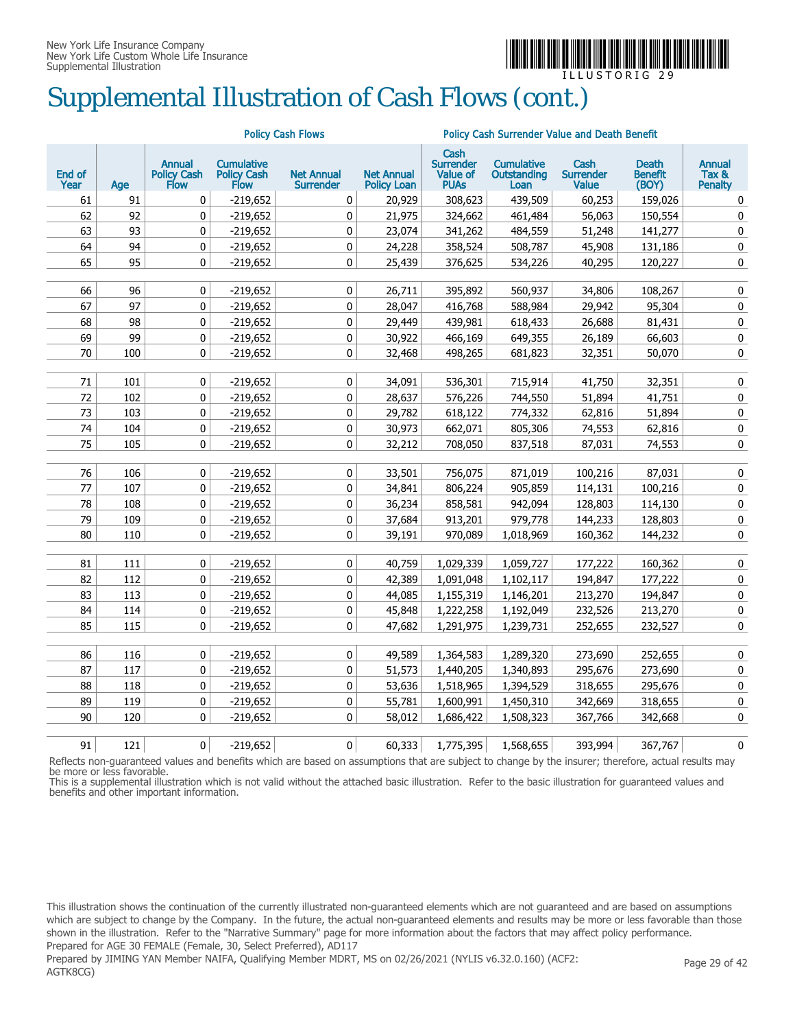# Supplemental Illustration of Cash Flows (cont.)

| | | Policy Cash Flows | | | | Policy Cash Surrender Value and Death Benefit | | | | |
|---|---|---|---|---|---|---|---|---|---|---|
| End of Year | Age | Annual Policy Cash Flow | Cumulative Policy Cash Flow | Net Annual Surrender | Net Annual Policy Loan | Cash Surrender Value of PUAs | Cumulative Outstanding Loan | Cash Surrender Value | Death Benefit (BOY) | Annual Tax & Penalty |
| 61 | 91 | 0 | -219,652 | 0 | 20,929 | 308,623 | 439,509 | 60,253 | 159,026 | 0 |
| 62 | 92 | 0 | -219,652 | 0 | 21,975 | 324,662 | 461,484 | 56,063 | 150,554 | 0 |
| 63 | 93 | 0 | -219,652 | 0 | 23,074 | 341,262 | 484,559 | 51,248 | 141,277 | 0 |
| 64 | 94 | 0 | -219,652 | 0 | 24,228 | 358,524 | 508,787 | 45,908 | 131,186 | 0 |
| 65 | 95 | 0 | -219,652 | 0 | 25,439 | 376,625 | 534,226 | 40,295 | 120,227 | 0 |
| 66 | 96 | 0 | -219,652 | 0 | 26,711 | 395,892 | 560,937 | 34,806 | 108,267 | 0 |
| 67 | 97 | 0 | -219,652 | 0 | 28,047 | 416,768 | 588,984 | 29,942 | 95,304 | 0 |
| 68 | 98 | 0 | -219,652 | 0 | 29,449 | 439,981 | 618,433 | 26,688 | 81,431 | 0 |
| 69 | 99 | 0 | -219,652 | 0 | 30,922 | 466,169 | 649,355 | 26,189 | 66,603 | 0 |
| 70 | 100 | 0 | -219,652 | 0 | 32,468 | 498,265 | 681,823 | 32,351 | 50,070 | 0 |
| 71 | 101 | 0 | -219,652 | 0 | 34,091 | 536,301 | 715,914 | 41,750 | 32,351 | 0 |
| 72 | 102 | 0 | -219,652 | 0 | 28,637 | 576,226 | 744,550 | 51,894 | 41,751 | 0 |
| 73 | 103 | 0 | -219,652 | 0 | 29,782 | 618,122 | 774,332 | 62,816 | 51,894 | 0 |
| 74 | 104 | 0 | -219,652 | 0 | 30,973 | 662,071 | 805,306 | 74,553 | 62,816 | 0 |
| 75 | 105 | 0 | -219,652 | 0 | 32,212 | 708,050 | 837,518 | 87,031 | 74,553 | 0 |
| 76 | 106 | 0 | -219,652 | 0 | 33,501 | 756,075 | 871,019 | 100,216 | 87,031 | 0 |
| 77 | 107 | 0 | -219,652 | 0 | 34,841 | 806,224 | 905,859 | 114,131 | 100,216 | 0 |
| 78 | 108 | 0 | -219,652 | 0 | 36,234 | 858,581 | 942,094 | 128,803 | 114,130 | 0 |
| 79 | 109 | 0 | -219,652 | 0 | 37,684 | 913,201 | 979,778 | 144,233 | 128,803 | 0 |
| 80 | 110 | 0 | -219,652 | 0 | 39,191 | 970,089 | 1,018,969 | 160,362 | 144,232 | 0 |
| 81 | 111 | 0 | -219,652 | 0 | 40,759 | 1,029,339 | 1,059,727 | 177,222 | 160,362 | 0 |
| 82 | 112 | 0 | -219,652 | 0 | 42,389 | 1,091,048 | 1,102,117 | 194,847 | 177,222 | 0 |
| 83 | 113 | 0 | -219,652 | 0 | 44,085 | 1,155,319 | 1,146,201 | 213,270 | 194,847 | 0 |
| 84 | 114 | 0 | -219,652 | 0 | 45,848 | 1,222,258 | 1,192,049 | 232,526 | 213,270 | 0 |
| 85 | 115 | 0 | -219,652 | 0 | 47,682 | 1,291,975 | 1,239,731 | 252,655 | 232,527 | 0 |
| 86 | 116 | 0 | -219,652 | 0 | 49,589 | 1,364,583 | 1,289,320 | 273,690 | 252,655 | 0 |
| 87 | 117 | 0 | -219,652 | 0 | 51,573 | 1,440,205 | 1,340,893 | 295,676 | 273,690 | 0 |
| 88 | 118 | 0 | -219,652 | 0 | 53,636 | 1,518,965 | 1,394,529 | 318,655 | 295,676 | 0 |
| 89 | 119 | 0 | -219,652 | 0 | 55,781 | 1,600,991 | 1,450,310 | 342,669 | 318,655 | 0 |
| 90 | 120 | 0 | -219,652 | 0 | 58,012 | 1,686,422 | 1,508,323 | 367,766 | 342,668 | 0 |
| 91 | 121 | 0 | -219,652 | 0 | 60,333 | 1,775,395 | 1,568,655 | 393,994 | 367,767 | 0 |

Reflects non-guaranteed values and benefits which are based on assumptions that are subject to change by the insurer; therefore, actual results may be more or less favorable.
This is a supplemental illustration which is not valid without the attached basic illustration. Refer to the basic illustration for guaranteed values and benefits and other important information.

This illustration shows the continuation of the currently illustrated non-guaranteed elements which are not guaranteed and are based on assumptions which are subject to change by the Company. In the future, the actual non-guaranteed elements and results may be more or less favorable than those shown in the illustration. Refer to the "Narrative Summary" page for more information about the factors that may affect policy performance.
Prepared for AGE 30 FEMALE (Female, 30, Select Preferred), AD117
Prepared by JIMING YAN Member NAIFA, Qualifying Member MDRT, MS on 02/26/2021 (NYLIS v6.32.0.160) (ACF2: AGTK8CG)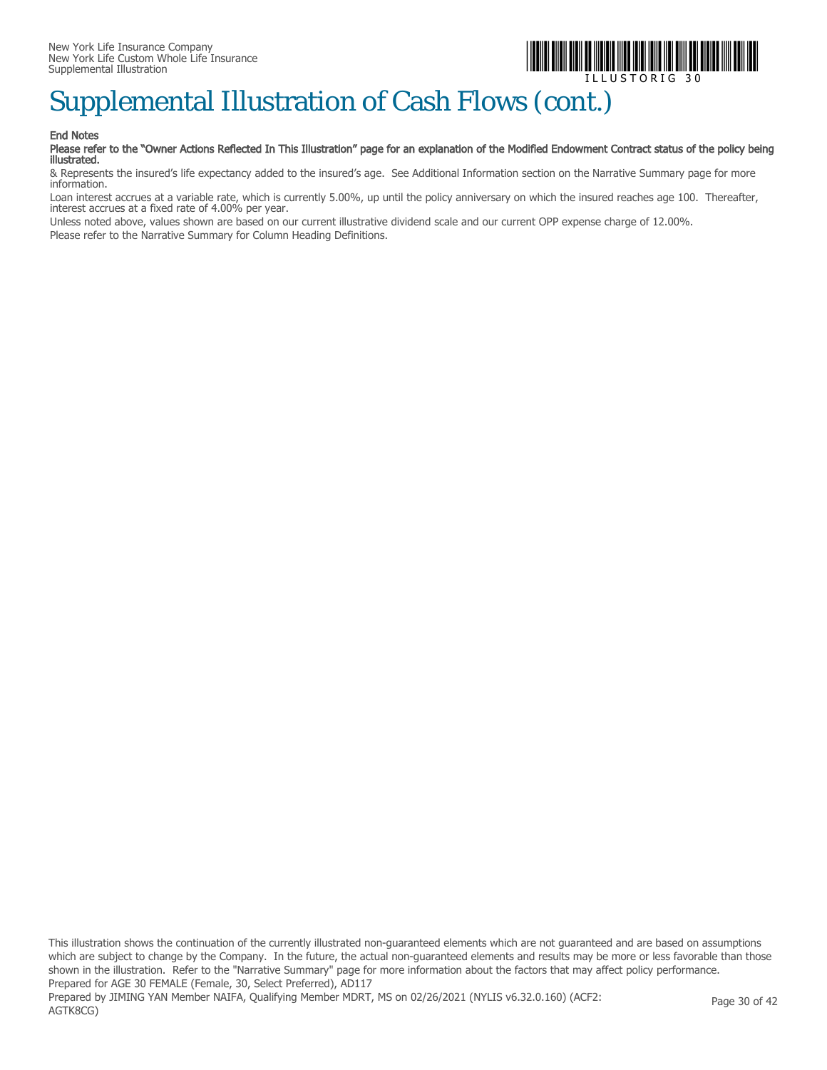# Supplemental Illustration of Cash Flows (cont.)

**End Notes**

**Please refer to the "Owner Actions Reflected In This Illustration" page for an explanation of the Modified Endowment Contract status of the policy being illustrated.**

& Represents the insured's life expectancy added to the insured's age. See Additional Information section on the Narrative Summary page for more information.

Loan interest accrues at a variable rate, which is currently 5.00%, up until the policy anniversary on which the insured reaches age 100. Thereafter, interest accrues at a fixed rate of 4.00% per year.

Unless noted above, values shown are based on our current illustrative dividend scale and our current OPP expense charge of 12.00%.

Please refer to the Narrative Summary for Column Heading Definitions.

This illustration shows the continuation of the currently illustrated non-guaranteed elements which are not guaranteed and are based on assumptions which are subject to change by the Company. In the future, the actual non-guaranteed elements and results may be more or less favorable than those shown in the illustration. Refer to the "Narrative Summary" page for more information about the factors that may affect policy performance.

Prepared for AGE 30 FEMALE (Female, 30, Select Preferred), AD117

Prepared by JIMING YAN Member NAIFA, Qualifying Member MDRT, MS on 02/26/2021 (NYLIS v6.32.0.160) (ACF2: AGTK8CG)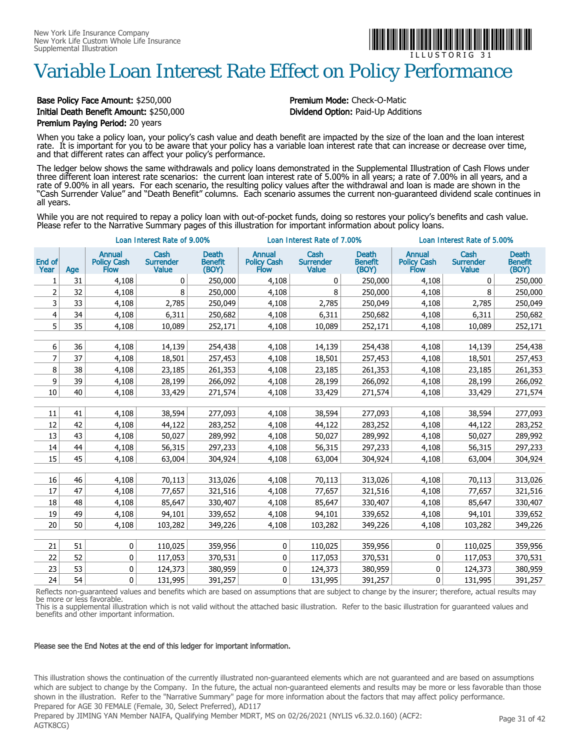New York Life Insurance Company
New York Life Custom Whole Life Insurance
Supplemental Illustration

# Variable Loan Interest Rate Effect on Policy Performance

**Base Policy Face Amount:** $250,000
**Initial Death Benefit Amount:** $250,000
**Premium Paying Period:** 20 years

**Premium Mode:** Check-O-Matic
**Dividend Option:** Paid-Up Additions

When you take a policy loan, your policy's cash value and death benefit are impacted by the size of the loan and the loan interest rate. It is important for you to be aware that your policy has a variable loan interest rate that can increase or decrease over time, and that different rates can affect your policy's performance.

The ledger below shows the same withdrawals and policy loans demonstrated in the Supplemental Illustration of Cash Flows under three different loan interest rate scenarios: the current loan interest rate of 5.00% in all years; a rate of 7.00% in all years, and a rate of 9.00% in all years. For each scenario, the resulting policy values after the withdrawal and loan is made are shown in the "Cash Surrender Value" and "Death Benefit" columns. Each scenario assumes the current non-guaranteed dividend scale continues in all years.

While you are not required to repay a policy loan with out-of-pocket funds, doing so restores your policy's benefits and cash value. Please refer to the Narrative Summary pages of this illustration for important information about policy loans.

| | | Loan Interest Rate of 9.00% | | | Loan Interest Rate of 7.00% | | | Loan Interest Rate of 5.00% | | |
|---|---|---|---|---|---|---|---|---|---|---|
| End of Year | Age | Annual Policy Cash Flow | Cash Surrender Value | Death Benefit (BOY) | Annual Policy Cash Flow | Cash Surrender Value | Death Benefit (BOY) | Annual Policy Cash Flow | Cash Surrender Value | Death Benefit (BOY) |
| 1 | 31 | 4,108 | 0 | 250,000 | 4,108 | 0 | 250,000 | 4,108 | 0 | 250,000 |
| 2 | 32 | 4,108 | 8 | 250,000 | 4,108 | 8 | 250,000 | 4,108 | 8 | 250,000 |
| 3 | 33 | 4,108 | 2,785 | 250,049 | 4,108 | 2,785 | 250,049 | 4,108 | 2,785 | 250,049 |
| 4 | 34 | 4,108 | 6,311 | 250,682 | 4,108 | 6,311 | 250,682 | 4,108 | 6,311 | 250,682 |
| 5 | 35 | 4,108 | 10,089 | 252,171 | 4,108 | 10,089 | 252,171 | 4,108 | 10,089 | 252,171 |
| 6 | 36 | 4,108 | 14,139 | 254,438 | 4,108 | 14,139 | 254,438 | 4,108 | 14,139 | 254,438 |
| 7 | 37 | 4,108 | 18,501 | 257,453 | 4,108 | 18,501 | 257,453 | 4,108 | 18,501 | 257,453 |
| 8 | 38 | 4,108 | 23,185 | 261,353 | 4,108 | 23,185 | 261,353 | 4,108 | 23,185 | 261,353 |
| 9 | 39 | 4,108 | 28,199 | 266,092 | 4,108 | 28,199 | 266,092 | 4,108 | 28,199 | 266,092 |
| 10 | 40 | 4,108 | 33,429 | 271,574 | 4,108 | 33,429 | 271,574 | 4,108 | 33,429 | 271,574 |
| 11 | 41 | 4,108 | 38,594 | 277,093 | 4,108 | 38,594 | 277,093 | 4,108 | 38,594 | 277,093 |
| 12 | 42 | 4,108 | 44,122 | 283,252 | 4,108 | 44,122 | 283,252 | 4,108 | 44,122 | 283,252 |
| 13 | 43 | 4,108 | 50,027 | 289,992 | 4,108 | 50,027 | 289,992 | 4,108 | 50,027 | 289,992 |
| 14 | 44 | 4,108 | 56,315 | 297,233 | 4,108 | 56,315 | 297,233 | 4,108 | 56,315 | 297,233 |
| 15 | 45 | 4,108 | 63,004 | 304,924 | 4,108 | 63,004 | 304,924 | 4,108 | 63,004 | 304,924 |
| 16 | 46 | 4,108 | 70,113 | 313,026 | 4,108 | 70,113 | 313,026 | 4,108 | 70,113 | 313,026 |
| 17 | 47 | 4,108 | 77,657 | 321,516 | 4,108 | 77,657 | 321,516 | 4,108 | 77,657 | 321,516 |
| 18 | 48 | 4,108 | 85,647 | 330,407 | 4,108 | 85,647 | 330,407 | 4,108 | 85,647 | 330,407 |
| 19 | 49 | 4,108 | 94,101 | 339,652 | 4,108 | 94,101 | 339,652 | 4,108 | 94,101 | 339,652 |
| 20 | 50 | 4,108 | 103,282 | 349,226 | 4,108 | 103,282 | 349,226 | 4,108 | 103,282 | 349,226 |
| 21 | 51 | 0 | 110,025 | 359,956 | 0 | 110,025 | 359,956 | 0 | 110,025 | 359,956 |
| 22 | 52 | 0 | 117,053 | 370,531 | 0 | 117,053 | 370,531 | 0 | 117,053 | 370,531 |
| 23 | 53 | 0 | 124,373 | 380,959 | 0 | 124,373 | 380,959 | 0 | 124,373 | 380,959 |
| 24 | 54 | 0 | 131,995 | 391,257 | 0 | 131,995 | 391,257 | 0 | 131,995 | 391,257 |

Reflects non-guaranteed values and benefits which are based on assumptions that are subject to change by the insurer; therefore, actual results may be more or less favorable.
This is a supplemental illustration which is not valid without the attached basic illustration. Refer to the basic illustration for guaranteed values and benefits and other important information.

**Please see the End Notes at the end of this ledger for important information.**

This illustration shows the continuation of the currently illustrated non-guaranteed elements which are not guaranteed and are based on assumptions which are subject to change by the Company. In the future, the actual non-guaranteed elements and results may be more or less favorable than those shown in the illustration. Refer to the "Narrative Summary" page for more information about the factors that may affect policy performance.
Prepared for AGE 30 FEMALE (Female, 30, Select Preferred), AD117
Prepared by JIMING YAN Member NAIFA, Qualifying Member MDRT, MS on 02/26/2021 (NYLIS v6.32.0.160) (ACF2: AGTK8CG)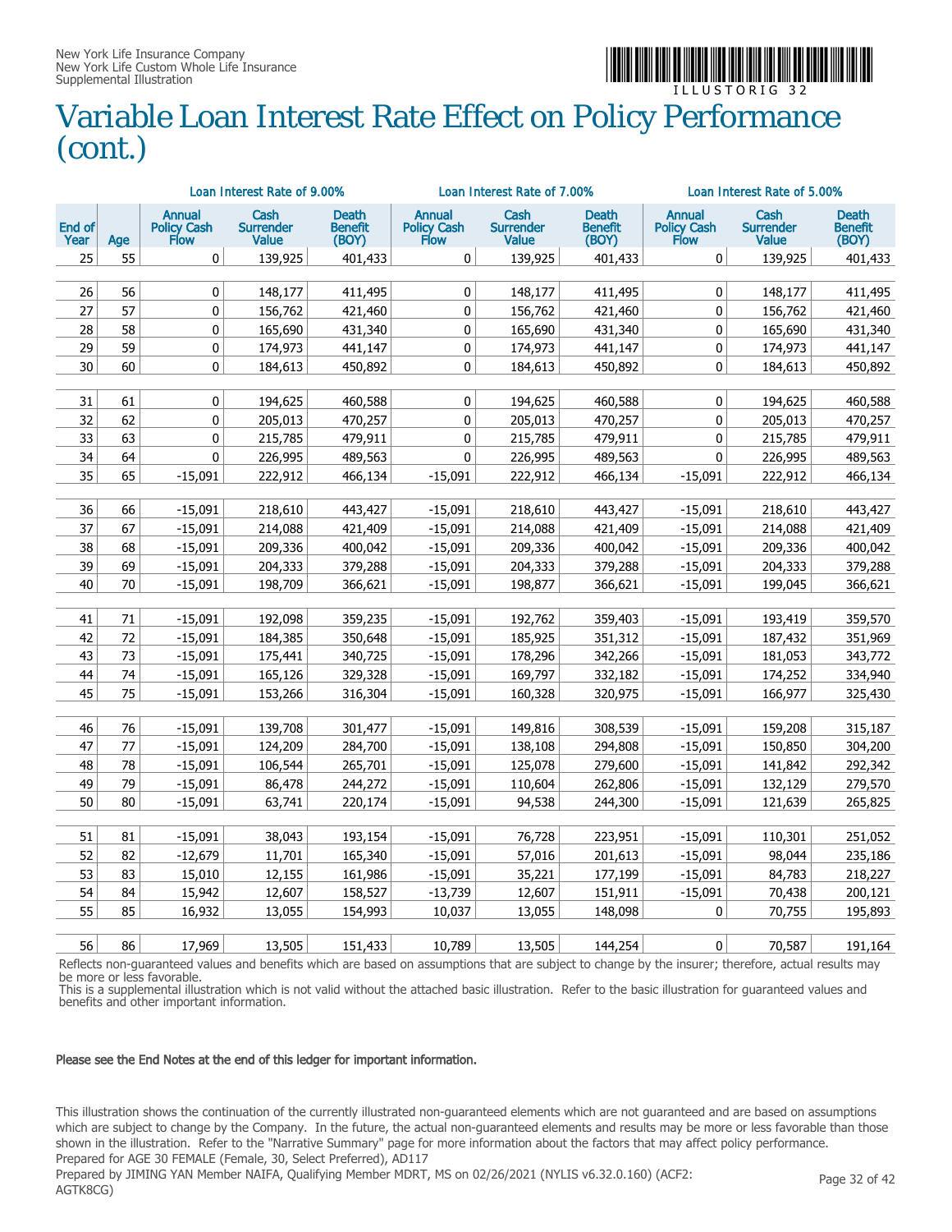# Variable Loan Interest Rate Effect on Policy Performance (cont.)

| | | Loan Interest Rate of 9.00% | | | Loan Interest Rate of 7.00% | | | Loan Interest Rate of 5.00% | | |
|---|---|---|---|---|---|---|---|---|---|---|
| End of Year | Age | Annual Policy Cash Flow | Cash Surrender Value | Death Benefit (BOY) | Annual Policy Cash Flow | Cash Surrender Value | Death Benefit (BOY) | Annual Policy Cash Flow | Cash Surrender Value | Death Benefit (BOY) |
| 25 | 55 | 0 | 139,925 | 401,433 | 0 | 139,925 | 401,433 | 0 | 139,925 | 401,433 |
| 26 | 56 | 0 | 148,177 | 411,495 | 0 | 148,177 | 411,495 | 0 | 148,177 | 411,495 |
| 27 | 57 | 0 | 156,762 | 421,460 | 0 | 156,762 | 421,460 | 0 | 156,762 | 421,460 |
| 28 | 58 | 0 | 165,690 | 431,340 | 0 | 165,690 | 431,340 | 0 | 165,690 | 431,340 |
| 29 | 59 | 0 | 174,973 | 441,147 | 0 | 174,973 | 441,147 | 0 | 174,973 | 441,147 |
| 30 | 60 | 0 | 184,613 | 450,892 | 0 | 184,613 | 450,892 | 0 | 184,613 | 450,892 |
| 31 | 61 | 0 | 194,625 | 460,588 | 0 | 194,625 | 460,588 | 0 | 194,625 | 460,588 |
| 32 | 62 | 0 | 205,013 | 470,257 | 0 | 205,013 | 470,257 | 0 | 205,013 | 470,257 |
| 33 | 63 | 0 | 215,785 | 479,911 | 0 | 215,785 | 479,911 | 0 | 215,785 | 479,911 |
| 34 | 64 | 0 | 226,995 | 489,563 | 0 | 226,995 | 489,563 | 0 | 226,995 | 489,563 |
| 35 | 65 | -15,091 | 222,912 | 466,134 | -15,091 | 222,912 | 466,134 | -15,091 | 222,912 | 466,134 |
| 36 | 66 | -15,091 | 218,610 | 443,427 | -15,091 | 218,610 | 443,427 | -15,091 | 218,610 | 443,427 |
| 37 | 67 | -15,091 | 214,088 | 421,409 | -15,091 | 214,088 | 421,409 | -15,091 | 214,088 | 421,409 |
| 38 | 68 | -15,091 | 209,336 | 400,042 | -15,091 | 209,336 | 400,042 | -15,091 | 209,336 | 400,042 |
| 39 | 69 | -15,091 | 204,333 | 379,288 | -15,091 | 204,333 | 379,288 | -15,091 | 204,333 | 379,288 |
| 40 | 70 | -15,091 | 198,709 | 366,621 | -15,091 | 198,877 | 366,621 | -15,091 | 199,045 | 366,621 |
| 41 | 71 | -15,091 | 192,098 | 359,235 | -15,091 | 192,762 | 359,403 | -15,091 | 193,419 | 359,570 |
| 42 | 72 | -15,091 | 184,385 | 350,648 | -15,091 | 185,925 | 351,312 | -15,091 | 187,432 | 351,969 |
| 43 | 73 | -15,091 | 175,441 | 340,725 | -15,091 | 178,296 | 342,266 | -15,091 | 181,053 | 343,772 |
| 44 | 74 | -15,091 | 165,126 | 329,328 | -15,091 | 169,797 | 332,182 | -15,091 | 174,252 | 334,940 |
| 45 | 75 | -15,091 | 153,266 | 316,304 | -15,091 | 160,328 | 320,975 | -15,091 | 166,977 | 325,430 |
| 46 | 76 | -15,091 | 139,708 | 301,477 | -15,091 | 149,816 | 308,539 | -15,091 | 159,208 | 315,187 |
| 47 | 77 | -15,091 | 124,209 | 284,700 | -15,091 | 138,108 | 294,808 | -15,091 | 150,850 | 304,200 |
| 48 | 78 | -15,091 | 106,544 | 265,701 | -15,091 | 125,078 | 279,600 | -15,091 | 141,842 | 292,342 |
| 49 | 79 | -15,091 | 86,478 | 244,272 | -15,091 | 110,604 | 262,806 | -15,091 | 132,129 | 279,570 |
| 50 | 80 | -15,091 | 63,741 | 220,174 | -15,091 | 94,538 | 244,300 | -15,091 | 121,639 | 265,825 |
| 51 | 81 | -15,091 | 38,043 | 193,154 | -15,091 | 76,728 | 223,951 | -15,091 | 110,301 | 251,052 |
| 52 | 82 | -12,679 | 11,701 | 165,340 | -15,091 | 57,016 | 201,613 | -15,091 | 98,044 | 235,186 |
| 53 | 83 | 15,010 | 12,155 | 161,986 | -15,091 | 35,221 | 177,199 | -15,091 | 84,783 | 218,227 |
| 54 | 84 | 15,942 | 12,607 | 158,527 | -13,739 | 12,607 | 151,911 | -15,091 | 70,438 | 200,121 |
| 55 | 85 | 16,932 | 13,055 | 154,993 | 10,037 | 13,055 | 148,098 | 0 | 70,755 | 195,893 |
| 56 | 86 | 17,969 | 13,505 | 151,433 | 10,789 | 13,505 | 144,254 | 0 | 70,587 | 191,164 |

Reflects non-guaranteed values and benefits which are based on assumptions that are subject to change by the insurer; therefore, actual results may be more or less favorable.
This is a supplemental illustration which is not valid without the attached basic illustration. Refer to the basic illustration for guaranteed values and benefits and other important information.

**Please see the End Notes at the end of this ledger for important information.**

This illustration shows the continuation of the currently illustrated non-guaranteed elements which are not guaranteed and are based on assumptions which are subject to change by the Company. In the future, the actual non-guaranteed elements and results may be more or less favorable than those shown in the illustration. Refer to the "Narrative Summary" page for more information about the factors that may affect policy performance.
Prepared for AGE 30 FEMALE (Female, 30, Select Preferred), AD117
Prepared by JIMING YAN Member NAIFA, Qualifying Member MDRT, MS on 02/26/2021 (NYLIS v6.32.0.160) (ACF2: AGTK8CG)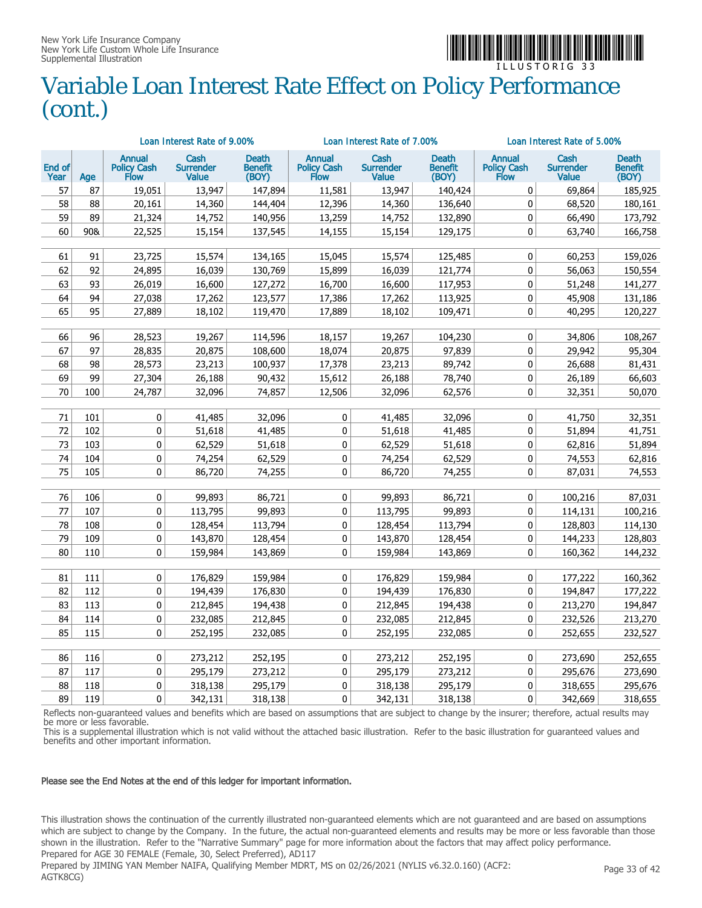# Variable Loan Interest Rate Effect on Policy Performance (cont.)

| | | Loan Interest Rate of 9.00% | | | Loan Interest Rate of 7.00% | | | Loan Interest Rate of 5.00% | | |
|---|---|---|---|---|---|---|---|---|---|---|
| End of Year | Age | Annual Policy Cash Flow | Cash Surrender Value | Death Benefit (BOY) | Annual Policy Cash Flow | Cash Surrender Value | Death Benefit (BOY) | Annual Policy Cash Flow | Cash Surrender Value | Death Benefit (BOY) |
| 57 | 87 | 19,051 | 13,947 | 147,894 | 11,581 | 13,947 | 140,424 | 0 | 69,864 | 185,925 |
| 58 | 88 | 20,161 | 14,360 | 144,404 | 12,396 | 14,360 | 136,640 | 0 | 68,520 | 180,161 |
| 59 | 89 | 21,324 | 14,752 | 140,956 | 13,259 | 14,752 | 132,890 | 0 | 66,490 | 173,792 |
| 60 | 90& | 22,525 | 15,154 | 137,545 | 14,155 | 15,154 | 129,175 | 0 | 63,740 | 166,758 |
| 61 | 91 | 23,725 | 15,574 | 134,165 | 15,045 | 15,574 | 125,485 | 0 | 60,253 | 159,026 |
| 62 | 92 | 24,895 | 16,039 | 130,769 | 15,899 | 16,039 | 121,774 | 0 | 56,063 | 150,554 |
| 63 | 93 | 26,019 | 16,600 | 127,272 | 16,700 | 16,600 | 117,953 | 0 | 51,248 | 141,277 |
| 64 | 94 | 27,038 | 17,262 | 123,577 | 17,386 | 17,262 | 113,925 | 0 | 45,908 | 131,186 |
| 65 | 95 | 27,889 | 18,102 | 119,470 | 17,889 | 18,102 | 109,471 | 0 | 40,295 | 120,227 |
| 66 | 96 | 28,523 | 19,267 | 114,596 | 18,157 | 19,267 | 104,230 | 0 | 34,806 | 108,267 |
| 67 | 97 | 28,835 | 20,875 | 108,600 | 18,074 | 20,875 | 97,839 | 0 | 29,942 | 95,304 |
| 68 | 98 | 28,573 | 23,213 | 100,937 | 17,378 | 23,213 | 89,742 | 0 | 26,688 | 81,431 |
| 69 | 99 | 27,304 | 26,188 | 90,432 | 15,612 | 26,188 | 78,740 | 0 | 26,189 | 66,603 |
| 70 | 100 | 24,787 | 32,096 | 74,857 | 12,506 | 32,096 | 62,576 | 0 | 32,351 | 50,070 |
| 71 | 101 | 0 | 41,485 | 32,096 | 0 | 41,485 | 32,096 | 0 | 41,750 | 32,351 |
| 72 | 102 | 0 | 51,618 | 41,485 | 0 | 51,618 | 41,485 | 0 | 51,894 | 41,751 |
| 73 | 103 | 0 | 62,529 | 51,618 | 0 | 62,529 | 51,618 | 0 | 62,816 | 51,894 |
| 74 | 104 | 0 | 74,254 | 62,529 | 0 | 74,254 | 62,529 | 0 | 74,553 | 62,816 |
| 75 | 105 | 0 | 86,720 | 74,255 | 0 | 86,720 | 74,255 | 0 | 87,031 | 74,553 |
| 76 | 106 | 0 | 99,893 | 86,721 | 0 | 99,893 | 86,721 | 0 | 100,216 | 87,031 |
| 77 | 107 | 0 | 113,795 | 99,893 | 0 | 113,795 | 99,893 | 0 | 114,131 | 100,216 |
| 78 | 108 | 0 | 128,454 | 113,794 | 0 | 128,454 | 113,794 | 0 | 128,803 | 114,130 |
| 79 | 109 | 0 | 143,870 | 128,454 | 0 | 143,870 | 128,454 | 0 | 144,233 | 128,803 |
| 80 | 110 | 0 | 159,984 | 143,869 | 0 | 159,984 | 143,869 | 0 | 160,362 | 144,232 |
| 81 | 111 | 0 | 176,829 | 159,984 | 0 | 176,829 | 159,984 | 0 | 177,222 | 160,362 |
| 82 | 112 | 0 | 194,439 | 176,830 | 0 | 194,439 | 176,830 | 0 | 194,847 | 177,222 |
| 83 | 113 | 0 | 212,845 | 194,438 | 0 | 212,845 | 194,438 | 0 | 213,270 | 194,847 |
| 84 | 114 | 0 | 232,085 | 212,845 | 0 | 232,085 | 212,845 | 0 | 232,526 | 213,270 |
| 85 | 115 | 0 | 252,195 | 232,085 | 0 | 252,195 | 232,085 | 0 | 252,655 | 232,527 |
| 86 | 116 | 0 | 273,212 | 252,195 | 0 | 273,212 | 252,195 | 0 | 273,690 | 252,655 |
| 87 | 117 | 0 | 295,179 | 273,212 | 0 | 295,179 | 273,212 | 0 | 295,676 | 273,690 |
| 88 | 118 | 0 | 318,138 | 295,179 | 0 | 318,138 | 295,179 | 0 | 318,655 | 295,676 |
| 89 | 119 | 0 | 342,131 | 318,138 | 0 | 342,131 | 318,138 | 0 | 342,669 | 318,655 |

Reflects non-guaranteed values and benefits which are based on assumptions that are subject to change by the insurer; therefore, actual results may be more or less favorable.
This is a supplemental illustration which is not valid without the attached basic illustration. Refer to the basic illustration for guaranteed values and benefits and other important information.

**Please see the End Notes at the end of this ledger for important information.**

This illustration shows the continuation of the currently illustrated non-guaranteed elements which are not guaranteed and are based on assumptions which are subject to change by the Company. In the future, the actual non-guaranteed elements and results may be more or less favorable than those shown in the illustration. Refer to the "Narrative Summary" page for more information about the factors that may affect policy performance.
Prepared for AGE 30 FEMALE (Female, 30, Select Preferred), AD117
Prepared by JIMING YAN Member NAIFA, Qualifying Member MDRT, MS on 02/26/2021 (NYLIS v6.32.0.160) (ACF2: AGTK8CG)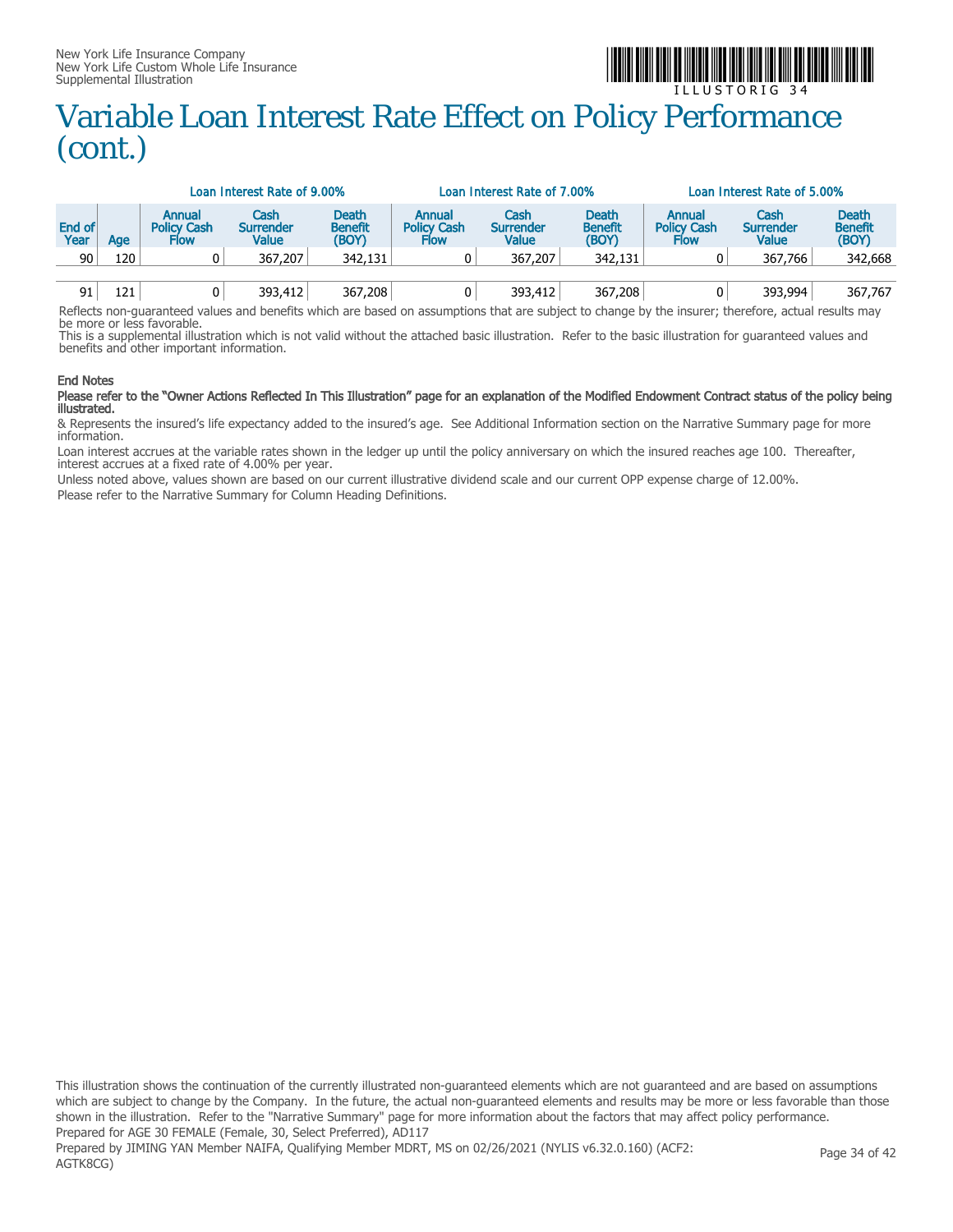# Variable Loan Interest Rate Effect on Policy Performance (cont.)

| | | Loan Interest Rate of 9.00% | | | Loan Interest Rate of 7.00% | | | Loan Interest Rate of 5.00% | | |
|---|---|---|---|---|---|---|---|---|---|---|
| End of Year | Age | Annual Policy Cash Flow | Cash Surrender Value | Death Benefit (BOY) | Annual Policy Cash Flow | Cash Surrender Value | Death Benefit (BOY) | Annual Policy Cash Flow | Cash Surrender Value | Death Benefit (BOY) |
| 90 | 120 | 0 | 367,207 | 342,131 | 0 | 367,207 | 342,131 | 0 | 367,766 | 342,668 |
| 91 | 121 | 0 | 393,412 | 367,208 | 0 | 393,412 | 367,208 | 0 | 393,994 | 367,767 |

Reflects non-guaranteed values and benefits which are based on assumptions that are subject to change by the insurer; therefore, actual results may be more or less favorable.
This is a supplemental illustration which is not valid without the attached basic illustration. Refer to the basic illustration for guaranteed values and benefits and other important information.

### End Notes

**Please refer to the "Owner Actions Reflected In This Illustration" page for an explanation of the Modified Endowment Contract status of the policy being illustrated.**

& Represents the insured's life expectancy added to the insured's age. See Additional Information section on the Narrative Summary page for more information.

Loan interest accrues at the variable rates shown in the ledger up until the policy anniversary on which the insured reaches age 100. Thereafter, interest accrues at a fixed rate of 4.00% per year.

Unless noted above, values shown are based on our current illustrative dividend scale and our current OPP expense charge of 12.00%.

Please refer to the Narrative Summary for Column Heading Definitions.

This illustration shows the continuation of the currently illustrated non-guaranteed elements which are not guaranteed and are based on assumptions which are subject to change by the Company. In the future, the actual non-guaranteed elements and results may be more or less favorable than those shown in the illustration. Refer to the "Narrative Summary" page for more information about the factors that may affect policy performance.
Prepared for AGE 30 FEMALE (Female, 30, Select Preferred), AD117
Prepared by JIMING YAN Member NAIFA, Qualifying Member MDRT, MS on 02/26/2021 (NYLIS v6.32.0.160) (ACF2: AGTK8CG)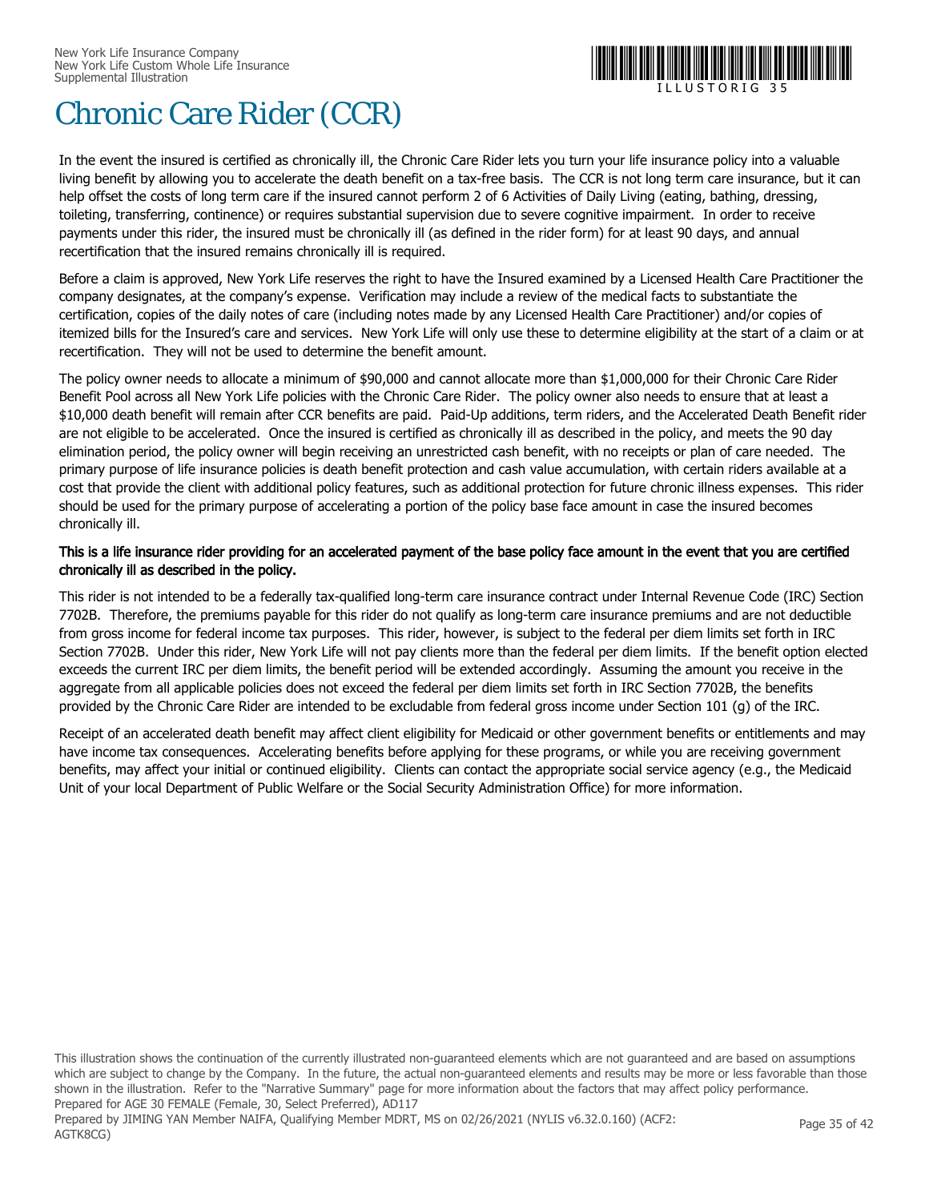# Chronic Care Rider (CCR)

In the event the insured is certified as chronically ill, the Chronic Care Rider lets you turn your life insurance policy into a valuable living benefit by allowing you to accelerate the death benefit on a tax-free basis. The CCR is not long term care insurance, but it can help offset the costs of long term care if the insured cannot perform 2 of 6 Activities of Daily Living (eating, bathing, dressing, toileting, transferring, continence) or requires substantial supervision due to severe cognitive impairment. In order to receive payments under this rider, the insured must be chronically ill (as defined in the rider form) for at least 90 days, and annual recertification that the insured remains chronically ill is required.

Before a claim is approved, New York Life reserves the right to have the Insured examined by a Licensed Health Care Practitioner the company designates, at the company's expense. Verification may include a review of the medical facts to substantiate the certification, copies of the daily notes of care (including notes made by any Licensed Health Care Practitioner) and/or copies of itemized bills for the Insured's care and services. New York Life will only use these to determine eligibility at the start of a claim or at recertification. They will not be used to determine the benefit amount.

The policy owner needs to allocate a minimum of $90,000 and cannot allocate more than $1,000,000 for their Chronic Care Rider Benefit Pool across all New York Life policies with the Chronic Care Rider. The policy owner also needs to ensure that at least a $10,000 death benefit will remain after CCR benefits are paid. Paid-Up additions, term riders, and the Accelerated Death Benefit rider are not eligible to be accelerated. Once the insured is certified as chronically ill as described in the policy, and meets the 90 day elimination period, the policy owner will begin receiving an unrestricted cash benefit, with no receipts or plan of care needed. The primary purpose of life insurance policies is death benefit protection and cash value accumulation, with certain riders available at a cost that provide the client with additional policy features, such as additional protection for future chronic illness expenses. This rider should be used for the primary purpose of accelerating a portion of the policy base face amount in case the insured becomes chronically ill.

**This is a life insurance rider providing for an accelerated payment of the base policy face amount in the event that you are certified chronically ill as described in the policy.**

This rider is not intended to be a federally tax-qualified long-term care insurance contract under Internal Revenue Code (IRC) Section 7702B. Therefore, the premiums payable for this rider do not qualify as long-term care insurance premiums and are not deductible from gross income for federal income tax purposes. This rider, however, is subject to the federal per diem limits set forth in IRC Section 7702B. Under this rider, New York Life will not pay clients more than the federal per diem limits. If the benefit option elected exceeds the current IRC per diem limits, the benefit period will be extended accordingly. Assuming the amount you receive in the aggregate from all applicable policies does not exceed the federal per diem limits set forth in IRC Section 7702B, the benefits provided by the Chronic Care Rider are intended to be excludable from federal gross income under Section 101 (g) of the IRC.

Receipt of an accelerated death benefit may affect client eligibility for Medicaid or other government benefits or entitlements and may have income tax consequences. Accelerating benefits before applying for these programs, or while you are receiving government benefits, may affect your initial or continued eligibility. Clients can contact the appropriate social service agency (e.g., the Medicaid Unit of your local Department of Public Welfare or the Social Security Administration Office) for more information.

This illustration shows the continuation of the currently illustrated non-guaranteed elements which are not guaranteed and are based on assumptions which are subject to change by the Company. In the future, the actual non-guaranteed elements and results may be more or less favorable than those shown in the illustration. Refer to the "Narrative Summary" page for more information about the factors that may affect policy performance.
Prepared for AGE 30 FEMALE (Female, 30, Select Preferred), AD117
Prepared by JIMING YAN Member NAIFA, Qualifying Member MDRT, MS on 02/26/2021 (NYLIS v6.32.0.160) (ACF2: AGTK8CG)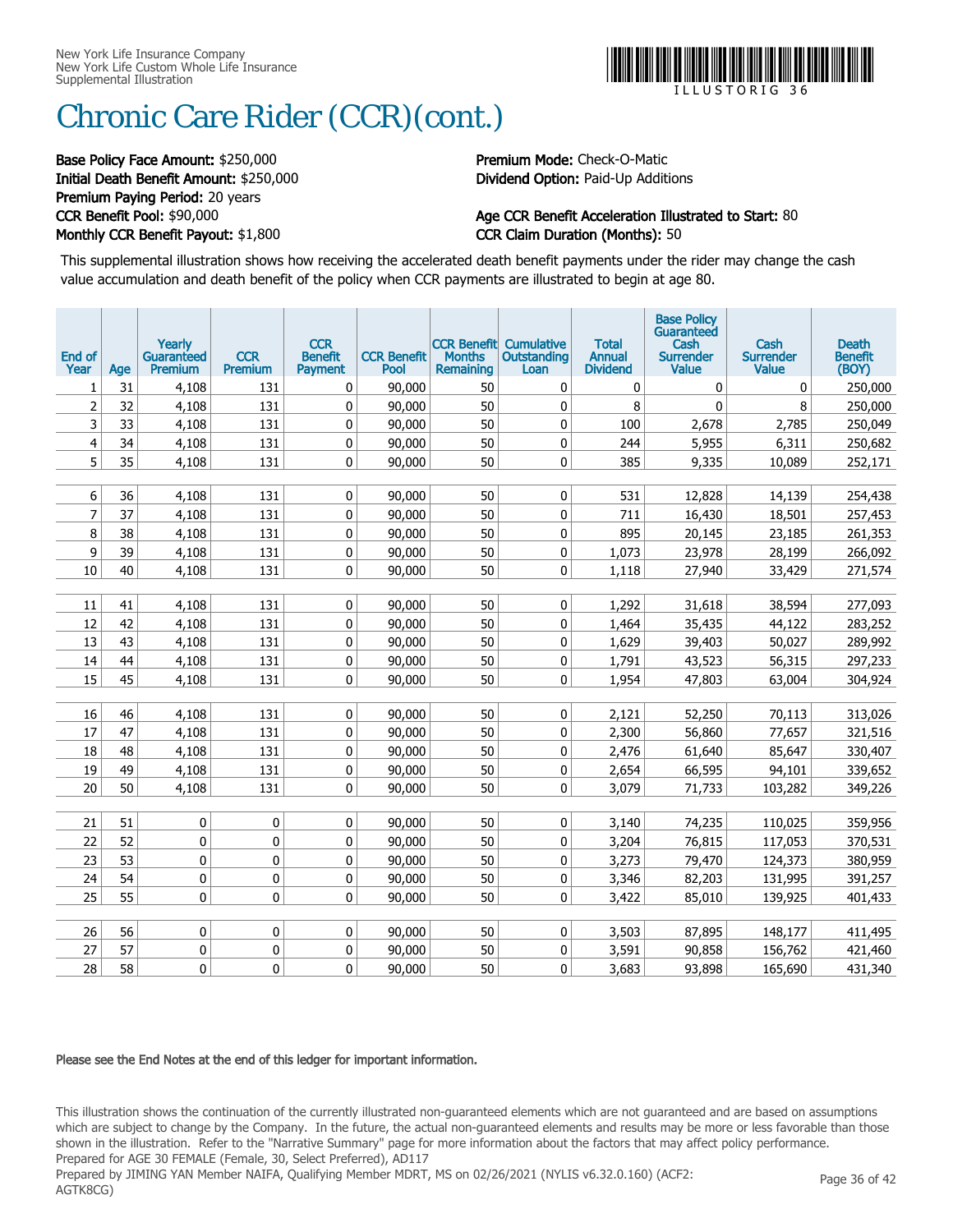# Chronic Care Rider (CCR)(cont.)

**Base Policy Face Amount:** $250,000
**Initial Death Benefit Amount:** $250,000
**Premium Paying Period:** 20 years
**CCR Benefit Pool:** $90,000
**Monthly CCR Benefit Payout:** $1,800

**Premium Mode:** Check-O-Matic
**Dividend Option:** Paid-Up Additions

**Age CCR Benefit Acceleration Illustrated to Start:** 80
**CCR Claim Duration (Months):** 50

This supplemental illustration shows how receiving the accelerated death benefit payments under the rider may change the cash value accumulation and death benefit of the policy when CCR payments are illustrated to begin at age 80.

| End of Year | Age | Yearly Guaranteed Premium | CCR Premium | CCR Benefit Payment | CCR Benefit Pool | CCR Benefit Months Remaining | Cumulative Outstanding Loan | Total Annual Dividend | Base Policy Guaranteed Cash Surrender Value | Cash Surrender Value | Death Benefit (BOY) |
|---|---|---|---|---|---|---|---|---|---|---|---|
| 1 | 31 | 4,108 | 131 | 0 | 90,000 | 50 | 0 | 0 | 0 | 0 | 250,000 |
| 2 | 32 | 4,108 | 131 | 0 | 90,000 | 50 | 0 | 8 | 0 | 8 | 250,000 |
| 3 | 33 | 4,108 | 131 | 0 | 90,000 | 50 | 0 | 100 | 2,678 | 2,785 | 250,049 |
| 4 | 34 | 4,108 | 131 | 0 | 90,000 | 50 | 0 | 244 | 5,955 | 6,311 | 250,682 |
| 5 | 35 | 4,108 | 131 | 0 | 90,000 | 50 | 0 | 385 | 9,335 | 10,089 | 252,171 |
| 6 | 36 | 4,108 | 131 | 0 | 90,000 | 50 | 0 | 531 | 12,828 | 14,139 | 254,438 |
| 7 | 37 | 4,108 | 131 | 0 | 90,000 | 50 | 0 | 711 | 16,430 | 18,501 | 257,453 |
| 8 | 38 | 4,108 | 131 | 0 | 90,000 | 50 | 0 | 895 | 20,145 | 23,185 | 261,353 |
| 9 | 39 | 4,108 | 131 | 0 | 90,000 | 50 | 0 | 1,073 | 23,978 | 28,199 | 266,092 |
| 10 | 40 | 4,108 | 131 | 0 | 90,000 | 50 | 0 | 1,118 | 27,940 | 33,429 | 271,574 |
| 11 | 41 | 4,108 | 131 | 0 | 90,000 | 50 | 0 | 1,292 | 31,618 | 38,594 | 277,093 |
| 12 | 42 | 4,108 | 131 | 0 | 90,000 | 50 | 0 | 1,464 | 35,435 | 44,122 | 283,252 |
| 13 | 43 | 4,108 | 131 | 0 | 90,000 | 50 | 0 | 1,629 | 39,403 | 50,027 | 289,992 |
| 14 | 44 | 4,108 | 131 | 0 | 90,000 | 50 | 0 | 1,791 | 43,523 | 56,315 | 297,233 |
| 15 | 45 | 4,108 | 131 | 0 | 90,000 | 50 | 0 | 1,954 | 47,803 | 63,004 | 304,924 |
| 16 | 46 | 4,108 | 131 | 0 | 90,000 | 50 | 0 | 2,121 | 52,250 | 70,113 | 313,026 |
| 17 | 47 | 4,108 | 131 | 0 | 90,000 | 50 | 0 | 2,300 | 56,860 | 77,657 | 321,516 |
| 18 | 48 | 4,108 | 131 | 0 | 90,000 | 50 | 0 | 2,476 | 61,640 | 85,647 | 330,407 |
| 19 | 49 | 4,108 | 131 | 0 | 90,000 | 50 | 0 | 2,654 | 66,595 | 94,101 | 339,652 |
| 20 | 50 | 4,108 | 131 | 0 | 90,000 | 50 | 0 | 3,079 | 71,733 | 103,282 | 349,226 |
| 21 | 51 | 0 | 0 | 0 | 90,000 | 50 | 0 | 3,140 | 74,235 | 110,025 | 359,956 |
| 22 | 52 | 0 | 0 | 0 | 90,000 | 50 | 0 | 3,204 | 76,815 | 117,053 | 370,531 |
| 23 | 53 | 0 | 0 | 0 | 90,000 | 50 | 0 | 3,273 | 79,470 | 124,373 | 380,959 |
| 24 | 54 | 0 | 0 | 0 | 90,000 | 50 | 0 | 3,346 | 82,203 | 131,995 | 391,257 |
| 25 | 55 | 0 | 0 | 0 | 90,000 | 50 | 0 | 3,422 | 85,010 | 139,925 | 401,433 |
| 26 | 56 | 0 | 0 | 0 | 90,000 | 50 | 0 | 3,503 | 87,895 | 148,177 | 411,495 |
| 27 | 57 | 0 | 0 | 0 | 90,000 | 50 | 0 | 3,591 | 90,858 | 156,762 | 421,460 |
| 28 | 58 | 0 | 0 | 0 | 90,000 | 50 | 0 | 3,683 | 93,898 | 165,690 | 431,340 |

**Please see the End Notes at the end of this ledger for important information.**

This illustration shows the continuation of the currently illustrated non-guaranteed elements which are not guaranteed and are based on assumptions which are subject to change by the Company. In the future, the actual non-guaranteed elements and results may be more or less favorable than those shown in the illustration. Refer to the "Narrative Summary" page for more information about the factors that may affect policy performance.
Prepared for AGE 30 FEMALE (Female, 30, Select Preferred), AD117
Prepared by JIMING YAN Member NAIFA, Qualifying Member MDRT, MS on 02/26/2021 (NYLIS v6.32.0.160) (ACF2: AGTK8CG)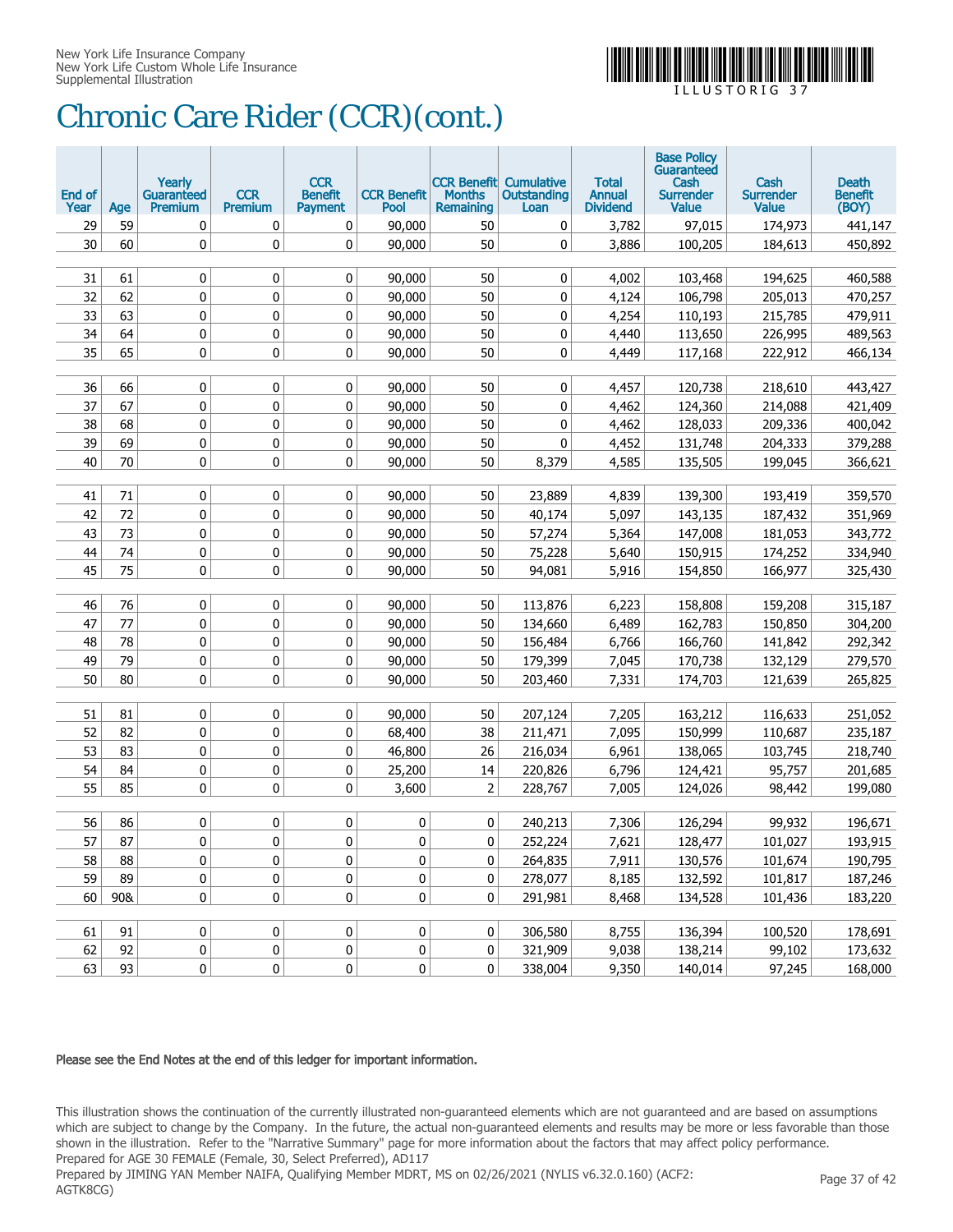New York Life Insurance Company
New York Life Custom Whole Life Insurance
Supplemental Illustration

ILLUSTORIG 37

# Chronic Care Rider (CCR)(cont.)

| End of Year | Age | Yearly Guaranteed Premium | CCR Premium | CCR Benefit Payment | CCR Benefit Pool | CCR Benefit Months Remaining | Cumulative Outstanding Loan | Total Annual Dividend | Base Policy Guaranteed Cash Surrender Value | Cash Surrender Value | Death Benefit (BOY) |
|---|---|---|---|---|---|---|---|---|---|---|---|
| 29 | 59 | 0 | 0 | 0 | 90,000 | 50 | 0 | 3,782 | 97,015 | 174,973 | 441,147 |
| 30 | 60 | 0 | 0 | 0 | 90,000 | 50 | 0 | 3,886 | 100,205 | 184,613 | 450,892 |
| 31 | 61 | 0 | 0 | 0 | 90,000 | 50 | 0 | 4,002 | 103,468 | 194,625 | 460,588 |
| 32 | 62 | 0 | 0 | 0 | 90,000 | 50 | 0 | 4,124 | 106,798 | 205,013 | 470,257 |
| 33 | 63 | 0 | 0 | 0 | 90,000 | 50 | 0 | 4,254 | 110,193 | 215,785 | 479,911 |
| 34 | 64 | 0 | 0 | 0 | 90,000 | 50 | 0 | 4,440 | 113,650 | 226,995 | 489,563 |
| 35 | 65 | 0 | 0 | 0 | 90,000 | 50 | 0 | 4,449 | 117,168 | 222,912 | 466,134 |
| 36 | 66 | 0 | 0 | 0 | 90,000 | 50 | 0 | 4,457 | 120,738 | 218,610 | 443,427 |
| 37 | 67 | 0 | 0 | 0 | 90,000 | 50 | 0 | 4,462 | 124,360 | 214,088 | 421,409 |
| 38 | 68 | 0 | 0 | 0 | 90,000 | 50 | 0 | 4,462 | 128,033 | 209,336 | 400,042 |
| 39 | 69 | 0 | 0 | 0 | 90,000 | 50 | 0 | 4,452 | 131,748 | 204,333 | 379,288 |
| 40 | 70 | 0 | 0 | 0 | 90,000 | 50 | 8,379 | 4,585 | 135,505 | 199,045 | 366,621 |
| 41 | 71 | 0 | 0 | 0 | 90,000 | 50 | 23,889 | 4,839 | 139,300 | 193,419 | 359,570 |
| 42 | 72 | 0 | 0 | 0 | 90,000 | 50 | 40,174 | 5,097 | 143,135 | 187,432 | 351,969 |
| 43 | 73 | 0 | 0 | 0 | 90,000 | 50 | 57,274 | 5,364 | 147,008 | 181,053 | 343,772 |
| 44 | 74 | 0 | 0 | 0 | 90,000 | 50 | 75,228 | 5,640 | 150,915 | 174,252 | 334,940 |
| 45 | 75 | 0 | 0 | 0 | 90,000 | 50 | 94,081 | 5,916 | 154,850 | 166,977 | 325,430 |
| 46 | 76 | 0 | 0 | 0 | 90,000 | 50 | 113,876 | 6,223 | 158,808 | 159,208 | 315,187 |
| 47 | 77 | 0 | 0 | 0 | 90,000 | 50 | 134,660 | 6,489 | 162,783 | 150,850 | 304,200 |
| 48 | 78 | 0 | 0 | 0 | 90,000 | 50 | 156,484 | 6,766 | 166,760 | 141,842 | 292,342 |
| 49 | 79 | 0 | 0 | 0 | 90,000 | 50 | 179,399 | 7,045 | 170,738 | 132,129 | 279,570 |
| 50 | 80 | 0 | 0 | 0 | 90,000 | 50 | 203,460 | 7,331 | 174,703 | 121,639 | 265,825 |
| 51 | 81 | 0 | 0 | 0 | 90,000 | 50 | 207,124 | 7,205 | 163,212 | 116,633 | 251,052 |
| 52 | 82 | 0 | 0 | 0 | 68,400 | 38 | 211,471 | 7,095 | 150,999 | 110,687 | 235,187 |
| 53 | 83 | 0 | 0 | 0 | 46,800 | 26 | 216,034 | 6,961 | 138,065 | 103,745 | 218,740 |
| 54 | 84 | 0 | 0 | 0 | 25,200 | 14 | 220,826 | 6,796 | 124,421 | 95,757 | 201,685 |
| 55 | 85 | 0 | 0 | 0 | 3,600 | 2 | 228,767 | 7,005 | 124,026 | 98,442 | 199,080 |
| 56 | 86 | 0 | 0 | 0 | 0 | 0 | 240,213 | 7,306 | 126,294 | 99,932 | 196,671 |
| 57 | 87 | 0 | 0 | 0 | 0 | 0 | 252,224 | 7,621 | 128,477 | 101,027 | 193,915 |
| 58 | 88 | 0 | 0 | 0 | 0 | 0 | 264,835 | 7,911 | 130,576 | 101,674 | 190,795 |
| 59 | 89 | 0 | 0 | 0 | 0 | 0 | 278,077 | 8,185 | 132,592 | 101,817 | 187,246 |
| 60 | 90& | 0 | 0 | 0 | 0 | 0 | 291,981 | 8,468 | 134,528 | 101,436 | 183,220 |
| 61 | 91 | 0 | 0 | 0 | 0 | 0 | 306,580 | 8,755 | 136,394 | 100,520 | 178,691 |
| 62 | 92 | 0 | 0 | 0 | 0 | 0 | 321,909 | 9,038 | 138,214 | 99,102 | 173,632 |
| 63 | 93 | 0 | 0 | 0 | 0 | 0 | 338,004 | 9,350 | 140,014 | 97,245 | 168,000 |

**Please see the End Notes at the end of this ledger for important information.**

This illustration shows the continuation of the currently illustrated non-guaranteed elements which are not guaranteed and are based on assumptions which are subject to change by the Company. In the future, the actual non-guaranteed elements and results may be more or less favorable than those shown in the illustration. Refer to the "Narrative Summary" page for more information about the factors that may affect policy performance.
Prepared for AGE 30 FEMALE (Female, 30, Select Preferred), AD117
Prepared by JIMING YAN Member NAIFA, Qualifying Member MDRT, MS on 02/26/2021 (NYLIS v6.32.0.160) (ACF2: AGTK8CG)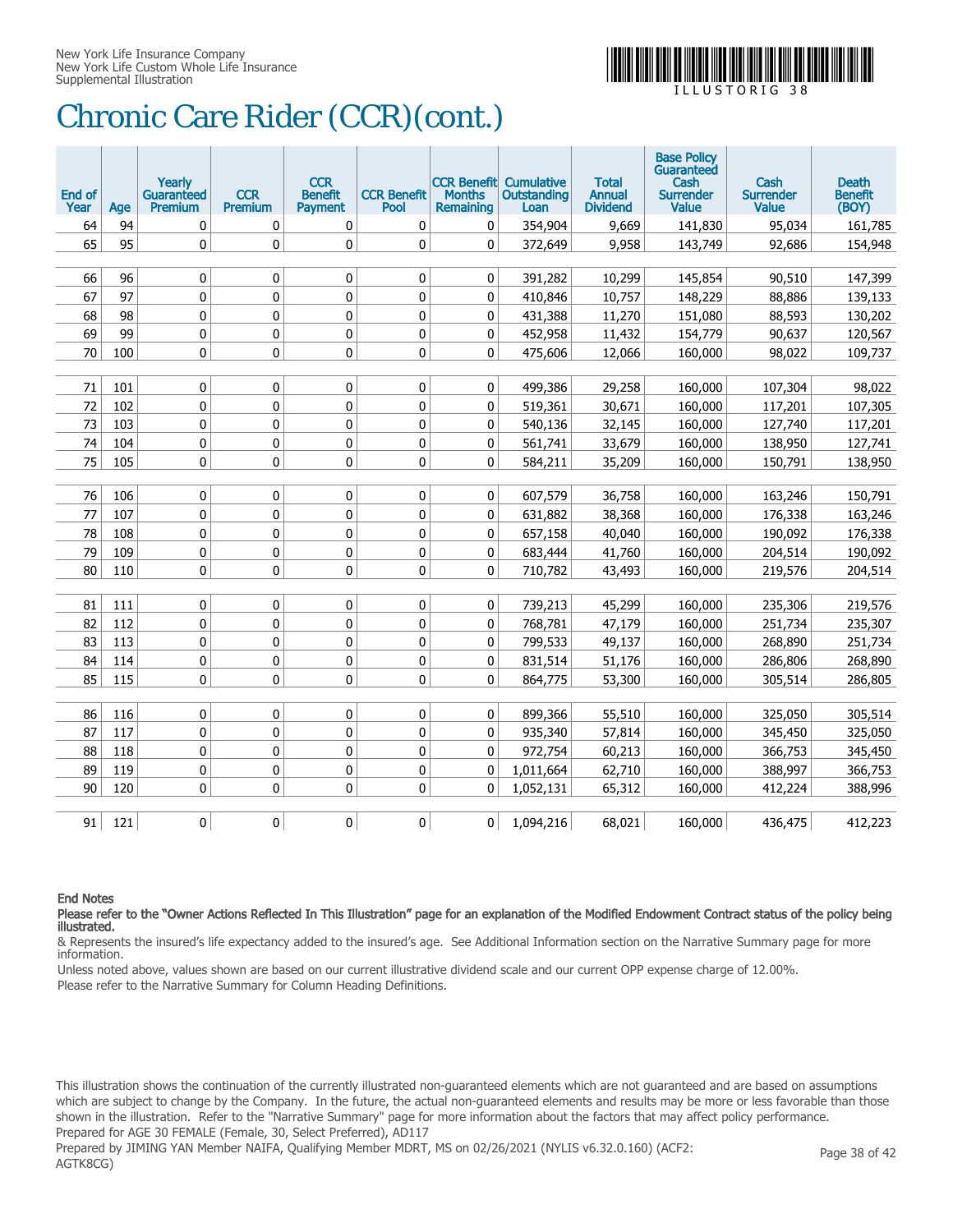# Chronic Care Rider (CCR)(cont.)

| End of Year | Age | Yearly Guaranteed Premium | CCR Premium | CCR Benefit Payment | CCR Benefit Pool | CCR Benefit Months Remaining | Cumulative Outstanding Loan | Total Annual Dividend | Base Policy Guaranteed Cash Surrender Value | Cash Surrender Value | Death Benefit (BOY) |
|---|---|---|---|---|---|---|---|---|---|---|---|
| 64 | 94 | 0 | 0 | 0 | 0 | 0 | 354,904 | 9,669 | 141,830 | 95,034 | 161,785 |
| 65 | 95 | 0 | 0 | 0 | 0 | 0 | 372,649 | 9,958 | 143,749 | 92,686 | 154,948 |
| 66 | 96 | 0 | 0 | 0 | 0 | 0 | 391,282 | 10,299 | 145,854 | 90,510 | 147,399 |
| 67 | 97 | 0 | 0 | 0 | 0 | 0 | 410,846 | 10,757 | 148,229 | 88,886 | 139,133 |
| 68 | 98 | 0 | 0 | 0 | 0 | 0 | 431,388 | 11,270 | 151,080 | 88,593 | 130,202 |
| 69 | 99 | 0 | 0 | 0 | 0 | 0 | 452,958 | 11,432 | 154,779 | 90,637 | 120,567 |
| 70 | 100 | 0 | 0 | 0 | 0 | 0 | 475,606 | 12,066 | 160,000 | 98,022 | 109,737 |
| 71 | 101 | 0 | 0 | 0 | 0 | 0 | 499,386 | 29,258 | 160,000 | 107,304 | 98,022 |
| 72 | 102 | 0 | 0 | 0 | 0 | 0 | 519,361 | 30,671 | 160,000 | 117,201 | 107,305 |
| 73 | 103 | 0 | 0 | 0 | 0 | 0 | 540,136 | 32,145 | 160,000 | 127,740 | 117,201 |
| 74 | 104 | 0 | 0 | 0 | 0 | 0 | 561,741 | 33,679 | 160,000 | 138,950 | 127,741 |
| 75 | 105 | 0 | 0 | 0 | 0 | 0 | 584,211 | 35,209 | 160,000 | 150,791 | 138,950 |
| 76 | 106 | 0 | 0 | 0 | 0 | 0 | 607,579 | 36,758 | 160,000 | 163,246 | 150,791 |
| 77 | 107 | 0 | 0 | 0 | 0 | 0 | 631,882 | 38,368 | 160,000 | 176,338 | 163,246 |
| 78 | 108 | 0 | 0 | 0 | 0 | 0 | 657,158 | 40,040 | 160,000 | 190,092 | 176,338 |
| 79 | 109 | 0 | 0 | 0 | 0 | 0 | 683,444 | 41,760 | 160,000 | 204,514 | 190,092 |
| 80 | 110 | 0 | 0 | 0 | 0 | 0 | 710,782 | 43,493 | 160,000 | 219,576 | 204,514 |
| 81 | 111 | 0 | 0 | 0 | 0 | 0 | 739,213 | 45,299 | 160,000 | 235,306 | 219,576 |
| 82 | 112 | 0 | 0 | 0 | 0 | 0 | 768,781 | 47,179 | 160,000 | 251,734 | 235,307 |
| 83 | 113 | 0 | 0 | 0 | 0 | 0 | 799,533 | 49,137 | 160,000 | 268,890 | 251,734 |
| 84 | 114 | 0 | 0 | 0 | 0 | 0 | 831,514 | 51,176 | 160,000 | 286,806 | 268,890 |
| 85 | 115 | 0 | 0 | 0 | 0 | 0 | 864,775 | 53,300 | 160,000 | 305,514 | 286,805 |
| 86 | 116 | 0 | 0 | 0 | 0 | 0 | 899,366 | 55,510 | 160,000 | 325,050 | 305,514 |
| 87 | 117 | 0 | 0 | 0 | 0 | 0 | 935,340 | 57,814 | 160,000 | 345,450 | 325,050 |
| 88 | 118 | 0 | 0 | 0 | 0 | 0 | 972,754 | 60,213 | 160,000 | 366,753 | 345,450 |
| 89 | 119 | 0 | 0 | 0 | 0 | 0 | 1,011,664 | 62,710 | 160,000 | 388,997 | 366,753 |
| 90 | 120 | 0 | 0 | 0 | 0 | 0 | 1,052,131 | 65,312 | 160,000 | 412,224 | 388,996 |
| 91 | 121 | 0 | 0 | 0 | 0 | 0 | 1,094,216 | 68,021 | 160,000 | 436,475 | 412,223 |

**End Notes**

**Please refer to the "Owner Actions Reflected In This Illustration" page for an explanation of the Modified Endowment Contract status of the policy being illustrated.**

& Represents the insured's life expectancy added to the insured's age. See Additional Information section on the Narrative Summary page for more information.

Unless noted above, values shown are based on our current illustrative dividend scale and our current OPP expense charge of 12.00%.

Please refer to the Narrative Summary for Column Heading Definitions.

This illustration shows the continuation of the currently illustrated non-guaranteed elements which are not guaranteed and are based on assumptions which are subject to change by the Company. In the future, the actual non-guaranteed elements and results may be more or less favorable than those shown in the illustration. Refer to the "Narrative Summary" page for more information about the factors that may affect policy performance.

Prepared for AGE 30 FEMALE (Female, 30, Select Preferred), AD117

Prepared by JIMING YAN Member NAIFA, Qualifying Member MDRT, MS on 02/26/2021 (NYLIS v6.32.0.160) (ACF2: AGTK8CG)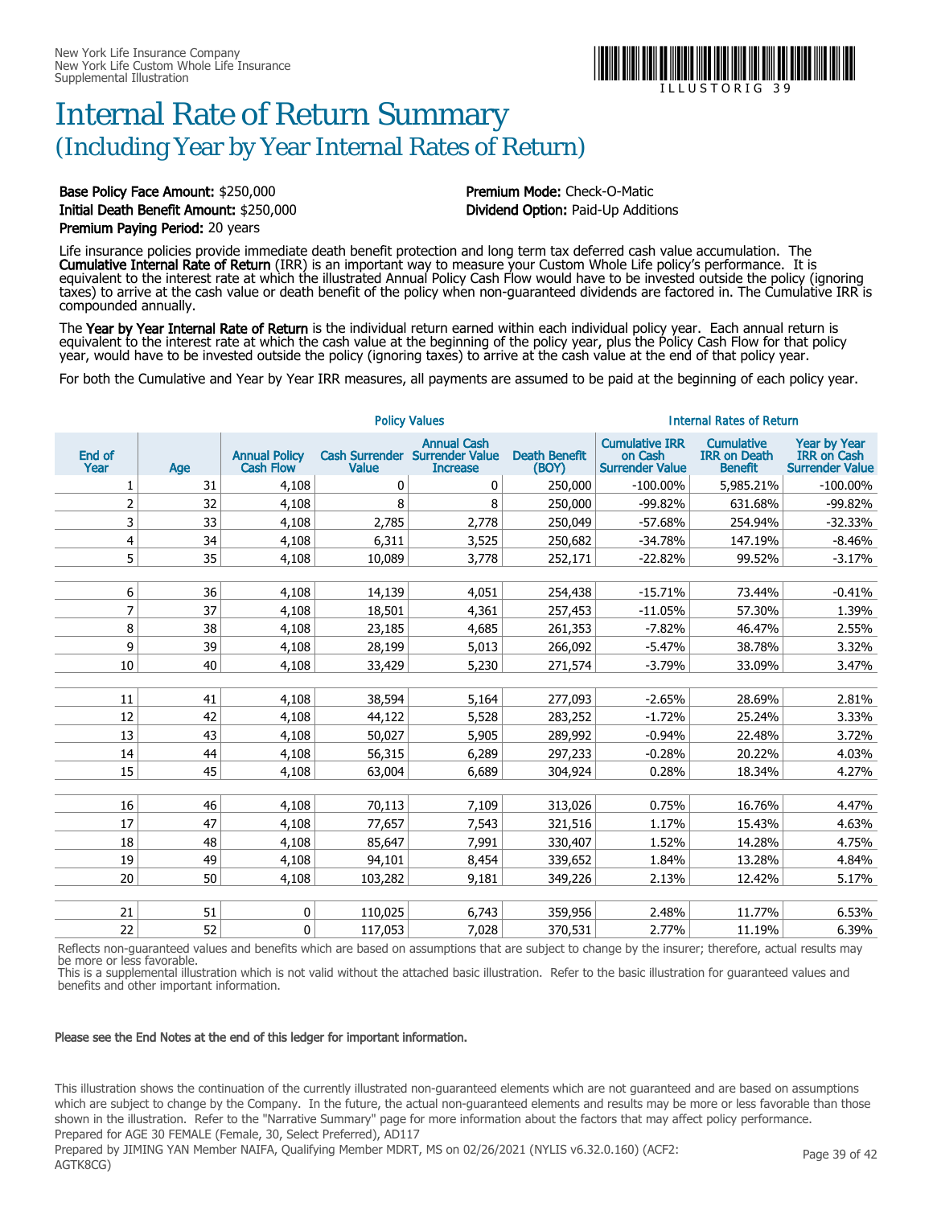# Internal Rate of Return Summary

## (Including Year by Year Internal Rates of Return)

**Base Policy Face Amount:** $250,000
**Initial Death Benefit Amount:** $250,000
**Premium Paying Period:** 20 years

**Premium Mode:** Check-O-Matic
**Dividend Option:** Paid-Up Additions

Life insurance policies provide immediate death benefit protection and long term tax deferred cash value accumulation. The **Cumulative Internal Rate of Return** (IRR) is an important way to measure your Custom Whole Life policy's performance. It is equivalent to the interest rate at which the illustrated Annual Policy Cash Flow would have to be invested outside the policy (ignoring taxes) to arrive at the cash value or death benefit of the policy when non-guaranteed dividends are factored in. The Cumulative IRR is compounded annually.

The **Year by Year Internal Rate of Return** is the individual return earned within each individual policy year. Each annual return is equivalent to the interest rate at which the cash value at the beginning of the policy year, plus the Policy Cash Flow for that policy year, would have to be invested outside the policy (ignoring taxes) to arrive at the cash value at the end of that policy year.

For both the Cumulative and Year by Year IRR measures, all payments are assumed to be paid at the beginning of each policy year.

| | | Policy Values | | | | Internal Rates of Return | | |
|---|---|---|---|---|---|---|---|---|
| End of Year | Age | Annual Policy Cash Flow | Cash Surrender Value | Annual Cash Surrender Value Increase | Death Benefit (BOY) | Cumulative IRR on Cash Surrender Value | Cumulative IRR on Death Benefit | Year by Year IRR on Cash Surrender Value |
| 1 | 31 | 4,108 | 0 | 0 | 250,000 | -100.00% | 5,985.21% | -100.00% |
| 2 | 32 | 4,108 | 8 | 8 | 250,000 | -99.82% | 631.68% | -99.82% |
| 3 | 33 | 4,108 | 2,785 | 2,778 | 250,049 | -57.68% | 254.94% | -32.33% |
| 4 | 34 | 4,108 | 6,311 | 3,525 | 250,682 | -34.78% | 147.19% | -8.46% |
| 5 | 35 | 4,108 | 10,089 | 3,778 | 252,171 | -22.82% | 99.52% | -3.17% |
| 6 | 36 | 4,108 | 14,139 | 4,051 | 254,438 | -15.71% | 73.44% | -0.41% |
| 7 | 37 | 4,108 | 18,501 | 4,361 | 257,453 | -11.05% | 57.30% | 1.39% |
| 8 | 38 | 4,108 | 23,185 | 4,685 | 261,353 | -7.82% | 46.47% | 2.55% |
| 9 | 39 | 4,108 | 28,199 | 5,013 | 266,092 | -5.47% | 38.78% | 3.32% |
| 10 | 40 | 4,108 | 33,429 | 5,230 | 271,574 | -3.79% | 33.09% | 3.47% |
| 11 | 41 | 4,108 | 38,594 | 5,164 | 277,093 | -2.65% | 28.69% | 2.81% |
| 12 | 42 | 4,108 | 44,122 | 5,528 | 283,252 | -1.72% | 25.24% | 3.33% |
| 13 | 43 | 4,108 | 50,027 | 5,905 | 289,992 | -0.94% | 22.48% | 3.72% |
| 14 | 44 | 4,108 | 56,315 | 6,289 | 297,233 | -0.28% | 20.22% | 4.03% |
| 15 | 45 | 4,108 | 63,004 | 6,689 | 304,924 | 0.28% | 18.34% | 4.27% |
| 16 | 46 | 4,108 | 70,113 | 7,109 | 313,026 | 0.75% | 16.76% | 4.47% |
| 17 | 47 | 4,108 | 77,657 | 7,543 | 321,516 | 1.17% | 15.43% | 4.63% |
| 18 | 48 | 4,108 | 85,647 | 7,991 | 330,407 | 1.52% | 14.28% | 4.75% |
| 19 | 49 | 4,108 | 94,101 | 8,454 | 339,652 | 1.84% | 13.28% | 4.84% |
| 20 | 50 | 4,108 | 103,282 | 9,181 | 349,226 | 2.13% | 12.42% | 5.17% |
| 21 | 51 | 0 | 110,025 | 6,743 | 359,956 | 2.48% | 11.77% | 6.53% |
| 22 | 52 | 0 | 117,053 | 7,028 | 370,531 | 2.77% | 11.19% | 6.39% |

Reflects non-guaranteed values and benefits which are based on assumptions that are subject to change by the insurer; therefore, actual results may be more or less favorable.
This is a supplemental illustration which is not valid without the attached basic illustration. Refer to the basic illustration for guaranteed values and benefits and other important information.

**Please see the End Notes at the end of this ledger for important information.**

This illustration shows the continuation of the currently illustrated non-guaranteed elements which are not guaranteed and are based on assumptions which are subject to change by the Company. In the future, the actual non-guaranteed elements and results may be more or less favorable than those shown in the illustration. Refer to the "Narrative Summary" page for more information about the factors that may affect policy performance.
Prepared for AGE 30 FEMALE (Female, 30, Select Preferred), AD117
Prepared by JIMING YAN Member NAIFA, Qualifying Member MDRT, MS on 02/26/2021 (NYLIS v6.32.0.160) (ACF2: AGTK8CG)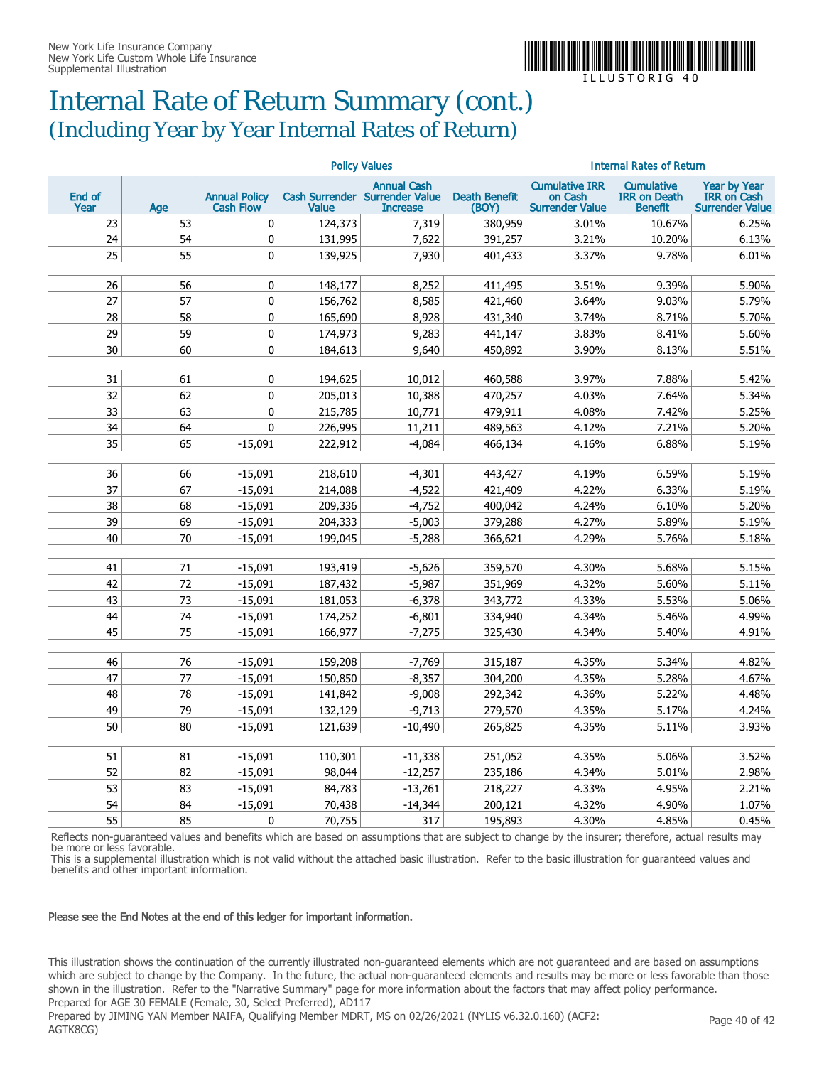New York Life Insurance Company
New York Life Custom Whole Life Insurance
Supplemental Illustration

ILLUSTORIG 40

# Internal Rate of Return Summary (cont.)
## (Including Year by Year Internal Rates of Return)

| | | Policy Values | | | | Internal Rates of Return | | |
|---|---|---|---|---|---|---|---|---|
| End of Year | Age | Annual Policy Cash Flow | Cash Surrender Value | Annual Cash Surrender Value Increase | Death Benefit (BOY) | Cumulative IRR on Cash Surrender Value | Cumulative IRR on Death Benefit | Year by Year IRR on Cash Surrender Value |
| 23 | 53 | 0 | 124,373 | 7,319 | 380,959 | 3.01% | 10.67% | 6.25% |
| 24 | 54 | 0 | 131,995 | 7,622 | 391,257 | 3.21% | 10.20% | 6.13% |
| 25 | 55 | 0 | 139,925 | 7,930 | 401,433 | 3.37% | 9.78% | 6.01% |
| 26 | 56 | 0 | 148,177 | 8,252 | 411,495 | 3.51% | 9.39% | 5.90% |
| 27 | 57 | 0 | 156,762 | 8,585 | 421,460 | 3.64% | 9.03% | 5.79% |
| 28 | 58 | 0 | 165,690 | 8,928 | 431,340 | 3.74% | 8.71% | 5.70% |
| 29 | 59 | 0 | 174,973 | 9,283 | 441,147 | 3.83% | 8.41% | 5.60% |
| 30 | 60 | 0 | 184,613 | 9,640 | 450,892 | 3.90% | 8.13% | 5.51% |
| 31 | 61 | 0 | 194,625 | 10,012 | 460,588 | 3.97% | 7.88% | 5.42% |
| 32 | 62 | 0 | 205,013 | 10,388 | 470,257 | 4.03% | 7.64% | 5.34% |
| 33 | 63 | 0 | 215,785 | 10,771 | 479,911 | 4.08% | 7.42% | 5.25% |
| 34 | 64 | 0 | 226,995 | 11,211 | 489,563 | 4.12% | 7.21% | 5.20% |
| 35 | 65 | -15,091 | 222,912 | -4,084 | 466,134 | 4.16% | 6.88% | 5.19% |
| 36 | 66 | -15,091 | 218,610 | -4,301 | 443,427 | 4.19% | 6.59% | 5.19% |
| 37 | 67 | -15,091 | 214,088 | -4,522 | 421,409 | 4.22% | 6.33% | 5.19% |
| 38 | 68 | -15,091 | 209,336 | -4,752 | 400,042 | 4.24% | 6.10% | 5.20% |
| 39 | 69 | -15,091 | 204,333 | -5,003 | 379,288 | 4.27% | 5.89% | 5.19% |
| 40 | 70 | -15,091 | 199,045 | -5,288 | 366,621 | 4.29% | 5.76% | 5.18% |
| 41 | 71 | -15,091 | 193,419 | -5,626 | 359,570 | 4.30% | 5.68% | 5.15% |
| 42 | 72 | -15,091 | 187,432 | -5,987 | 351,969 | 4.32% | 5.60% | 5.11% |
| 43 | 73 | -15,091 | 181,053 | -6,378 | 343,772 | 4.33% | 5.53% | 5.06% |
| 44 | 74 | -15,091 | 174,252 | -6,801 | 334,940 | 4.34% | 5.46% | 4.99% |
| 45 | 75 | -15,091 | 166,977 | -7,275 | 325,430 | 4.34% | 5.40% | 4.91% |
| 46 | 76 | -15,091 | 159,208 | -7,769 | 315,187 | 4.35% | 5.34% | 4.82% |
| 47 | 77 | -15,091 | 150,850 | -8,357 | 304,200 | 4.35% | 5.28% | 4.67% |
| 48 | 78 | -15,091 | 141,842 | -9,008 | 292,342 | 4.36% | 5.22% | 4.48% |
| 49 | 79 | -15,091 | 132,129 | -9,713 | 279,570 | 4.35% | 5.17% | 4.24% |
| 50 | 80 | -15,091 | 121,639 | -10,490 | 265,825 | 4.35% | 5.11% | 3.93% |
| 51 | 81 | -15,091 | 110,301 | -11,338 | 251,052 | 4.35% | 5.06% | 3.52% |
| 52 | 82 | -15,091 | 98,044 | -12,257 | 235,186 | 4.34% | 5.01% | 2.98% |
| 53 | 83 | -15,091 | 84,783 | -13,261 | 218,227 | 4.33% | 4.95% | 2.21% |
| 54 | 84 | -15,091 | 70,438 | -14,344 | 200,121 | 4.32% | 4.90% | 1.07% |
| 55 | 85 | 0 | 70,755 | 317 | 195,893 | 4.30% | 4.85% | 0.45% |

Reflects non-guaranteed values and benefits which are based on assumptions that are subject to change by the insurer; therefore, actual results may be more or less favorable.
This is a supplemental illustration which is not valid without the attached basic illustration. Refer to the basic illustration for guaranteed values and benefits and other important information.

**Please see the End Notes at the end of this ledger for important information.**

This illustration shows the continuation of the currently illustrated non-guaranteed elements which are not guaranteed and are based on assumptions which are subject to change by the Company. In the future, the actual non-guaranteed elements and results may be more or less favorable than those shown in the illustration. Refer to the "Narrative Summary" page for more information about the factors that may affect policy performance.
Prepared for AGE 30 FEMALE (Female, 30, Select Preferred), AD117
Prepared by JIMING YAN Member NAIFA, Qualifying Member MDRT, MS on 02/26/2021 (NYLIS v6.32.0.160) (ACF2: AGTK8CG)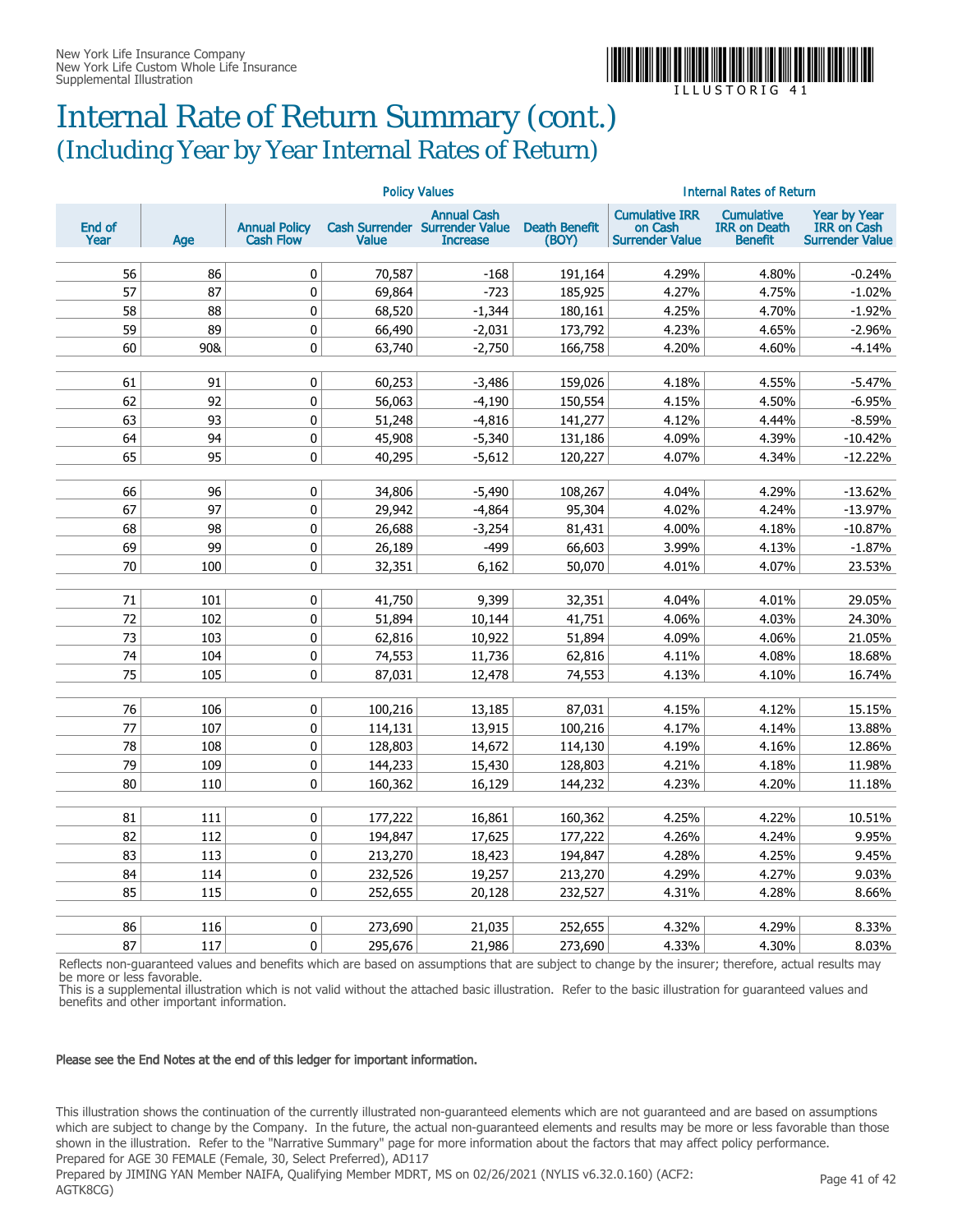# Internal Rate of Return Summary (cont.)

## (Including Year by Year Internal Rates of Return)

| | | Policy Values | | | | Internal Rates of Return | | |
|---|---|---|---|---|---|---|---|---|
| End of Year | Age | Annual Policy Cash Flow | Cash Surrender Value | Annual Cash Surrender Value Increase | Death Benefit (BOY) | Cumulative IRR on Cash Surrender Value | Cumulative IRR on Death Benefit | Year by Year IRR on Cash Surrender Value |
| 56 | 86 | 0 | 70,587 | -168 | 191,164 | 4.29% | 4.80% | -0.24% |
| 57 | 87 | 0 | 69,864 | -723 | 185,925 | 4.27% | 4.75% | -1.02% |
| 58 | 88 | 0 | 68,520 | -1,344 | 180,161 | 4.25% | 4.70% | -1.92% |
| 59 | 89 | 0 | 66,490 | -2,031 | 173,792 | 4.23% | 4.65% | -2.96% |
| 60 | 90& | 0 | 63,740 | -2,750 | 166,758 | 4.20% | 4.60% | -4.14% |
| 61 | 91 | 0 | 60,253 | -3,486 | 159,026 | 4.18% | 4.55% | -5.47% |
| 62 | 92 | 0 | 56,063 | -4,190 | 150,554 | 4.15% | 4.50% | -6.95% |
| 63 | 93 | 0 | 51,248 | -4,816 | 141,277 | 4.12% | 4.44% | -8.59% |
| 64 | 94 | 0 | 45,908 | -5,340 | 131,186 | 4.09% | 4.39% | -10.42% |
| 65 | 95 | 0 | 40,295 | -5,612 | 120,227 | 4.07% | 4.34% | -12.22% |
| 66 | 96 | 0 | 34,806 | -5,490 | 108,267 | 4.04% | 4.29% | -13.62% |
| 67 | 97 | 0 | 29,942 | -4,864 | 95,304 | 4.02% | 4.24% | -13.97% |
| 68 | 98 | 0 | 26,688 | -3,254 | 81,431 | 4.00% | 4.18% | -10.87% |
| 69 | 99 | 0 | 26,189 | -499 | 66,603 | 3.99% | 4.13% | -1.87% |
| 70 | 100 | 0 | 32,351 | 6,162 | 50,070 | 4.01% | 4.07% | 23.53% |
| 71 | 101 | 0 | 41,750 | 9,399 | 32,351 | 4.04% | 4.01% | 29.05% |
| 72 | 102 | 0 | 51,894 | 10,144 | 41,751 | 4.06% | 4.03% | 24.30% |
| 73 | 103 | 0 | 62,816 | 10,922 | 51,894 | 4.09% | 4.06% | 21.05% |
| 74 | 104 | 0 | 74,553 | 11,736 | 62,816 | 4.11% | 4.08% | 18.68% |
| 75 | 105 | 0 | 87,031 | 12,478 | 74,553 | 4.13% | 4.10% | 16.74% |
| 76 | 106 | 0 | 100,216 | 13,185 | 87,031 | 4.15% | 4.12% | 15.15% |
| 77 | 107 | 0 | 114,131 | 13,915 | 100,216 | 4.17% | 4.14% | 13.88% |
| 78 | 108 | 0 | 128,803 | 14,672 | 114,130 | 4.19% | 4.16% | 12.86% |
| 79 | 109 | 0 | 144,233 | 15,430 | 128,803 | 4.21% | 4.18% | 11.98% |
| 80 | 110 | 0 | 160,362 | 16,129 | 144,232 | 4.23% | 4.20% | 11.18% |
| 81 | 111 | 0 | 177,222 | 16,861 | 160,362 | 4.25% | 4.22% | 10.51% |
| 82 | 112 | 0 | 194,847 | 17,625 | 177,222 | 4.26% | 4.24% | 9.95% |
| 83 | 113 | 0 | 213,270 | 18,423 | 194,847 | 4.28% | 4.25% | 9.45% |
| 84 | 114 | 0 | 232,526 | 19,257 | 213,270 | 4.29% | 4.27% | 9.03% |
| 85 | 115 | 0 | 252,655 | 20,128 | 232,527 | 4.31% | 4.28% | 8.66% |
| 86 | 116 | 0 | 273,690 | 21,035 | 252,655 | 4.32% | 4.29% | 8.33% |
| 87 | 117 | 0 | 295,676 | 21,986 | 273,690 | 4.33% | 4.30% | 8.03% |

Reflects non-guaranteed values and benefits which are based on assumptions that are subject to change by the insurer; therefore, actual results may be more or less favorable.
This is a supplemental illustration which is not valid without the attached basic illustration. Refer to the basic illustration for guaranteed values and benefits and other important information.

**Please see the End Notes at the end of this ledger for important information.**

This illustration shows the continuation of the currently illustrated non-guaranteed elements which are not guaranteed and are based on assumptions which are subject to change by the Company. In the future, the actual non-guaranteed elements and results may be more or less favorable than those shown in the illustration. Refer to the "Narrative Summary" page for more information about the factors that may affect policy performance.
Prepared for AGE 30 FEMALE (Female, 30, Select Preferred), AD117
Prepared by JIMING YAN Member NAIFA, Qualifying Member MDRT, MS on 02/26/2021 (NYLIS v6.32.0.160) (ACF2: AGTK8CG)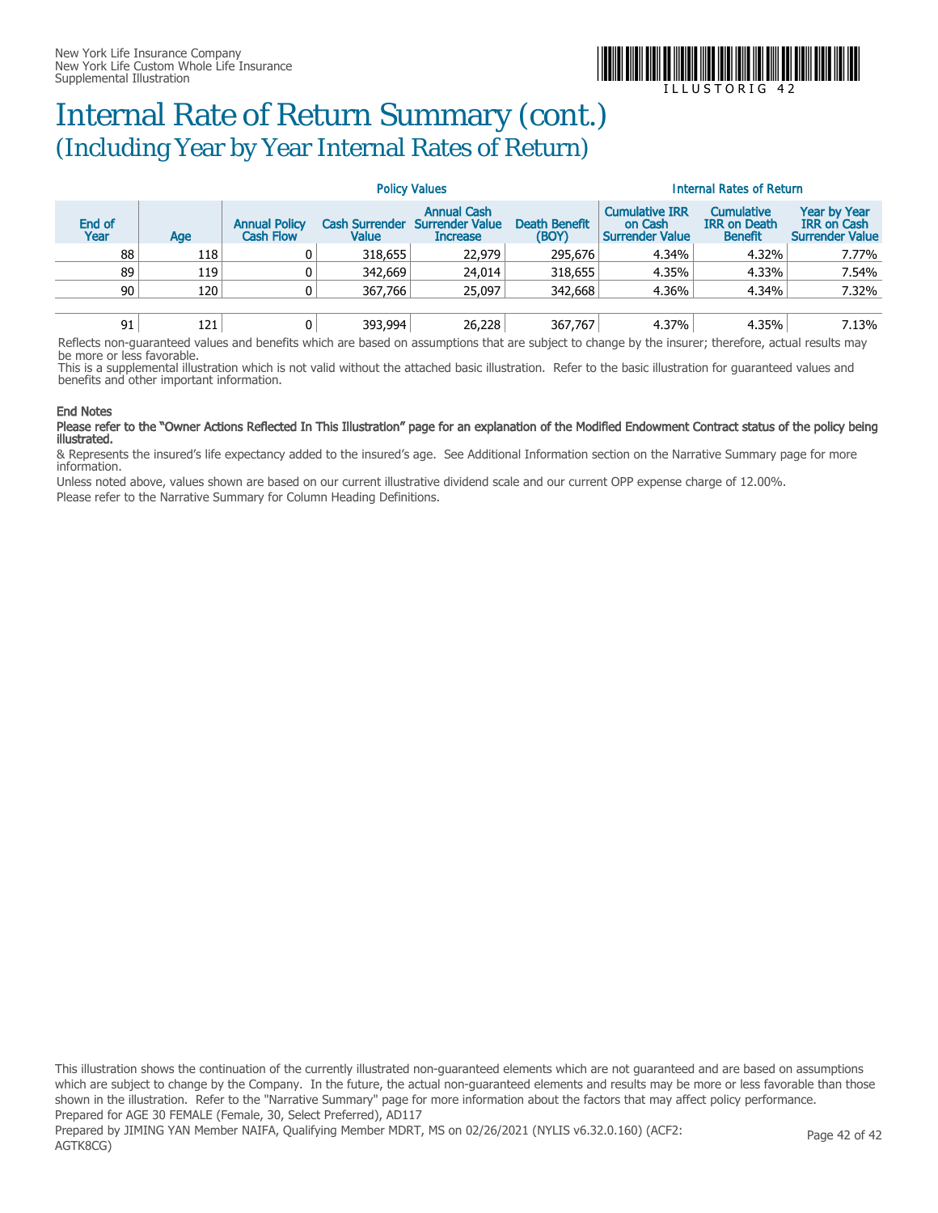# Internal Rate of Return Summary (cont.)
## (Including Year by Year Internal Rates of Return)

| | | Policy Values | | | | Internal Rates of Return | | |
|---|---|---|---|---|---|---|---|---|
| End of Year | Age | Annual Policy Cash Flow | Cash Surrender Value | Annual Cash Surrender Value Increase | Death Benefit (BOY) | Cumulative IRR on Cash Surrender Value | Cumulative IRR on Death Benefit | Year by Year IRR on Cash Surrender Value |
| 88 | 118 | 0 | 318,655 | 22,979 | 295,676 | 4.34% | 4.32% | 7.77% |
| 89 | 119 | 0 | 342,669 | 24,014 | 318,655 | 4.35% | 4.33% | 7.54% |
| 90 | 120 | 0 | 367,766 | 25,097 | 342,668 | 4.36% | 4.34% | 7.32% |
| 91 | 121 | 0 | 393,994 | 26,228 | 367,767 | 4.37% | 4.35% | 7.13% |

Reflects non-guaranteed values and benefits which are based on assumptions that are subject to change by the insurer; therefore, actual results may be more or less favorable.
This is a supplemental illustration which is not valid without the attached basic illustration. Refer to the basic illustration for guaranteed values and benefits and other important information.

**End Notes**

**Please refer to the "Owner Actions Reflected In This Illustration" page for an explanation of the Modified Endowment Contract status of the policy being illustrated.**

& Represents the insured's life expectancy added to the insured's age. See Additional Information section on the Narrative Summary page for more information.

Unless noted above, values shown are based on our current illustrative dividend scale and our current OPP expense charge of 12.00%.

Please refer to the Narrative Summary for Column Heading Definitions.

This illustration shows the continuation of the currently illustrated non-guaranteed elements which are not guaranteed and are based on assumptions which are subject to change by the Company. In the future, the actual non-guaranteed elements and results may be more or less favorable than those shown in the illustration. Refer to the "Narrative Summary" page for more information about the factors that may affect policy performance.
Prepared for AGE 30 FEMALE (Female, 30, Select Preferred), AD117
Prepared by JIMING YAN Member NAIFA, Qualifying Member MDRT, MS on 02/26/2021 (NYLIS v6.32.0.160) (ACF2: AGTK8CG)